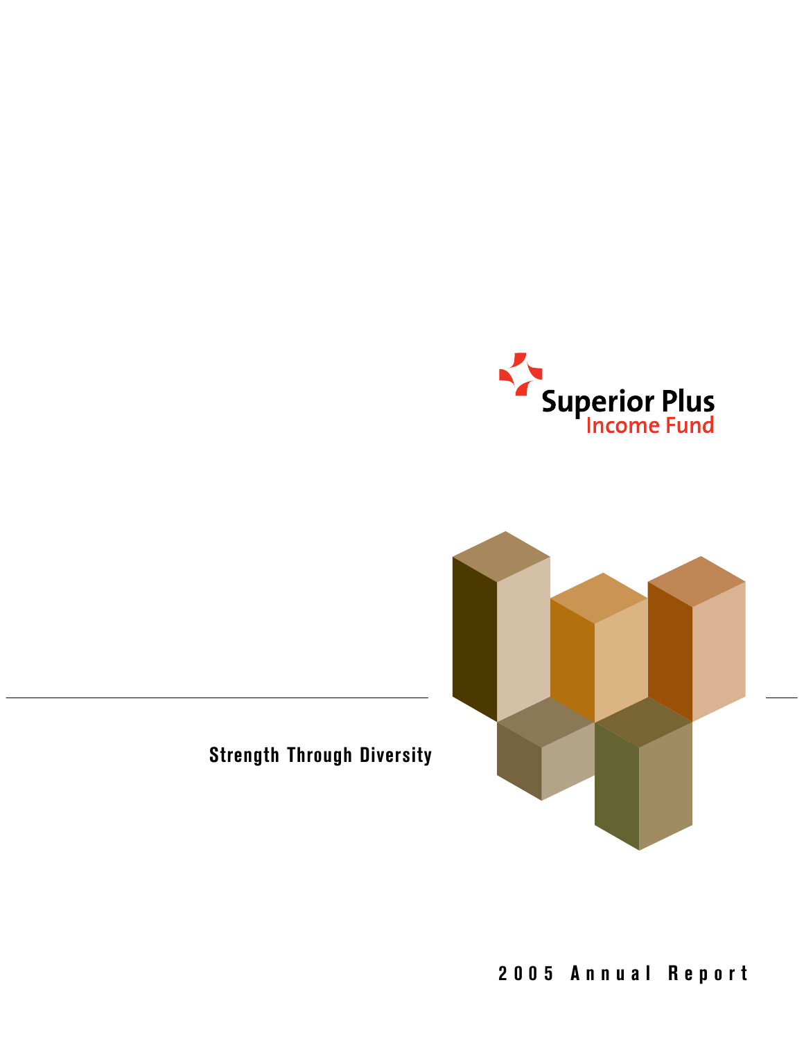Superior Plus
Income Fund

**Strength Through Diversity**

# 2005 Annual Report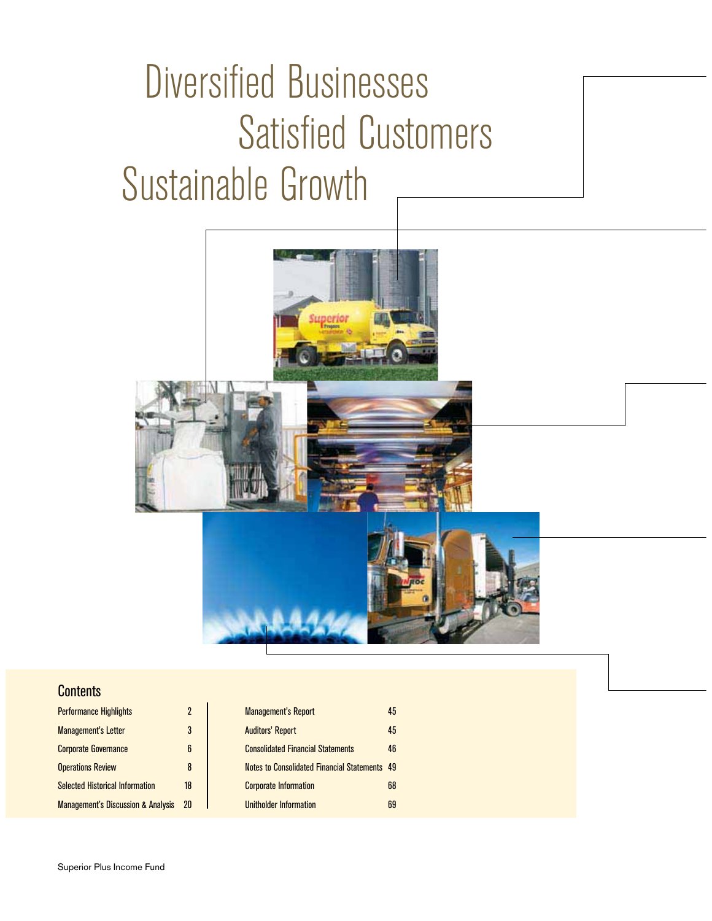# Diversified Businesses
# Satisfied Customers
# Sustainable Growth

## Contents

| | |
|---|---|
| Performance Highlights | 2 |
| Management's Letter | 3 |
| Corporate Governance | 6 |
| Operations Review | 8 |
| Selected Historical Information | 18 |
| Management's Discussion & Analysis | 20 |
| Management's Report | 45 |
| Auditors' Report | 45 |
| Consolidated Financial Statements | 46 |
| Notes to Consolidated Financial Statements | 49 |
| Corporate Information | 68 |
| Unitholder Information | 69 |

Superior Plus Income Fund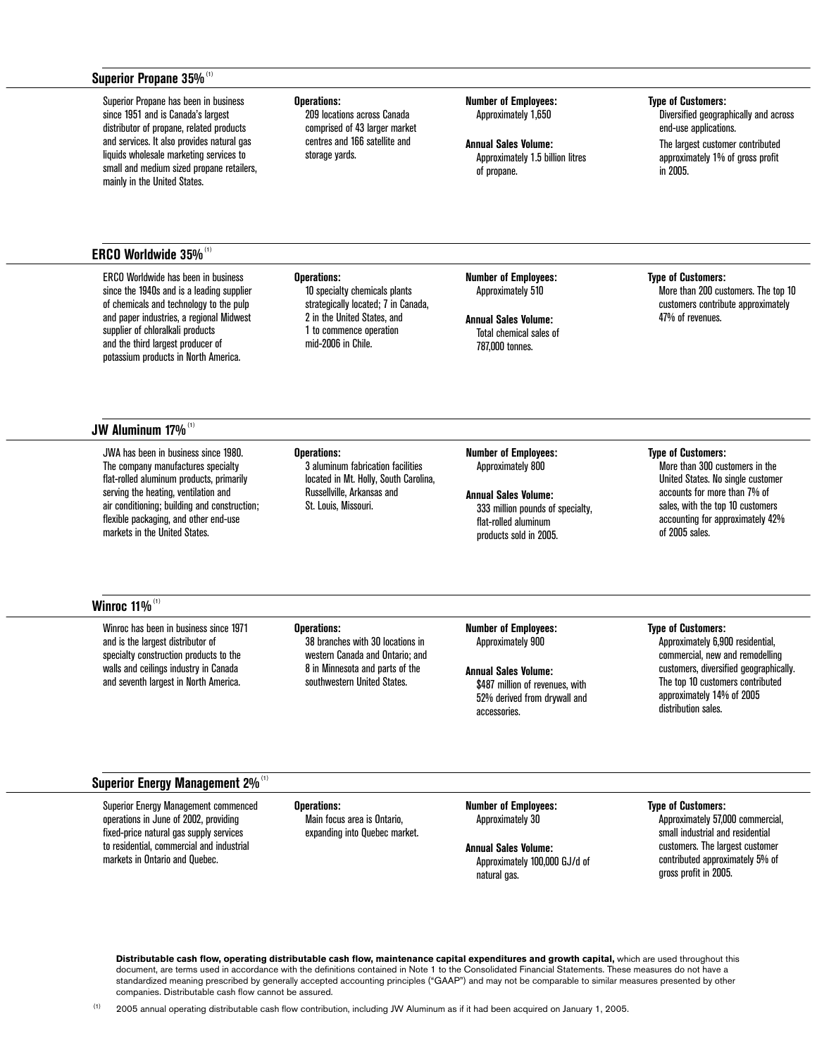## Superior Propane 35%[1]

Superior Propane has been in business since 1951 and is Canada's largest distributor of propane, related products and services. It also provides natural gas liquids wholesale marketing services to small and medium sized propane retailers, mainly in the United States.

**Operations:**
209 locations across Canada comprised of 43 larger market centres and 166 satellite and storage yards.

**Number of Employees:**
Approximately 1,650

**Annual Sales Volume:**
Approximately 1.5 billion litres of propane.

**Type of Customers:**
Diversified geographically and across end-use applications.

The largest customer contributed approximately 1% of gross profit in 2005.

## ERCO Worldwide 35%[1]

ERCO Worldwide has been in business since the 1940s and is a leading supplier of chemicals and technology to the pulp and paper industries, a regional Midwest supplier of chloralkali products and the third largest producer of potassium products in North America.

**Operations:**
10 specialty chemicals plants strategically located; 7 in Canada, 2 in the United States, and 1 to commence operation mid-2006 in Chile.

**Number of Employees:**
Approximately 510

**Annual Sales Volume:**
Total chemical sales of 787,000 tonnes.

**Type of Customers:**
More than 200 customers. The top 10 customers contribute approximately 47% of revenues.

## JW Aluminum 17%[1]

JWA has been in business since 1980. The company manufactures specialty flat-rolled aluminum products, primarily serving the heating, ventilation and air conditioning; building and construction; flexible packaging, and other end-use markets in the United States.

**Operations:**
3 aluminum fabrication facilities located in Mt. Holly, South Carolina, Russellville, Arkansas and St. Louis, Missouri.

**Number of Employees:**
Approximately 800

**Annual Sales Volume:**
333 million pounds of specialty, flat-rolled aluminum products sold in 2005.

**Type of Customers:**
More than 300 customers in the United States. No single customer accounts for more than 7% of sales, with the top 10 customers accounting for approximately 42% of 2005 sales.

## Winroc 11%[1]

Winroc has been in business since 1971 and is the largest distributor of specialty construction products to the walls and ceilings industry in Canada and seventh largest in North America.

**Operations:**
38 branches with 30 locations in western Canada and Ontario; and 8 in Minnesota and parts of the southwestern United States.

**Number of Employees:**
Approximately 900

**Annual Sales Volume:**
$487 million of revenues, with 52% derived from drywall and accessories.

**Type of Customers:**
Approximately 6,900 residential, commercial, new and remodelling customers, diversified geographically. The top 10 customers contributed approximately 14% of 2005 distribution sales.

## Superior Energy Management 2%[1]

Superior Energy Management commenced operations in June of 2002, providing fixed-price natural gas supply services to residential, commercial and industrial markets in Ontario and Quebec.

**Operations:**
Main focus area is Ontario, expanding into Quebec market.

**Number of Employees:**
Approximately 30

**Annual Sales Volume:**
Approximately 100,000 GJ/d of natural gas.

**Type of Customers:**
Approximately 57,000 commercial, small industrial and residential customers. The largest customer contributed approximately 5% of gross profit in 2005.

**Distributable cash flow, operating distributable cash flow, maintenance capital expenditures and growth capital,** which are used throughout this document, are terms used in accordance with the definitions contained in Note 1 to the Consolidated Financial Statements. These measures do not have a standardized meaning prescribed by generally accepted accounting principles ("GAAP") and may not be comparable to similar measures presented by other companies. Distributable cash flow cannot be assured.

[1] 2005 annual operating distributable cash flow contribution, including JW Aluminum as if it had been acquired on January 1, 2005.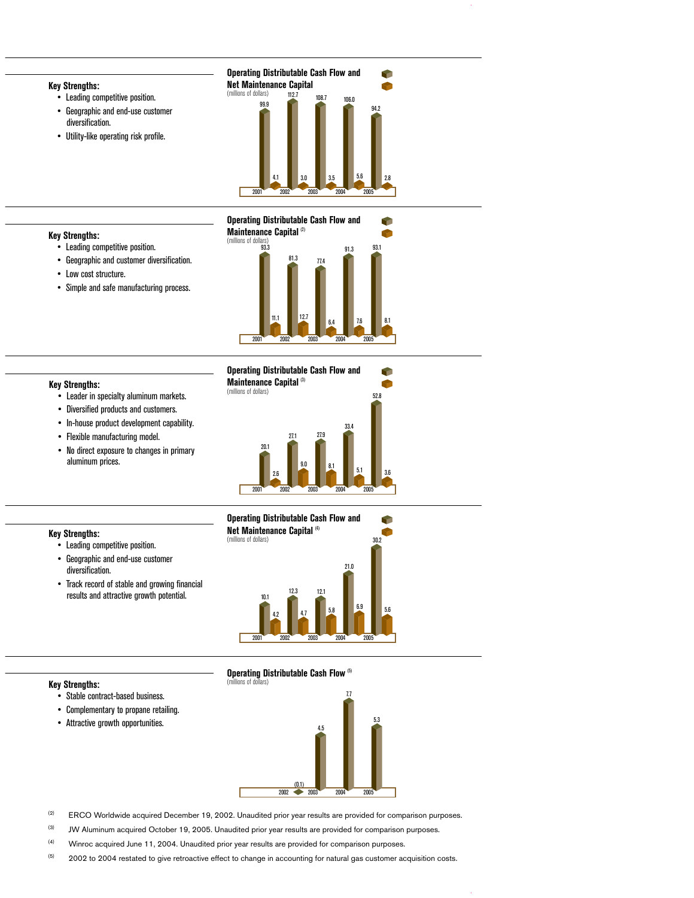**Key Strengths:**

- Leading competitive position.
- Geographic and end-use customer diversification.
- Utility-like operating risk profile.

**Operating Distributable Cash Flow and Net Maintenance Capital**
(millions of dollars)

| | 2001 | 2002 | 2003 | 2004 | 2005 |
|---|---|---|---|---|---|
| Operating Distributable Cash Flow | 99.9 | 112.7 | 108.7 | 106.0 | 94.2 |
| Net Maintenance Capital | 4.1 | 3.0 | 3.5 | 5.6 | 2.8 |

**Key Strengths:**

- Leading competitive position.
- Geographic and customer diversification.
- Low cost structure.
- Simple and safe manufacturing process.

**Operating Distributable Cash Flow and Maintenance Capital** [(2)]
(millions of dollars)

| | 2001 | 2002 | 2003 | 2004 | 2005 |
|---|---|---|---|---|---|
| Operating Distributable Cash Flow | 93.3 | 81.3 | 77.4 | 91.3 | 93.1 |
| Maintenance Capital | 11.1 | 12.7 | 6.4 | 7.6 | 8.1 |

**Key Strengths:**

- Leader in specialty aluminum markets.
- Diversified products and customers.
- In-house product development capability.
- Flexible manufacturing model.
- No direct exposure to changes in primary aluminum prices.

**Operating Distributable Cash Flow and Maintenance Capital** [(3)]
(millions of dollars)

| | 2001 | 2002 | 2003 | 2004 | 2005 |
|---|---|---|---|---|---|
| Operating Distributable Cash Flow | 20.1 | 27.1 | 27.9 | 33.4 | 52.8 |
| Maintenance Capital | 2.6 | 9.0 | 8.1 | 5.1 | 3.6 |

**Key Strengths:**

- Leading competitive position.
- Geographic and end-use customer diversification.
- Track record of stable and growing financial results and attractive growth potential.

**Operating Distributable Cash Flow and Net Maintenance Capital** [(4)]
(millions of dollars)

| | 2001 | 2002 | 2003 | 2004 | 2005 |
|---|---|---|---|---|---|
| Operating Distributable Cash Flow | 10.1 | 12.3 | 12.1 | 21.0 | 30.2 |
| Net Maintenance Capital | 4.2 | 4.7 | 5.8 | 6.9 | 5.6 |

**Key Strengths:**

- Stable contract-based business.
- Complementary to propane retailing.
- Attractive growth opportunities.

**Operating Distributable Cash Flow** [(5)]
(millions of dollars)

| | 2002 | 2003 | 2004 | 2005 |
|---|---|---|---|---|
| Operating Distributable Cash Flow | (0.1) | 4.5 | 7.7 | 5.3 |

(2) ERCO Worldwide acquired December 19, 2002. Unaudited prior year results are provided for comparison purposes.

(3) JW Aluminum acquired October 19, 2005. Unaudited prior year results are provided for comparison purposes.

(4) Winroc acquired June 11, 2004. Unaudited prior year results are provided for comparison purposes.

(5) 2002 to 2004 restated to give retroactive effect to change in accounting for natural gas customer acquisition costs.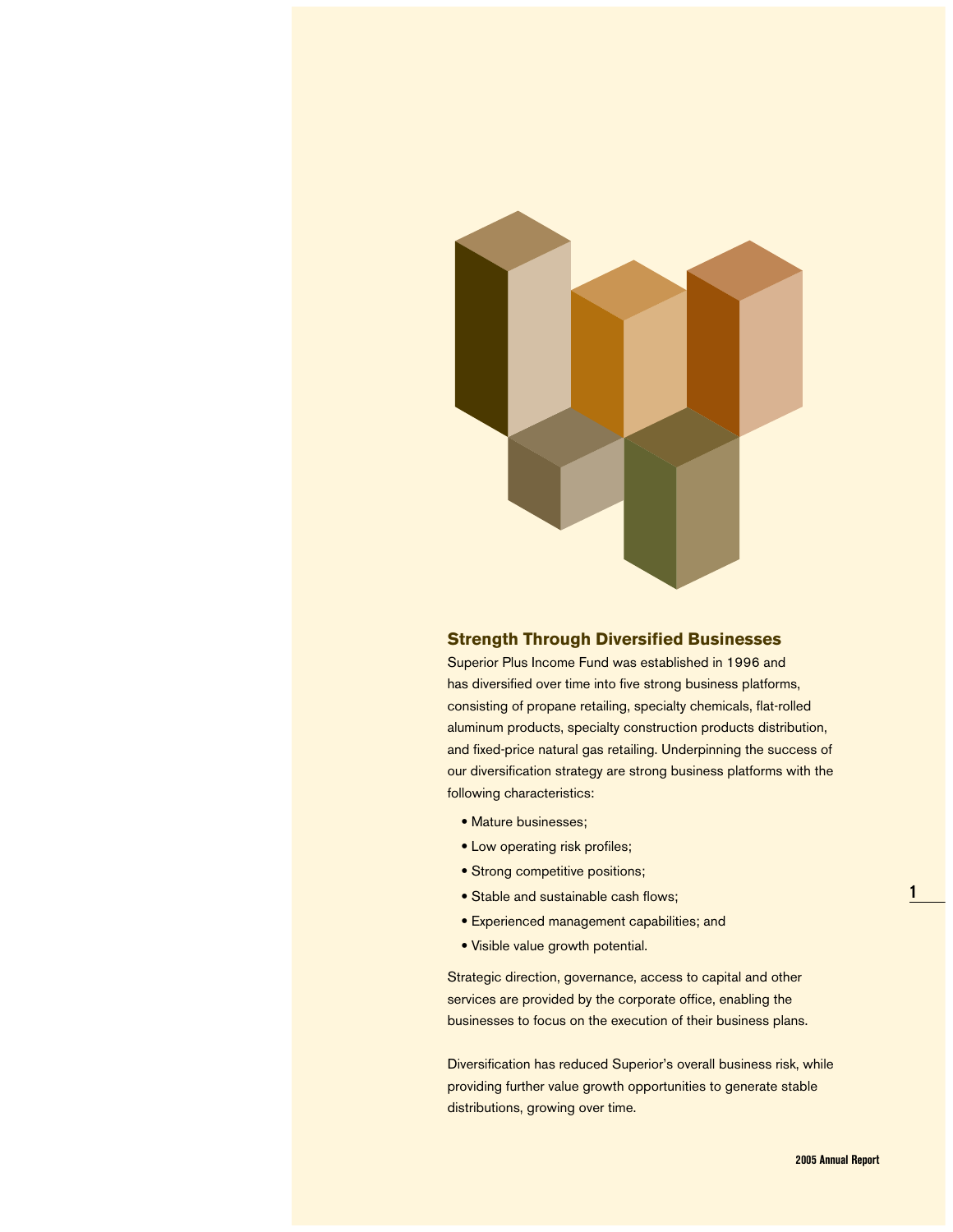## Strength Through Diversified Businesses

Superior Plus Income Fund was established in 1996 and has diversified over time into five strong business platforms, consisting of propane retailing, specialty chemicals, flat-rolled aluminum products, specialty construction products distribution, and fixed-price natural gas retailing. Underpinning the success of our diversification strategy are strong business platforms with the following characteristics:

- Mature businesses;
- Low operating risk profiles;
- Strong competitive positions;
- Stable and sustainable cash flows;
- Experienced management capabilities; and
- Visible value growth potential.

Strategic direction, governance, access to capital and other services are provided by the corporate office, enabling the businesses to focus on the execution of their business plans.

Diversification has reduced Superior's overall business risk, while providing further value growth opportunities to generate stable distributions, growing over time.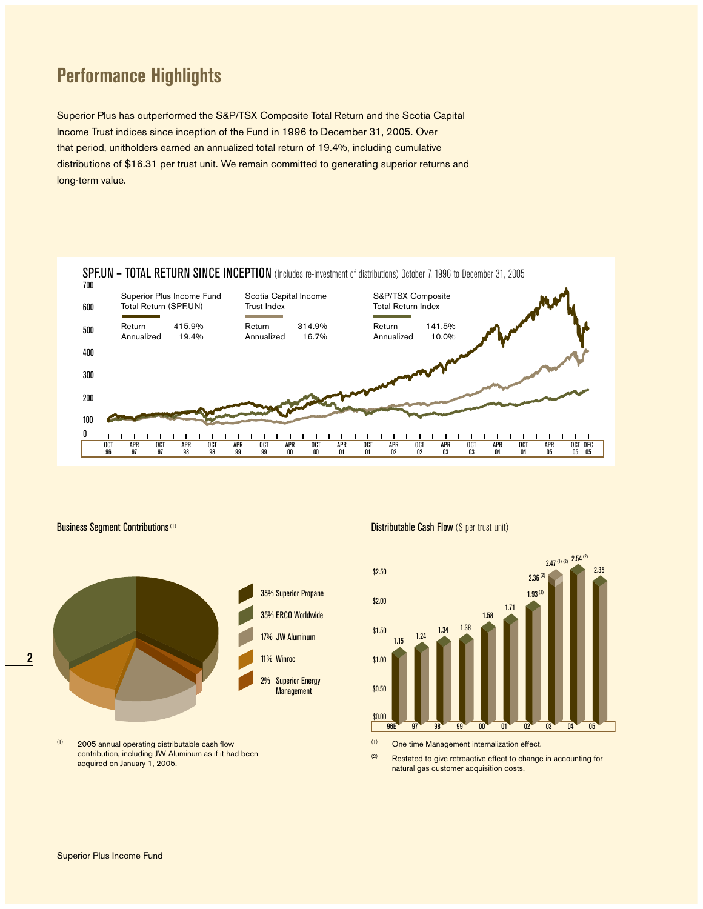# Performance Highlights

Superior Plus has outperformed the S&P/TSX Composite Total Return and the Scotia Capital Income Trust indices since inception of the Fund in 1996 to December 31, 2005. Over that period, unitholders earned an annualized total return of 19.4%, including cumulative distributions of $16.31 per trust unit. We remain committed to generating superior returns and long-term value.

**SPF.UN – TOTAL RETURN SINCE INCEPTION** (Includes re-investment of distributions) October 7, 1996 to December 31, 2005

| | Superior Plus Income Fund Total Return (SPF.UN) | Scotia Capital Income Trust Index | S&P/TSX Composite Total Return Index |
|---|---|---|---|
| Return | 415.9% | 314.9% | 141.5% |
| Annualized | 19.4% | 16.7% | 10.0% |

**Business Segment Contributions** [1]

- 35% Superior Propane
- 35% ERCO Worldwide
- 17% JW Aluminum
- 11% Winroc
- 2% Superior Energy Management

[1] 2005 annual operating distributable cash flow contribution, including JW Aluminum as if it had been acquired on January 1, 2005.

**Distributable Cash Flow** ($ per trust unit)

| Year | $ per trust unit |
|---|---|
| 96E | 1.15 |
| 97 | 1.24 |
| 98 | 1.34 |
| 99 | 1.38 |
| 00 | 1.58 |
| 01 | 1.71 |
| 02 | 1.93 [2] |
| 03 | 2.36 [2] / 2.47 [1] [2] |
| 04 | 2.54 [2] |
| 05 | 2.35 |

[1] One time Management internalization effect.

[2] Restated to give retroactive effect to change in accounting for natural gas customer acquisition costs.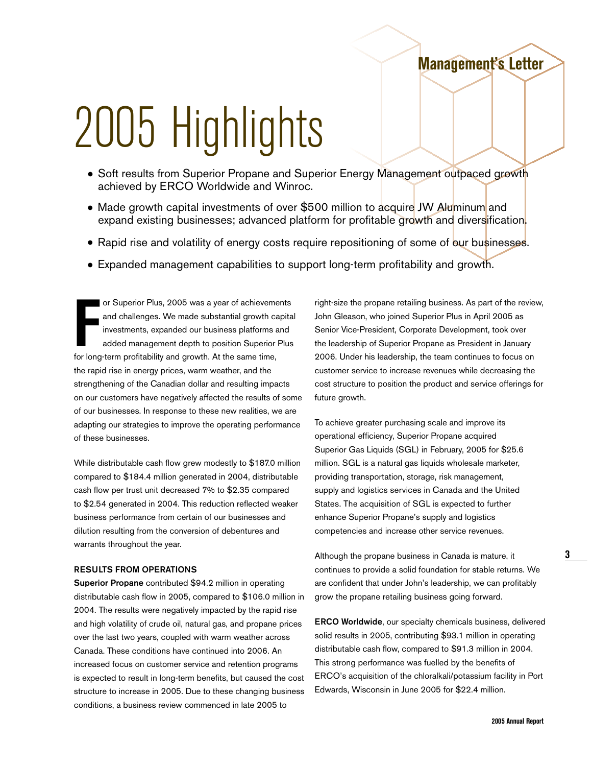# Management's Letter

# 2005 Highlights

- Soft results from Superior Propane and Superior Energy Management outpaced growth achieved by ERCO Worldwide and Winroc.
- Made growth capital investments of over $500 million to acquire JW Aluminum and expand existing businesses; advanced platform for profitable growth and diversification.
- Rapid rise and volatility of energy costs require repositioning of some of our businesses.
- Expanded management capabilities to support long-term profitability and growth.

For Superior Plus, 2005 was a year of achievements and challenges. We made substantial growth capital investments, expanded our business platforms and added management depth to position Superior Plus for long-term profitability and growth. At the same time, the rapid rise in energy prices, warm weather, and the strengthening of the Canadian dollar and resulting impacts on our customers have negatively affected the results of some of our businesses. In response to these new realities, we are adapting our strategies to improve the operating performance of these businesses.

While distributable cash flow grew modestly to $187.0 million compared to $184.4 million generated in 2004, distributable cash flow per trust unit decreased 7% to $2.35 compared to $2.54 generated in 2004. This reduction reflected weaker business performance from certain of our businesses and dilution resulting from the conversion of debentures and warrants throughout the year.

**RESULTS FROM OPERATIONS**

**Superior Propane** contributed $94.2 million in operating distributable cash flow in 2005, compared to $106.0 million in 2004. The results were negatively impacted by the rapid rise and high volatility of crude oil, natural gas, and propane prices over the last two years, coupled with warm weather across Canada. These conditions have continued into 2006. An increased focus on customer service and retention programs is expected to result in long-term benefits, but caused the cost structure to increase in 2005. Due to these changing business conditions, a business review commenced in late 2005 to right-size the propane retailing business. As part of the review, John Gleason, who joined Superior Plus in April 2005 as Senior Vice-President, Corporate Development, took over the leadership of Superior Propane as President in January 2006. Under his leadership, the team continues to focus on customer service to increase revenues while decreasing the cost structure to position the product and service offerings for future growth.

To achieve greater purchasing scale and improve its operational efficiency, Superior Propane acquired Superior Gas Liquids (SGL) in February, 2005 for $25.6 million. SGL is a natural gas liquids wholesale marketer, providing transportation, storage, risk management, supply and logistics services in Canada and the United States. The acquisition of SGL is expected to further enhance Superior Propane's supply and logistics competencies and increase other service revenues.

Although the propane business in Canada is mature, it continues to provide a solid foundation for stable returns. We are confident that under John's leadership, we can profitably grow the propane retailing business going forward.

**ERCO Worldwide**, our specialty chemicals business, delivered solid results in 2005, contributing $93.1 million in operating distributable cash flow, compared to $91.3 million in 2004. This strong performance was fuelled by the benefits of ERCO's acquisition of the chloralkali/potassium facility in Port Edwards, Wisconsin in June 2005 for $22.4 million.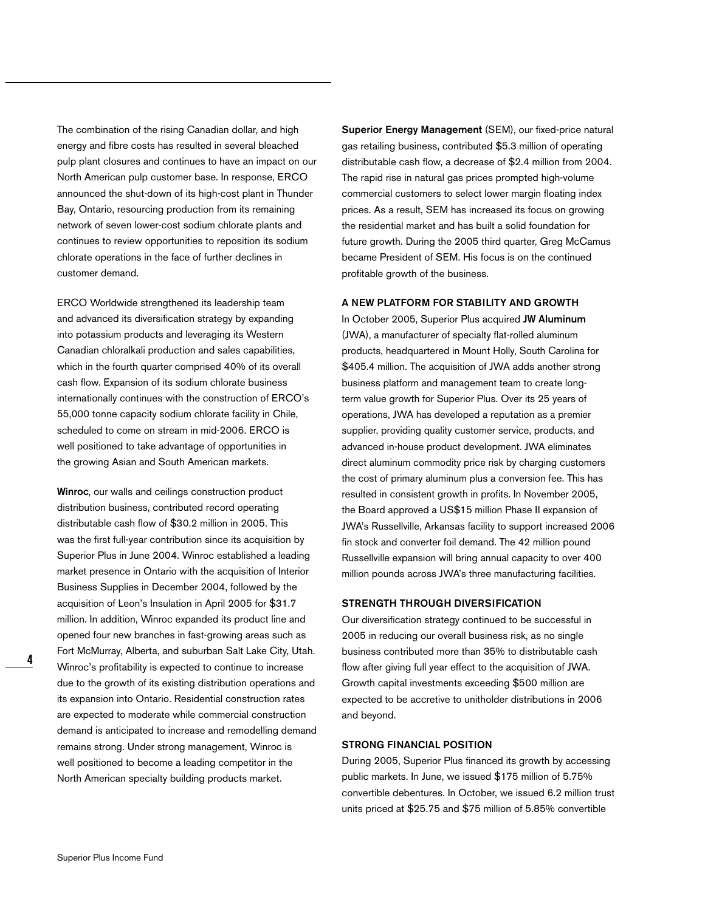The combination of the rising Canadian dollar, and high energy and fibre costs has resulted in several bleached pulp plant closures and continues to have an impact on our North American pulp customer base. In response, ERCO announced the shut-down of its high-cost plant in Thunder Bay, Ontario, resourcing production from its remaining network of seven lower-cost sodium chlorate plants and continues to review opportunities to reposition its sodium chlorate operations in the face of further declines in customer demand.

ERCO Worldwide strengthened its leadership team and advanced its diversification strategy by expanding into potassium products and leveraging its Western Canadian chloralkali production and sales capabilities, which in the fourth quarter comprised 40% of its overall cash flow. Expansion of its sodium chlorate business internationally continues with the construction of ERCO's 55,000 tonne capacity sodium chlorate facility in Chile, scheduled to come on stream in mid-2006. ERCO is well positioned to take advantage of opportunities in the growing Asian and South American markets.

**Winroc**, our walls and ceilings construction product distribution business, contributed record operating distributable cash flow of $30.2 million in 2005. This was the first full-year contribution since its acquisition by Superior Plus in June 2004. Winroc established a leading market presence in Ontario with the acquisition of Interior Business Supplies in December 2004, followed by the acquisition of Leon's Insulation in April 2005 for $31.7 million. In addition, Winroc expanded its product line and opened four new branches in fast-growing areas such as Fort McMurray, Alberta, and suburban Salt Lake City, Utah. Winroc's profitability is expected to continue to increase due to the growth of its existing distribution operations and its expansion into Ontario. Residential construction rates are expected to moderate while commercial construction demand is anticipated to increase and remodelling demand remains strong. Under strong management, Winroc is well positioned to become a leading competitor in the North American specialty building products market.

**Superior Energy Management** (SEM), our fixed-price natural gas retailing business, contributed $5.3 million of operating distributable cash flow, a decrease of $2.4 million from 2004. The rapid rise in natural gas prices prompted high-volume commercial customers to select lower margin floating index prices. As a result, SEM has increased its focus on growing the residential market and has built a solid foundation for future growth. During the 2005 third quarter, Greg McCamus became President of SEM. His focus is on the continued profitable growth of the business.

## A NEW PLATFORM FOR STABILITY AND GROWTH

In October 2005, Superior Plus acquired **JW Aluminum** (JWA), a manufacturer of specialty flat-rolled aluminum products, headquartered in Mount Holly, South Carolina for $405.4 million. The acquisition of JWA adds another strong business platform and management team to create long-term value growth for Superior Plus. Over its 25 years of operations, JWA has developed a reputation as a premier supplier, providing quality customer service, products, and advanced in-house product development. JWA eliminates direct aluminum commodity price risk by charging customers the cost of primary aluminum plus a conversion fee. This has resulted in consistent growth in profits. In November 2005, the Board approved a US$15 million Phase II expansion of JWA's Russellville, Arkansas facility to support increased 2006 fin stock and converter foil demand. The 42 million pound Russellville expansion will bring annual capacity to over 400 million pounds across JWA's three manufacturing facilities.

## STRENGTH THROUGH DIVERSIFICATION

Our diversification strategy continued to be successful in 2005 in reducing our overall business risk, as no single business contributed more than 35% to distributable cash flow after giving full year effect to the acquisition of JWA. Growth capital investments exceeding $500 million are expected to be accretive to unitholder distributions in 2006 and beyond.

## STRONG FINANCIAL POSITION

During 2005, Superior Plus financed its growth by accessing public markets. In June, we issued $175 million of 5.75% convertible debentures. In October, we issued 6.2 million trust units priced at $25.75 and $75 million of 5.85% convertible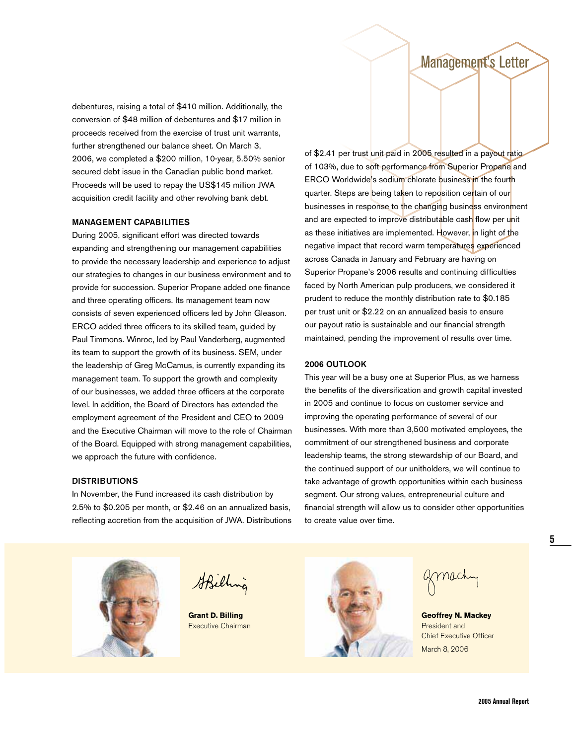debentures, raising a total of $410 million. Additionally, the conversion of $48 million of debentures and $17 million in proceeds received from the exercise of trust unit warrants, further strengthened our balance sheet. On March 3, 2006, we completed a $200 million, 10-year, 5.50% senior secured debt issue in the Canadian public bond market. Proceeds will be used to repay the US$145 million JWA acquisition credit facility and other revolving bank debt.

### MANAGEMENT CAPABILITIES

During 2005, significant effort was directed towards expanding and strengthening our management capabilities to provide the necessary leadership and experience to adjust our strategies to changes in our business environment and to provide for succession. Superior Propane added one finance and three operating officers. Its management team now consists of seven experienced officers led by John Gleason. ERCO added three officers to its skilled team, guided by Paul Timmons. Winroc, led by Paul Vanderberg, augmented its team to support the growth of its business. SEM, under the leadership of Greg McCamus, is currently expanding its management team. To support the growth and complexity of our businesses, we added three officers at the corporate level. In addition, the Board of Directors has extended the employment agreement of the President and CEO to 2009 and the Executive Chairman will move to the role of Chairman of the Board. Equipped with strong management capabilities, we approach the future with confidence.

### DISTRIBUTIONS

In November, the Fund increased its cash distribution by 2.5% to $0.205 per month, or $2.46 on an annualized basis, reflecting accretion from the acquisition of JWA. Distributions of $2.41 per trust unit paid in 2005 resulted in a payout ratio of 103%, due to soft performance from Superior Propane and ERCO Worldwide's sodium chlorate business in the fourth quarter. Steps are being taken to reposition certain of our businesses in response to the changing business environment and are expected to improve distributable cash flow per unit as these initiatives are implemented. However, in light of the negative impact that record warm temperatures experienced across Canada in January and February are having on Superior Propane's 2006 results and continuing difficulties faced by North American pulp producers, we considered it prudent to reduce the monthly distribution rate to $0.185 per trust unit or $2.22 on an annualized basis to ensure our payout ratio is sustainable and our financial strength maintained, pending the improvement of results over time.

### 2006 OUTLOOK

This year will be a busy one at Superior Plus, as we harness the benefits of the diversification and growth capital invested in 2005 and continue to focus on customer service and improving the operating performance of several of our businesses. With more than 3,500 motivated employees, the commitment of our strengthened business and corporate leadership teams, the strong stewardship of our Board, and the continued support of our unitholders, we will continue to take advantage of growth opportunities within each business segment. Our strong values, entrepreneurial culture and financial strength will allow us to consider other opportunities to create value over time.

**Grant D. Billing**
Executive Chairman

**Geoffrey N. Mackey**
President and
Chief Executive Officer

March 8, 2006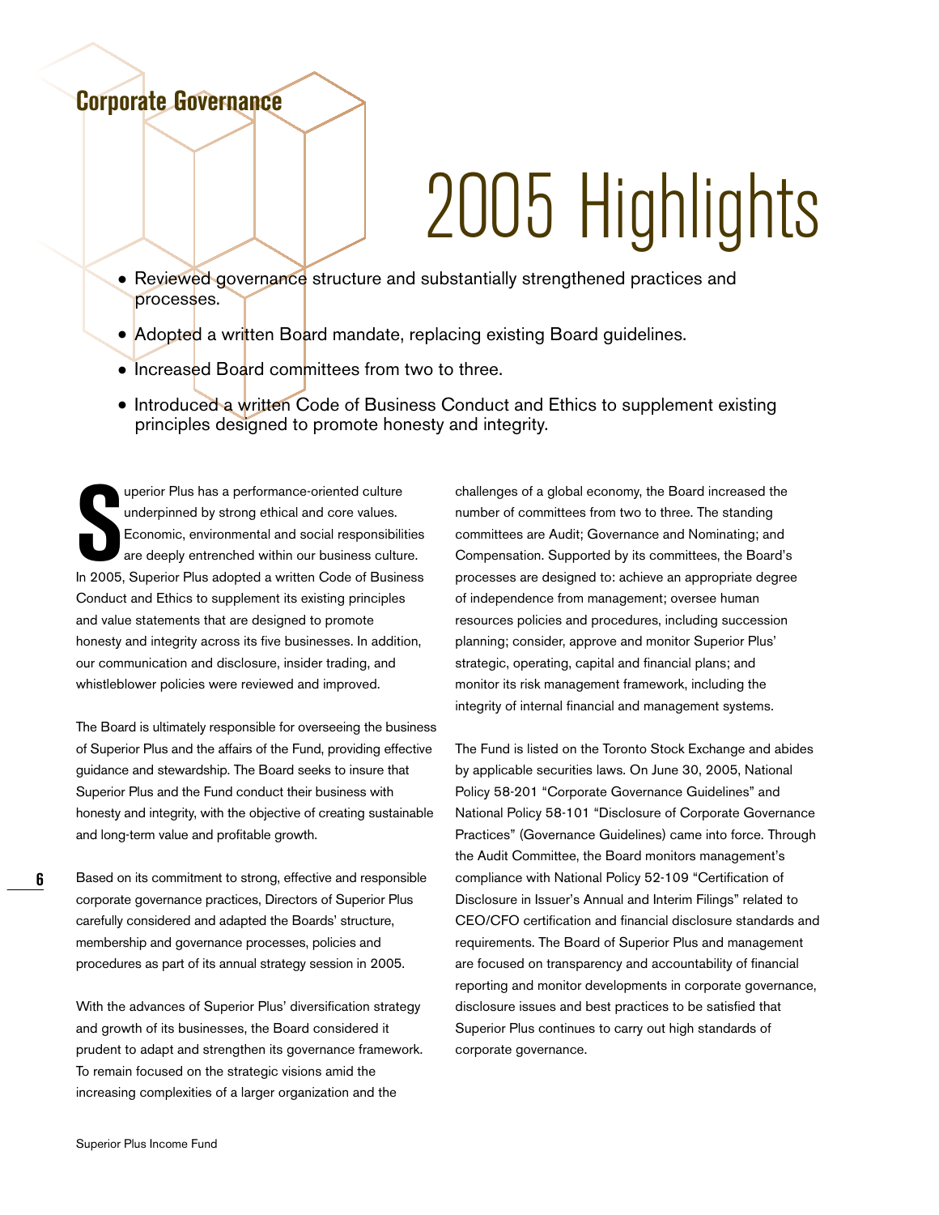## Corporate Governance

# 2005 Highlights

- Reviewed governance structure and substantially strengthened practices and processes.
- Adopted a written Board mandate, replacing existing Board guidelines.
- Increased Board committees from two to three.
- Introduced a written Code of Business Conduct and Ethics to supplement existing principles designed to promote honesty and integrity.

Superior Plus has a performance-oriented culture underpinned by strong ethical and core values. Economic, environmental and social responsibilities are deeply entrenched within our business culture. In 2005, Superior Plus adopted a written Code of Business Conduct and Ethics to supplement its existing principles and value statements that are designed to promote honesty and integrity across its five businesses. In addition, our communication and disclosure, insider trading, and whistleblower policies were reviewed and improved.

The Board is ultimately responsible for overseeing the business of Superior Plus and the affairs of the Fund, providing effective guidance and stewardship. The Board seeks to insure that Superior Plus and the Fund conduct their business with honesty and integrity, with the objective of creating sustainable and long-term value and profitable growth.

Based on its commitment to strong, effective and responsible corporate governance practices, Directors of Superior Plus carefully considered and adapted the Boards' structure, membership and governance processes, policies and procedures as part of its annual strategy session in 2005.

With the advances of Superior Plus' diversification strategy and growth of its businesses, the Board considered it prudent to adapt and strengthen its governance framework. To remain focused on the strategic visions amid the increasing complexities of a larger organization and the challenges of a global economy, the Board increased the number of committees from two to three. The standing committees are Audit; Governance and Nominating; and Compensation. Supported by its committees, the Board's processes are designed to: achieve an appropriate degree of independence from management; oversee human resources policies and procedures, including succession planning; consider, approve and monitor Superior Plus' strategic, operating, capital and financial plans; and monitor its risk management framework, including the integrity of internal financial and management systems.

The Fund is listed on the Toronto Stock Exchange and abides by applicable securities laws. On June 30, 2005, National Policy 58-201 "Corporate Governance Guidelines" and National Policy 58-101 "Disclosure of Corporate Governance Practices" (Governance Guidelines) came into force. Through the Audit Committee, the Board monitors management's compliance with National Policy 52-109 "Certification of Disclosure in Issuer's Annual and Interim Filings" related to CEO/CFO certification and financial disclosure standards and requirements. The Board of Superior Plus and management are focused on transparency and accountability of financial reporting and monitor developments in corporate governance, disclosure issues and best practices to be satisfied that Superior Plus continues to carry out high standards of corporate governance.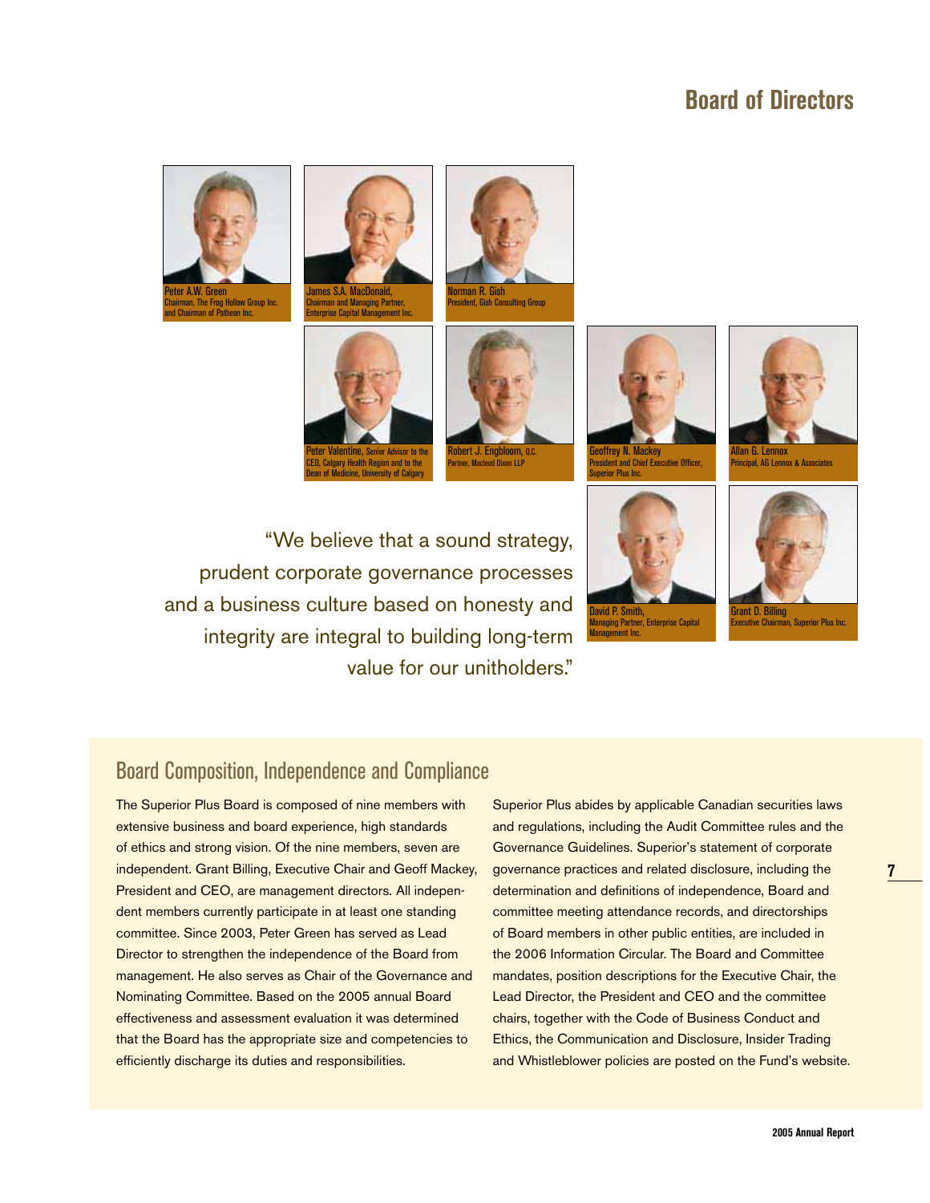# Board of Directors

Peter A.W. Green
Chairman, The Frog Hollow Group Inc. and Chairman of Patheon Inc.

James S.A. MacDonald,
Chairman and Managing Partner, Enterprise Capital Management Inc.

Norman R. Gish
President, Gish Consulting Group

Peter Valentine, Senior Advisor to the CEO, Calgary Health Region and to the Dean of Medicine, University of Calgary

Robert J. Engbloom, Q.C.
Partner, Macleod Dixon LLP

Geoffrey N. Mackey
President and Chief Executive Officer, Superior Plus Inc.

Allan G. Lennox
Principal, AG Lennox & Associates

David P. Smith,
Managing Partner, Enterprise Capital Management Inc.

Grant D. Billing
Executive Chairman, Superior Plus Inc.

"We believe that a sound strategy, prudent corporate governance processes and a business culture based on honesty and integrity are integral to building long-term value for our unitholders."

## Board Composition, Independence and Compliance

The Superior Plus Board is composed of nine members with extensive business and board experience, high standards of ethics and strong vision. Of the nine members, seven are independent. Grant Billing, Executive Chair and Geoff Mackey, President and CEO, are management directors. All independent members currently participate in at least one standing committee. Since 2003, Peter Green has served as Lead Director to strengthen the independence of the Board from management. He also serves as Chair of the Governance and Nominating Committee. Based on the 2005 annual Board effectiveness and assessment evaluation it was determined that the Board has the appropriate size and competencies to efficiently discharge its duties and responsibilities.

Superior Plus abides by applicable Canadian securities laws and regulations, including the Audit Committee rules and the Governance Guidelines. Superior's statement of corporate governance practices and related disclosure, including the determination and definitions of independence, Board and committee meeting attendance records, and directorships of Board members in other public entities, are included in the 2006 Information Circular. The Board and Committee mandates, position descriptions for the Executive Chair, the Lead Director, the President and CEO and the committee chairs, together with the Code of Business Conduct and Ethics, the Communication and Disclosure, Insider Trading and Whistleblower policies are posted on the Fund's website.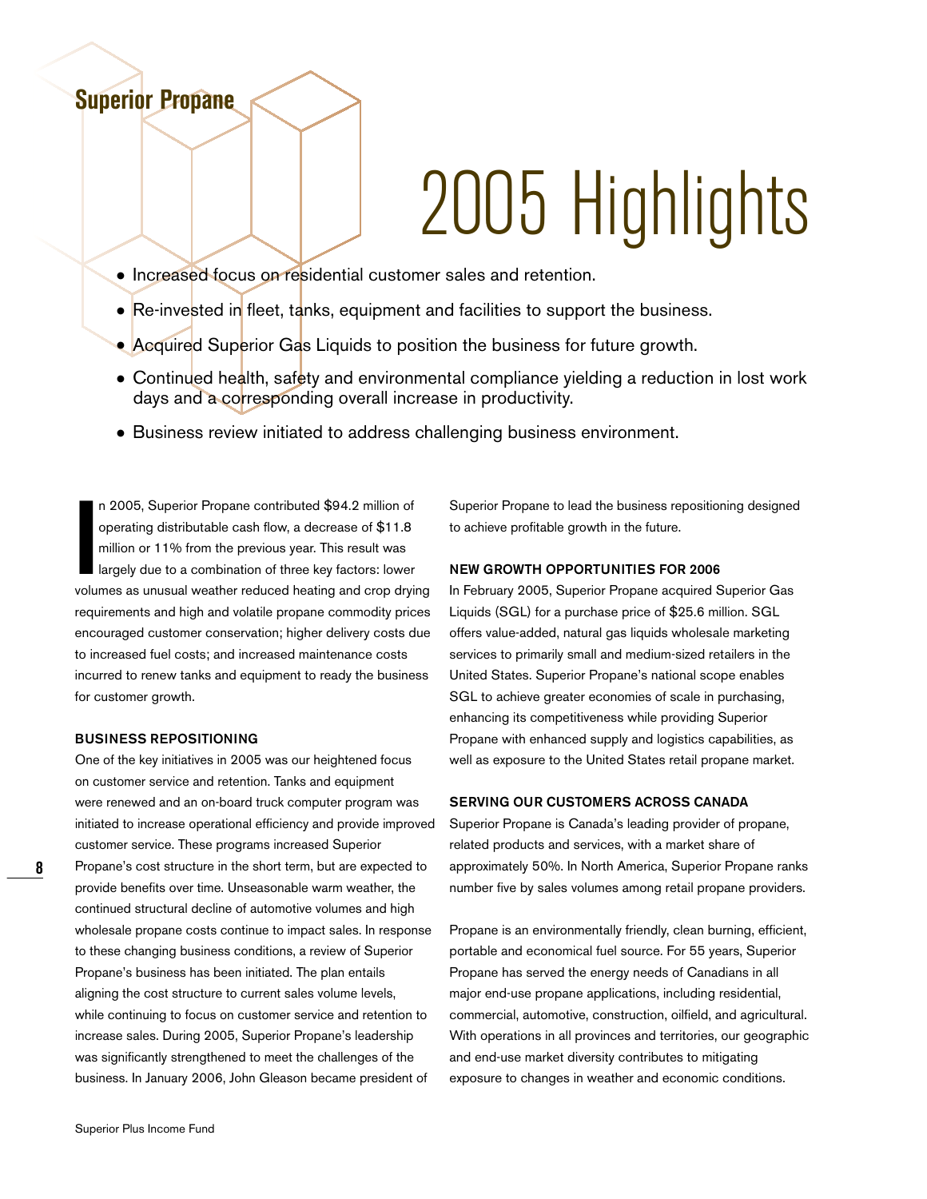## Superior Propane

# 2005 Highlights

- Increased focus on residential customer sales and retention.
- Re-invested in fleet, tanks, equipment and facilities to support the business.
- Acquired Superior Gas Liquids to position the business for future growth.
- Continued health, safety and environmental compliance yielding a reduction in lost work days and a corresponding overall increase in productivity.
- Business review initiated to address challenging business environment.

In 2005, Superior Propane contributed $94.2 million of operating distributable cash flow, a decrease of $11.8 million or 11% from the previous year. This result was largely due to a combination of three key factors: lower volumes as unusual weather reduced heating and crop drying requirements and high and volatile propane commodity prices encouraged customer conservation; higher delivery costs due to increased fuel costs; and increased maintenance costs incurred to renew tanks and equipment to ready the business for customer growth.

### BUSINESS REPOSITIONING

One of the key initiatives in 2005 was our heightened focus on customer service and retention. Tanks and equipment were renewed and an on-board truck computer program was initiated to increase operational efficiency and provide improved customer service. These programs increased Superior Propane's cost structure in the short term, but are expected to provide benefits over time. Unseasonable warm weather, the continued structural decline of automotive volumes and high wholesale propane costs continue to impact sales. In response to these changing business conditions, a review of Superior Propane's business has been initiated. The plan entails aligning the cost structure to current sales volume levels, while continuing to focus on customer service and retention to increase sales. During 2005, Superior Propane's leadership was significantly strengthened to meet the challenges of the business. In January 2006, John Gleason became president of Superior Propane to lead the business repositioning designed to achieve profitable growth in the future.

### NEW GROWTH OPPORTUNITIES FOR 2006

In February 2005, Superior Propane acquired Superior Gas Liquids (SGL) for a purchase price of $25.6 million. SGL offers value-added, natural gas liquids wholesale marketing services to primarily small and medium-sized retailers in the United States. Superior Propane's national scope enables SGL to achieve greater economies of scale in purchasing, enhancing its competitiveness while providing Superior Propane with enhanced supply and logistics capabilities, as well as exposure to the United States retail propane market.

### SERVING OUR CUSTOMERS ACROSS CANADA

Superior Propane is Canada's leading provider of propane, related products and services, with a market share of approximately 50%. In North America, Superior Propane ranks number five by sales volumes among retail propane providers.

Propane is an environmentally friendly, clean burning, efficient, portable and economical fuel source. For 55 years, Superior Propane has served the energy needs of Canadians in all major end-use propane applications, including residential, commercial, automotive, construction, oilfield, and agricultural. With operations in all provinces and territories, our geographic and end-use market diversity contributes to mitigating exposure to changes in weather and economic conditions.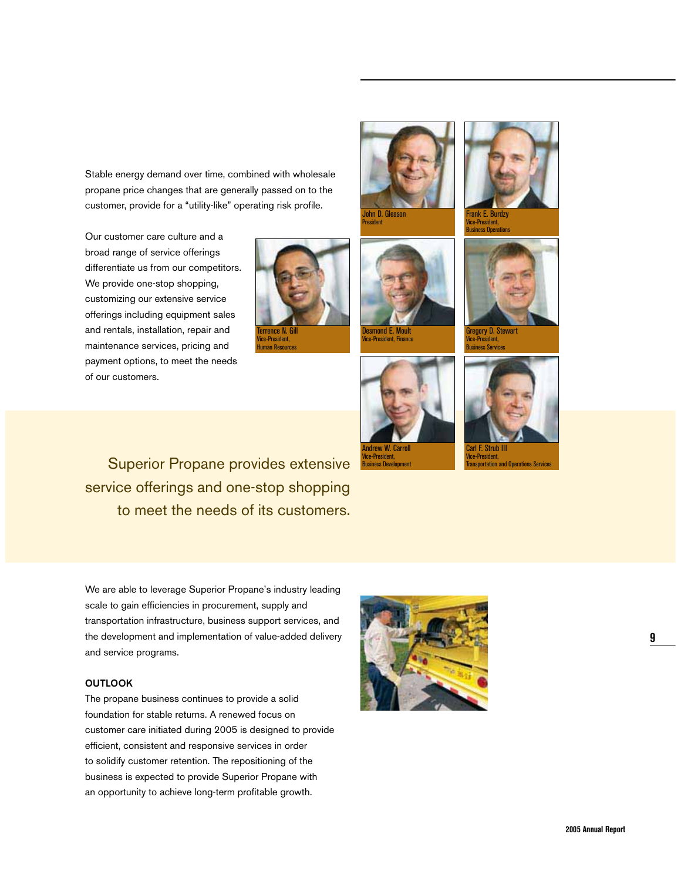Stable energy demand over time, combined with wholesale propane price changes that are generally passed on to the customer, provide for a "utility-like" operating risk profile.

Our customer care culture and a broad range of service offerings differentiate us from our competitors. We provide one-stop shopping, customizing our extensive service offerings including equipment sales and rentals, installation, repair and maintenance services, pricing and payment options, to meet the needs of our customers.

John D. Gleason
President

Frank E. Burdzy
Vice-President,
Business Operations

Terrence N. Gill
Vice-President,
Human Resources

Desmond E. Moult
Vice-President, Finance

Gregory D. Stewart
Vice-President,
Business Services

Andrew W. Carroll
Vice-President,
Business Development

Carl F. Strub III
Vice-President,
Transportation and Operations Services

> Superior Propane provides extensive service offerings and one-stop shopping to meet the needs of its customers.

We are able to leverage Superior Propane's industry leading scale to gain efficiencies in procurement, supply and transportation infrastructure, business support services, and the development and implementation of value-added delivery and service programs.

**OUTLOOK**

The propane business continues to provide a solid foundation for stable returns. A renewed focus on customer care initiated during 2005 is designed to provide efficient, consistent and responsive services in order to solidify customer retention. The repositioning of the business is expected to provide Superior Propane with an opportunity to achieve long-term profitable growth.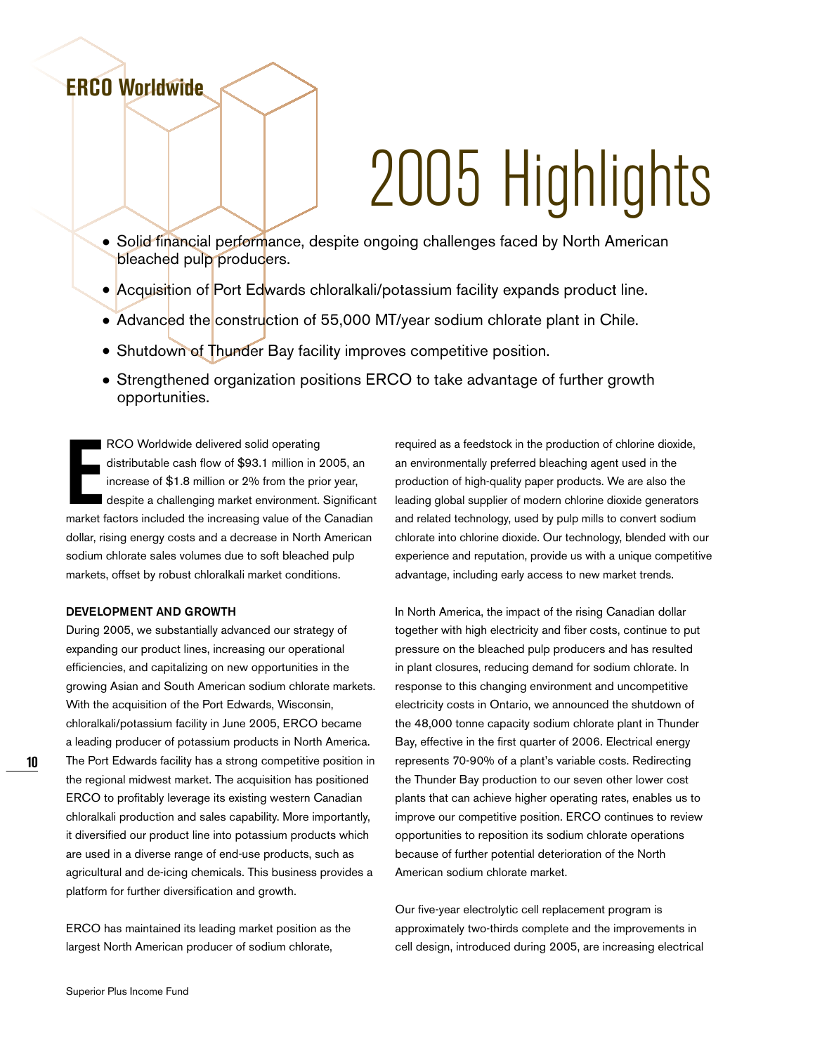## ERCO Worldwide

# 2005 Highlights

- Solid financial performance, despite ongoing challenges faced by North American bleached pulp producers.
- Acquisition of Port Edwards chloralkali/potassium facility expands product line.
- Advanced the construction of 55,000 MT/year sodium chlorate plant in Chile.
- Shutdown of Thunder Bay facility improves competitive position.
- Strengthened organization positions ERCO to take advantage of further growth opportunities.

ERCO Worldwide delivered solid operating distributable cash flow of $93.1 million in 2005, an increase of $1.8 million or 2% from the prior year, despite a challenging market environment. Significant market factors included the increasing value of the Canadian dollar, rising energy costs and a decrease in North American sodium chlorate sales volumes due to soft bleached pulp markets, offset by robust chloralkali market conditions.

**DEVELOPMENT AND GROWTH**

During 2005, we substantially advanced our strategy of expanding our product lines, increasing our operational efficiencies, and capitalizing on new opportunities in the growing Asian and South American sodium chlorate markets. With the acquisition of the Port Edwards, Wisconsin, chloralkali/potassium facility in June 2005, ERCO became a leading producer of potassium products in North America. The Port Edwards facility has a strong competitive position in the regional midwest market. The acquisition has positioned ERCO to profitably leverage its existing western Canadian chloralkali production and sales capability. More importantly, it diversified our product line into potassium products which are used in a diverse range of end-use products, such as agricultural and de-icing chemicals. This business provides a platform for further diversification and growth.

ERCO has maintained its leading market position as the largest North American producer of sodium chlorate, required as a feedstock in the production of chlorine dioxide, an environmentally preferred bleaching agent used in the production of high-quality paper products. We are also the leading global supplier of modern chlorine dioxide generators and related technology, used by pulp mills to convert sodium chlorate into chlorine dioxide. Our technology, blended with our experience and reputation, provide us with a unique competitive advantage, including early access to new market trends.

In North America, the impact of the rising Canadian dollar together with high electricity and fiber costs, continue to put pressure on the bleached pulp producers and has resulted in plant closures, reducing demand for sodium chlorate. In response to this changing environment and uncompetitive electricity costs in Ontario, we announced the shutdown of the 48,000 tonne capacity sodium chlorate plant in Thunder Bay, effective in the first quarter of 2006. Electrical energy represents 70-90% of a plant's variable costs. Redirecting the Thunder Bay production to our seven other lower cost plants that can achieve higher operating rates, enables us to improve our competitive position. ERCO continues to review opportunities to reposition its sodium chlorate operations because of further potential deterioration of the North American sodium chlorate market.

Our five-year electrolytic cell replacement program is approximately two-thirds complete and the improvements in cell design, introduced during 2005, are increasing electrical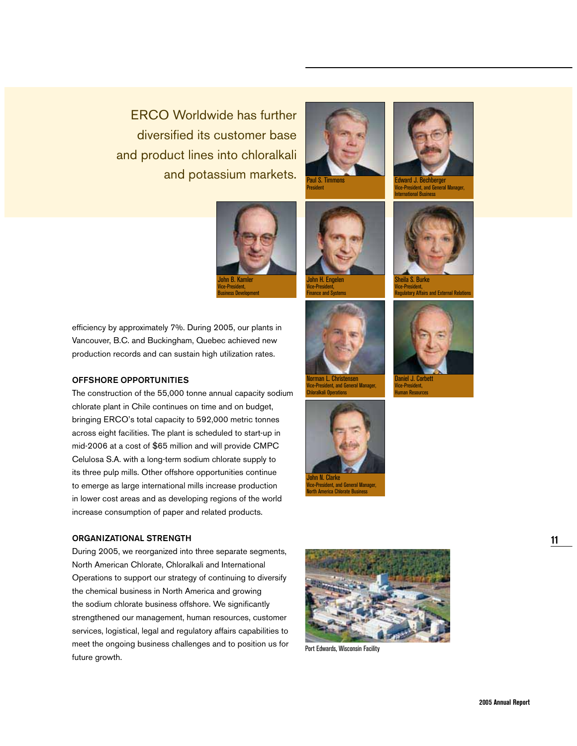ERCO Worldwide has further diversified its customer base and product lines into chloralkali and potassium markets.

Paul S. Timmons
President

Edward J. Bechberger
Vice-President, and General Manager, International Business

John B. Kamler
Vice-President, Business Development

John H. Engelen
Vice-President, Finance and Systems

Sheila S. Burke
Vice-President, Regulatory Affairs and External Relations

Norman L. Christensen
Vice-President, and General Manager, Chloralkali Operations

Daniel J. Corbett
Vice-President, Human Resources

John N. Clarke
Vice-President, and General Manager, North America Chlorate Business

efficiency by approximately 7%. During 2005, our plants in Vancouver, B.C. and Buckingham, Quebec achieved new production records and can sustain high utilization rates.

### OFFSHORE OPPORTUNITIES

The construction of the 55,000 tonne annual capacity sodium chlorate plant in Chile continues on time and on budget, bringing ERCO's total capacity to 592,000 metric tonnes across eight facilities. The plant is scheduled to start-up in mid-2006 at a cost of $65 million and will provide CMPC Celulosa S.A. with a long-term sodium chlorate supply to its three pulp mills. Other offshore opportunities continue to emerge as large international mills increase production in lower cost areas and as developing regions of the world increase consumption of paper and related products.

### ORGANIZATIONAL STRENGTH

During 2005, we reorganized into three separate segments, North American Chlorate, Chloralkali and International Operations to support our strategy of continuing to diversify the chemical business in North America and growing the sodium chlorate business offshore. We significantly strengthened our management, human resources, customer services, logistical, legal and regulatory affairs capabilities to meet the ongoing business challenges and to position us for future growth.

Port Edwards, Wisconsin Facility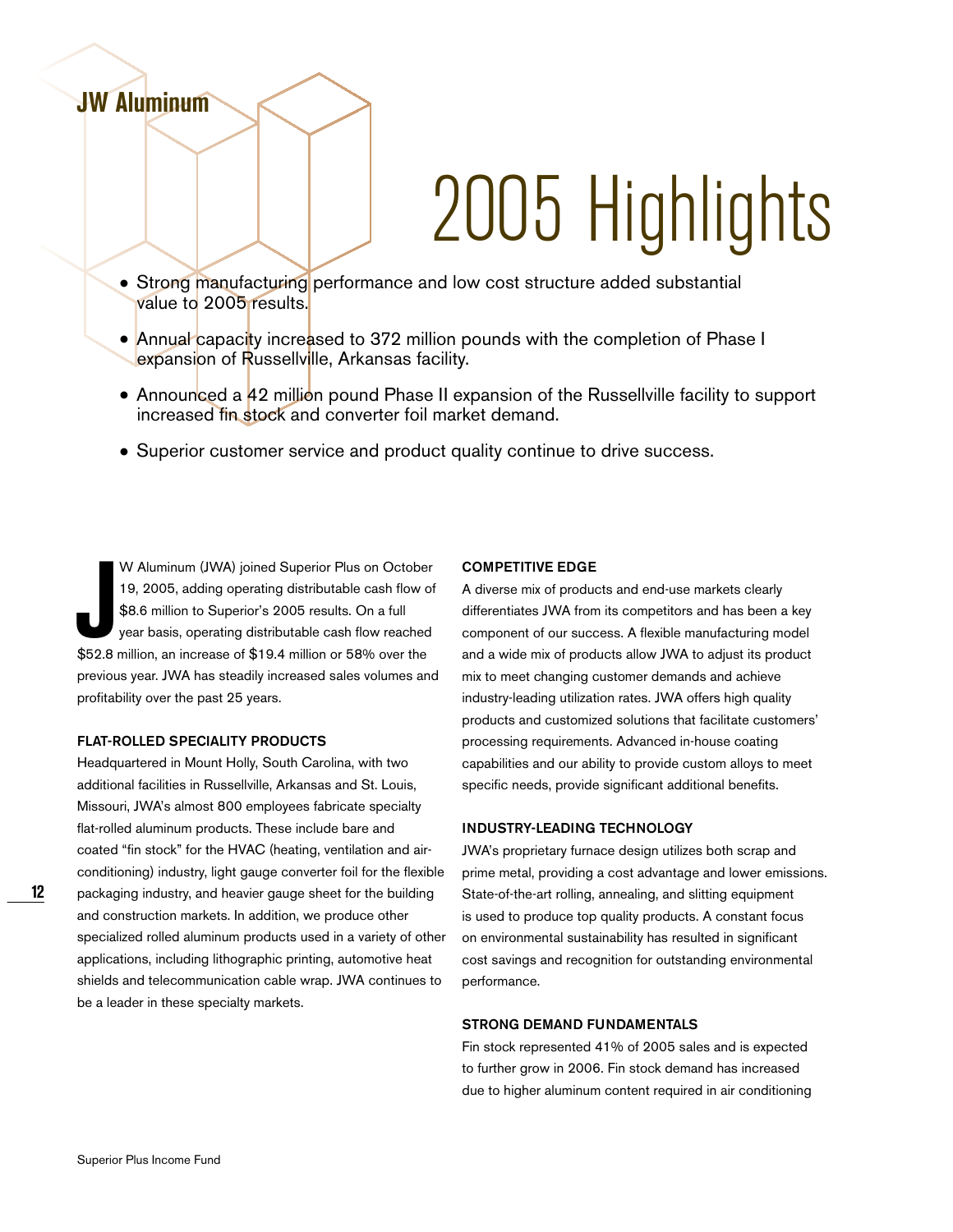## JW Aluminum

# 2005 Highlights

- Strong manufacturing performance and low cost structure added substantial value to 2005 results.
- Annual capacity increased to 372 million pounds with the completion of Phase I expansion of Russellville, Arkansas facility.
- Announced a 42 million pound Phase II expansion of the Russellville facility to support increased fin stock and converter foil market demand.
- Superior customer service and product quality continue to drive success.

JW Aluminum (JWA) joined Superior Plus on October 19, 2005, adding operating distributable cash flow of $8.6 million to Superior's 2005 results. On a full year basis, operating distributable cash flow reached $52.8 million, an increase of $19.4 million or 58% over the previous year. JWA has steadily increased sales volumes and profitability over the past 25 years.

### FLAT-ROLLED SPECIALITY PRODUCTS

Headquartered in Mount Holly, South Carolina, with two additional facilities in Russellville, Arkansas and St. Louis, Missouri, JWA's almost 800 employees fabricate specialty flat-rolled aluminum products. These include bare and coated "fin stock" for the HVAC (heating, ventilation and air-conditioning) industry, light gauge converter foil for the flexible packaging industry, and heavier gauge sheet for the building and construction markets. In addition, we produce other specialized rolled aluminum products used in a variety of other applications, including lithographic printing, automotive heat shields and telecommunication cable wrap. JWA continues to be a leader in these specialty markets.

### COMPETITIVE EDGE

A diverse mix of products and end-use markets clearly differentiates JWA from its competitors and has been a key component of our success. A flexible manufacturing model and a wide mix of products allow JWA to adjust its product mix to meet changing customer demands and achieve industry-leading utilization rates. JWA offers high quality products and customized solutions that facilitate customers' processing requirements. Advanced in-house coating capabilities and our ability to provide custom alloys to meet specific needs, provide significant additional benefits.

### INDUSTRY-LEADING TECHNOLOGY

JWA's proprietary furnace design utilizes both scrap and prime metal, providing a cost advantage and lower emissions. State-of-the-art rolling, annealing, and slitting equipment is used to produce top quality products. A constant focus on environmental sustainability has resulted in significant cost savings and recognition for outstanding environmental performance.

### STRONG DEMAND FUNDAMENTALS

Fin stock represented 41% of 2005 sales and is expected to further grow in 2006. Fin stock demand has increased due to higher aluminum content required in air conditioning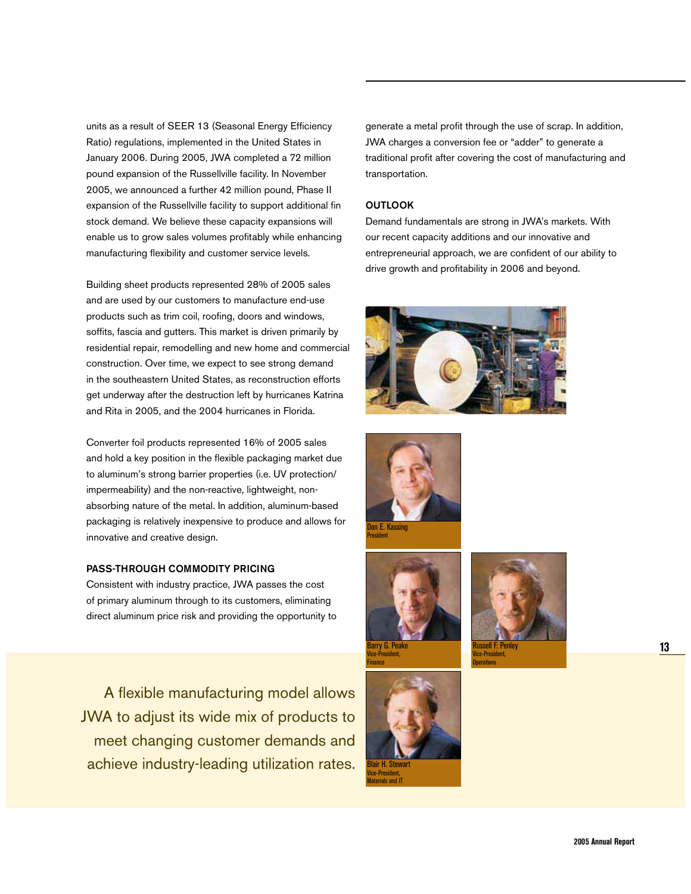units as a result of SEER 13 (Seasonal Energy Efficiency Ratio) regulations, implemented in the United States in January 2006. During 2005, JWA completed a 72 million pound expansion of the Russellville facility. In November 2005, we announced a further 42 million pound, Phase II expansion of the Russellville facility to support additional fin stock demand. We believe these capacity expansions will enable us to grow sales volumes profitably while enhancing manufacturing flexibility and customer service levels.

Building sheet products represented 28% of 2005 sales and are used by our customers to manufacture end-use products such as trim coil, roofing, doors and windows, soffits, fascia and gutters. This market is driven primarily by residential repair, remodelling and new home and commercial construction. Over time, we expect to see strong demand in the southeastern United States, as reconstruction efforts get underway after the destruction left by hurricanes Katrina and Rita in 2005, and the 2004 hurricanes in Florida.

Converter foil products represented 16% of 2005 sales and hold a key position in the flexible packaging market due to aluminum's strong barrier properties (i.e. UV protection/impermeability) and the non-reactive, lightweight, non-absorbing nature of the metal. In addition, aluminum-based packaging is relatively inexpensive to produce and allows for innovative and creative design.

### PASS-THROUGH COMMODITY PRICING

Consistent with industry practice, JWA passes the cost of primary aluminum through to its customers, eliminating direct aluminum price risk and providing the opportunity to generate a metal profit through the use of scrap. In addition, JWA charges a conversion fee or "adder" to generate a traditional profit after covering the cost of manufacturing and transportation.

### OUTLOOK

Demand fundamentals are strong in JWA's markets. With our recent capacity additions and our innovative and entrepreneurial approach, we are confident of our ability to drive growth and profitability in 2006 and beyond.

Don E. Kassing
President

Barry G. Peake
Vice-President, Finance

Russell F. Penley
Vice-President, Operations

Blair H. Stewart
Vice-President, Materials and IT

A flexible manufacturing model allows JWA to adjust its wide mix of products to meet changing customer demands and achieve industry-leading utilization rates.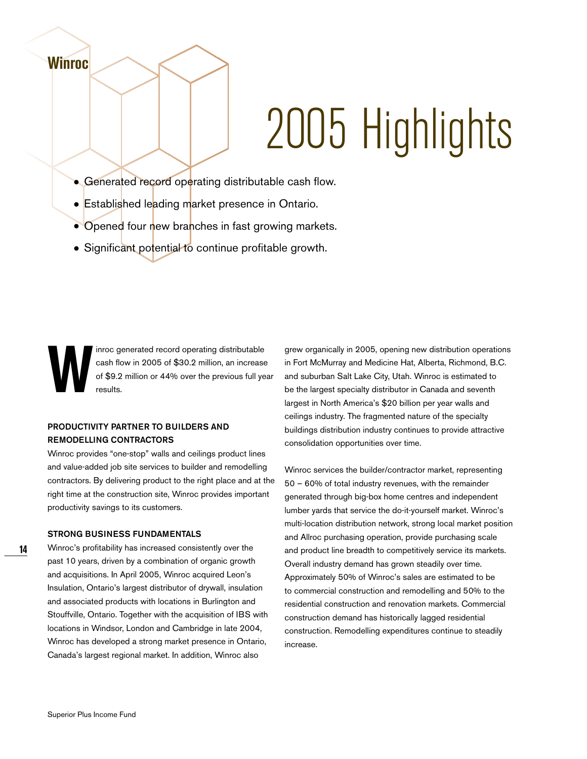## Winroc

# 2005 Highlights

- Generated record operating distributable cash flow.
- Established leading market presence in Ontario.
- Opened four new branches in fast growing markets.
- Significant potential to continue profitable growth.

Winroc generated record operating distributable cash flow in 2005 of $30.2 million, an increase of $9.2 million or 44% over the previous full year results.

### PRODUCTIVITY PARTNER TO BUILDERS AND REMODELLING CONTRACTORS

Winroc provides "one-stop" walls and ceilings product lines and value-added job site services to builder and remodelling contractors. By delivering product to the right place and at the right time at the construction site, Winroc provides important productivity savings to its customers.

### STRONG BUSINESS FUNDAMENTALS

Winroc's profitability has increased consistently over the past 10 years, driven by a combination of organic growth and acquisitions. In April 2005, Winroc acquired Leon's Insulation, Ontario's largest distributor of drywall, insulation and associated products with locations in Burlington and Stouffville, Ontario. Together with the acquisition of IBS with locations in Windsor, London and Cambridge in late 2004, Winroc has developed a strong market presence in Ontario, Canada's largest regional market. In addition, Winroc also grew organically in 2005, opening new distribution operations in Fort McMurray and Medicine Hat, Alberta, Richmond, B.C. and suburban Salt Lake City, Utah. Winroc is estimated to be the largest specialty distributor in Canada and seventh largest in North America's $20 billion per year walls and ceilings industry. The fragmented nature of the specialty buildings distribution industry continues to provide attractive consolidation opportunities over time.

Winroc services the builder/contractor market, representing 50 – 60% of total industry revenues, with the remainder generated through big-box home centres and independent lumber yards that service the do-it-yourself market. Winroc's multi-location distribution network, strong local market position and Allroc purchasing operation, provide purchasing scale and product line breadth to competitively service its markets. Overall industry demand has grown steadily over time. Approximately 50% of Winroc's sales are estimated to be to commercial construction and remodelling and 50% to the residential construction and renovation markets. Commercial construction demand has historically lagged residential construction. Remodelling expenditures continue to steadily increase.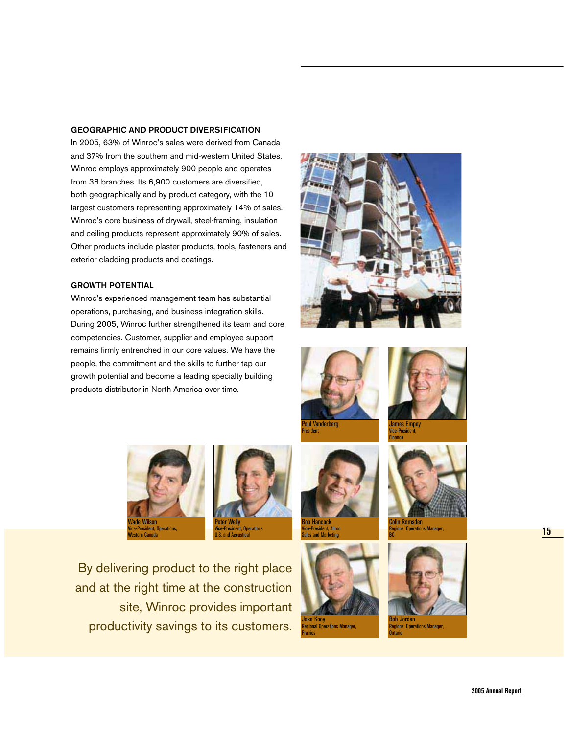## GEOGRAPHIC AND PRODUCT DIVERSIFICATION

In 2005, 63% of Winroc's sales were derived from Canada and 37% from the southern and mid-western United States. Winroc employs approximately 900 people and operates from 38 branches. Its 6,900 customers are diversified, both geographically and by product category, with the 10 largest customers representing approximately 14% of sales. Winroc's core business of drywall, steel-framing, insulation and ceiling products represent approximately 90% of sales. Other products include plaster products, tools, fasteners and exterior cladding products and coatings.

## GROWTH POTENTIAL

Winroc's experienced management team has substantial operations, purchasing, and business integration skills. During 2005, Winroc further strengthened its team and core competencies. Customer, supplier and employee support remains firmly entrenched in our core values. We have the people, the commitment and the skills to further tap our growth potential and become a leading specialty building products distributor in North America over time.

Paul Vanderberg
President

James Empey
Vice-President, Finance

Wade Wilson
Vice-President, Operations, Western Canada

Peter Welly
Vice-President, Operations U.S. and Acoustical

Bob Hancock
Vice-President, Allroc Sales and Marketing

Colin Ramsden
Regional Operations Manager, BC

Jake Kooy
Regional Operations Manager, Prairies

Bob Jordan
Regional Operations Manager, Ontario

By delivering product to the right place and at the right time at the construction site, Winroc provides important productivity savings to its customers.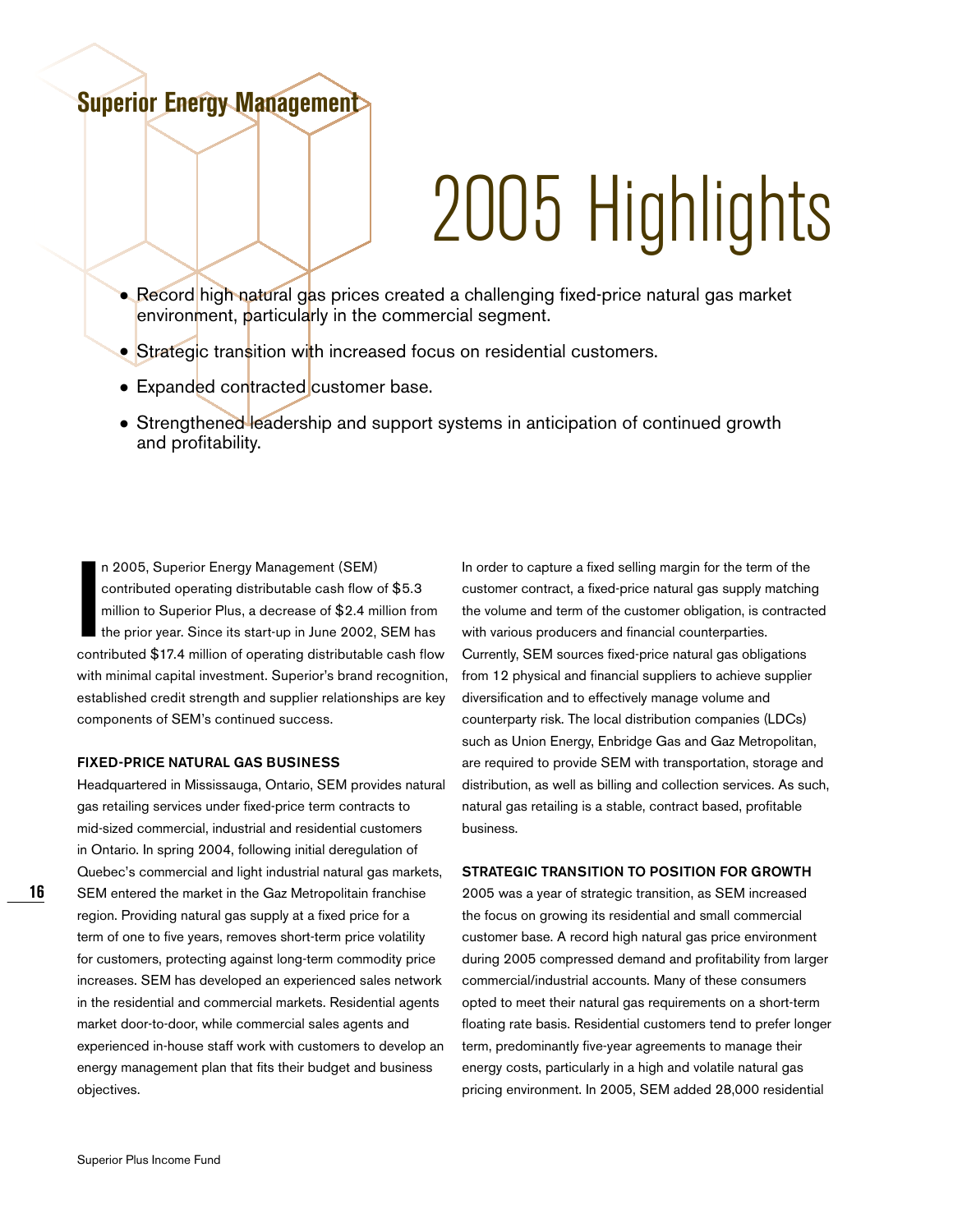## Superior Energy Management

# 2005 Highlights

- Record high natural gas prices created a challenging fixed-price natural gas market environment, particularly in the commercial segment.
- Strategic transition with increased focus on residential customers.
- Expanded contracted customer base.
- Strengthened leadership and support systems in anticipation of continued growth and profitability.

In 2005, Superior Energy Management (SEM) contributed operating distributable cash flow of $5.3 million to Superior Plus, a decrease of $2.4 million from the prior year. Since its start-up in June 2002, SEM has contributed $17.4 million of operating distributable cash flow with minimal capital investment. Superior's brand recognition, established credit strength and supplier relationships are key components of SEM's continued success.

### FIXED-PRICE NATURAL GAS BUSINESS

Headquartered in Mississauga, Ontario, SEM provides natural gas retailing services under fixed-price term contracts to mid-sized commercial, industrial and residential customers in Ontario. In spring 2004, following initial deregulation of Quebec's commercial and light industrial natural gas markets, SEM entered the market in the Gaz Metropolitain franchise region. Providing natural gas supply at a fixed price for a term of one to five years, removes short-term price volatility for customers, protecting against long-term commodity price increases. SEM has developed an experienced sales network in the residential and commercial markets. Residential agents market door-to-door, while commercial sales agents and experienced in-house staff work with customers to develop an energy management plan that fits their budget and business objectives.

In order to capture a fixed selling margin for the term of the customer contract, a fixed-price natural gas supply matching the volume and term of the customer obligation, is contracted with various producers and financial counterparties. Currently, SEM sources fixed-price natural gas obligations from 12 physical and financial suppliers to achieve supplier diversification and to effectively manage volume and counterparty risk. The local distribution companies (LDCs) such as Union Energy, Enbridge Gas and Gaz Metropolitan, are required to provide SEM with transportation, storage and distribution, as well as billing and collection services. As such, natural gas retailing is a stable, contract based, profitable business.

### STRATEGIC TRANSITION TO POSITION FOR GROWTH

2005 was a year of strategic transition, as SEM increased the focus on growing its residential and small commercial customer base. A record high natural gas price environment during 2005 compressed demand and profitability from larger commercial/industrial accounts. Many of these consumers opted to meet their natural gas requirements on a short-term floating rate basis. Residential customers tend to prefer longer term, predominantly five-year agreements to manage their energy costs, particularly in a high and volatile natural gas pricing environment. In 2005, SEM added 28,000 residential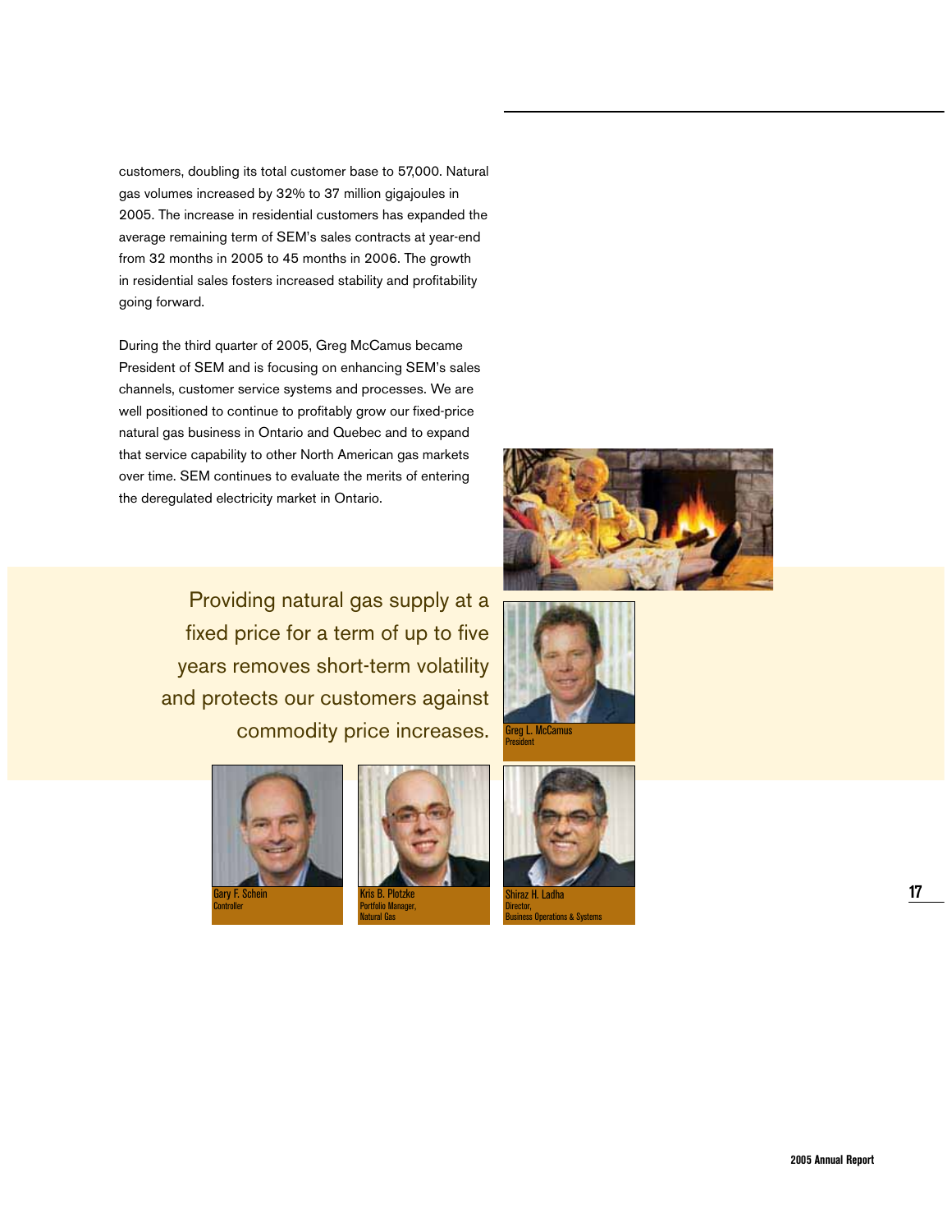customers, doubling its total customer base to 57,000. Natural gas volumes increased by 32% to 37 million gigajoules in 2005. The increase in residential customers has expanded the average remaining term of SEM's sales contracts at year-end from 32 months in 2005 to 45 months in 2006. The growth in residential sales fosters increased stability and profitability going forward.

During the third quarter of 2005, Greg McCamus became President of SEM and is focusing on enhancing SEM's sales channels, customer service systems and processes. We are well positioned to continue to profitably grow our fixed-price natural gas business in Ontario and Quebec and to expand that service capability to other North American gas markets over time. SEM continues to evaluate the merits of entering the deregulated electricity market in Ontario.

Providing natural gas supply at a fixed price for a term of up to five years removes short-term volatility and protects our customers against commodity price increases.

Greg L. McCamus
President

Gary F. Schein
Controller

Kris B. Plotzke
Portfolio Manager, Natural Gas

Shiraz H. Ladha
Director, Business Operations & Systems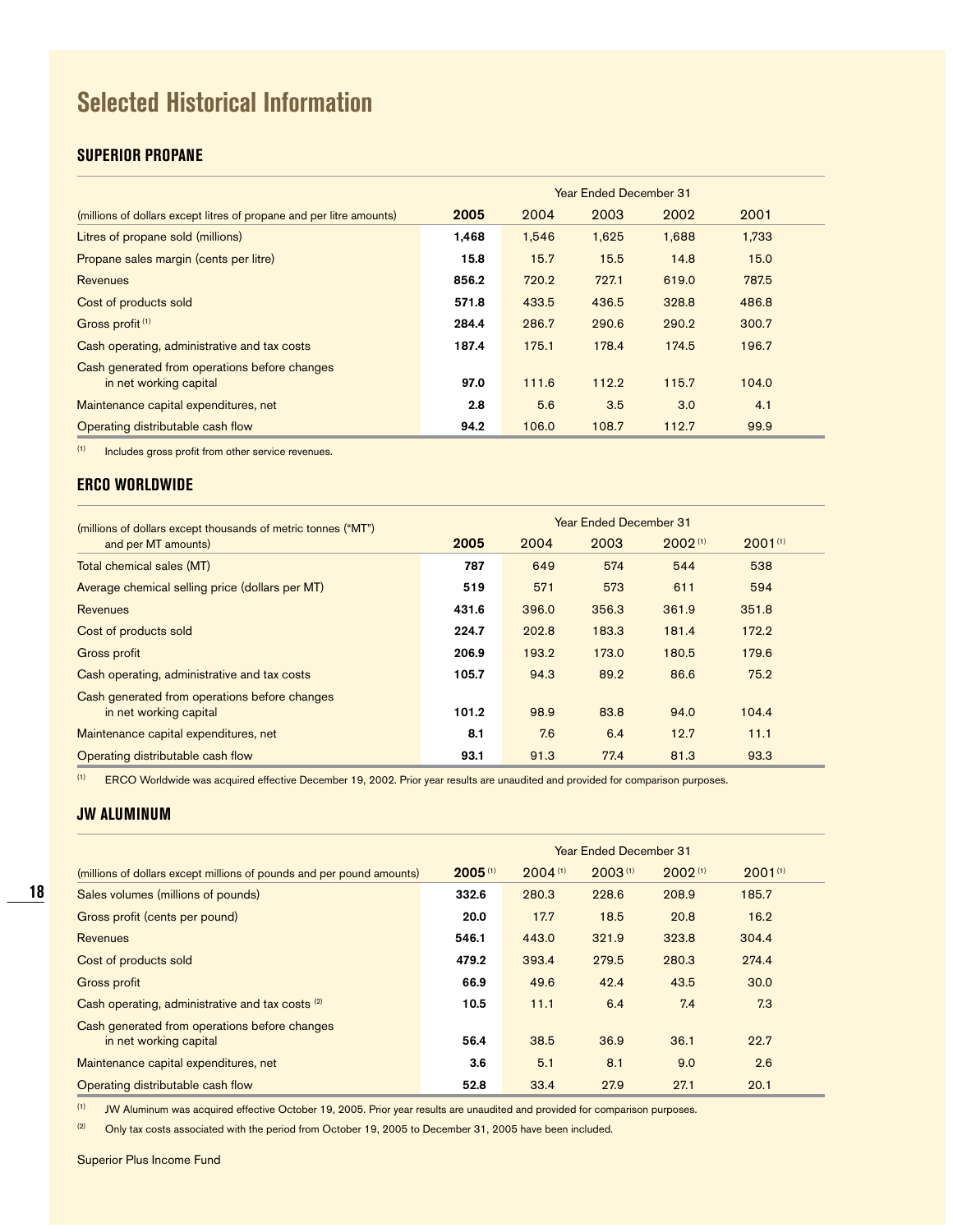# Selected Historical Information

## SUPERIOR PROPANE

| (millions of dollars except litres of propane and per litre amounts) | Year Ended December 31 | | | | |
|---|---|---|---|---|---|
| | **2005** | 2004 | 2003 | 2002 | 2001 |
| Litres of propane sold (millions) | **1,468** | 1,546 | 1,625 | 1,688 | 1,733 |
| Propane sales margin (cents per litre) | **15.8** | 15.7 | 15.5 | 14.8 | 15.0 |
| Revenues | **856.2** | 720.2 | 727.1 | 619.0 | 787.5 |
| Cost of products sold | **571.8** | 433.5 | 436.5 | 328.8 | 486.8 |
| Gross profit [(1)] | **284.4** | 286.7 | 290.6 | 290.2 | 300.7 |
| Cash operating, administrative and tax costs | **187.4** | 175.1 | 178.4 | 174.5 | 196.7 |
| Cash generated from operations before changes in net working capital | **97.0** | 111.6 | 112.2 | 115.7 | 104.0 |
| Maintenance capital expenditures, net | **2.8** | 5.6 | 3.5 | 3.0 | 4.1 |
| Operating distributable cash flow | **94.2** | 106.0 | 108.7 | 112.7 | 99.9 |

(1) Includes gross profit from other service revenues.

## ERCO WORLDWIDE

| (millions of dollars except thousands of metric tonnes ("MT") and per MT amounts) | Year Ended December 31 | | | | |
|---|---|---|---|---|---|
| | **2005** | 2004 | 2003 | 2002 [(1)] | 2001 [(1)] |
| Total chemical sales (MT) | **787** | 649 | 574 | 544 | 538 |
| Average chemical selling price (dollars per MT) | **519** | 571 | 573 | 611 | 594 |
| Revenues | **431.6** | 396.0 | 356.3 | 361.9 | 351.8 |
| Cost of products sold | **224.7** | 202.8 | 183.3 | 181.4 | 172.2 |
| Gross profit | **206.9** | 193.2 | 173.0 | 180.5 | 179.6 |
| Cash operating, administrative and tax costs | **105.7** | 94.3 | 89.2 | 86.6 | 75.2 |
| Cash generated from operations before changes in net working capital | **101.2** | 98.9 | 83.8 | 94.0 | 104.4 |
| Maintenance capital expenditures, net | **8.1** | 7.6 | 6.4 | 12.7 | 11.1 |
| Operating distributable cash flow | **93.1** | 91.3 | 77.4 | 81.3 | 93.3 |

(1) ERCO Worldwide was acquired effective December 19, 2002. Prior year results are unaudited and provided for comparison purposes.

## JW ALUMINUM

| (millions of dollars except millions of pounds and per pound amounts) | Year Ended December 31 | | | | |
|---|---|---|---|---|---|
| | **2005** [(1)] | 2004 [(1)] | 2003 [(1)] | 2002 [(1)] | 2001 [(1)] |
| Sales volumes (millions of pounds) | **332.6** | 280.3 | 228.6 | 208.9 | 185.7 |
| Gross profit (cents per pound) | **20.0** | 17.7 | 18.5 | 20.8 | 16.2 |
| Revenues | **546.1** | 443.0 | 321.9 | 323.8 | 304.4 |
| Cost of products sold | **479.2** | 393.4 | 279.5 | 280.3 | 274.4 |
| Gross profit | **66.9** | 49.6 | 42.4 | 43.5 | 30.0 |
| Cash operating, administrative and tax costs [(2)] | **10.5** | 11.1 | 6.4 | 7.4 | 7.3 |
| Cash generated from operations before changes in net working capital | **56.4** | 38.5 | 36.9 | 36.1 | 22.7 |
| Maintenance capital expenditures, net | **3.6** | 5.1 | 8.1 | 9.0 | 2.6 |
| Operating distributable cash flow | **52.8** | 33.4 | 27.9 | 27.1 | 20.1 |

(1) JW Aluminum was acquired effective October 19, 2005. Prior year results are unaudited and provided for comparison purposes.

(2) Only tax costs associated with the period from October 19, 2005 to December 31, 2005 have been included.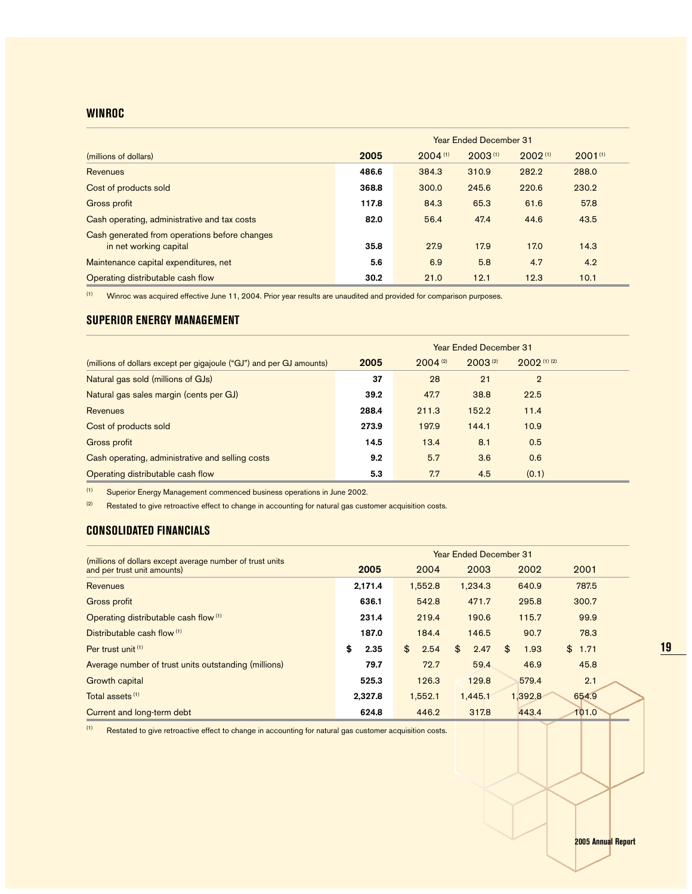## WINROC

| (millions of dollars) | 2005 | 2004 [(1)] | 2003 [(1)] | 2002 [(1)] | 2001 [(1)] |
|---|---|---|---|---|---|
| | Year Ended December 31 | | | | |
| Revenues | **486.6** | 384.3 | 310.9 | 282.2 | 288.0 |
| Cost of products sold | **368.8** | 300.0 | 245.6 | 220.6 | 230.2 |
| Gross profit | **117.8** | 84.3 | 65.3 | 61.6 | 57.8 |
| Cash operating, administrative and tax costs | **82.0** | 56.4 | 47.4 | 44.6 | 43.5 |
| Cash generated from operations before changes in net working capital | **35.8** | 27.9 | 17.9 | 17.0 | 14.3 |
| Maintenance capital expenditures, net | **5.6** | 6.9 | 5.8 | 4.7 | 4.2 |
| Operating distributable cash flow | **30.2** | 21.0 | 12.1 | 12.3 | 10.1 |

(1) Winroc was acquired effective June 11, 2004. Prior year results are unaudited and provided for comparison purposes.

## SUPERIOR ENERGY MANAGEMENT

| (millions of dollars except per gigajoule ("GJ") and per GJ amounts) | 2005 | 2004 [(2)] | 2003 [(2)] | 2002 [(1) (2)] |
|---|---|---|---|---|
| | Year Ended December 31 | | | |
| Natural gas sold (millions of GJs) | **37** | 28 | 21 | 2 |
| Natural gas sales margin (cents per GJ) | **39.2** | 47.7 | 38.8 | 22.5 |
| Revenues | **288.4** | 211.3 | 152.2 | 11.4 |
| Cost of products sold | **273.9** | 197.9 | 144.1 | 10.9 |
| Gross profit | **14.5** | 13.4 | 8.1 | 0.5 |
| Cash operating, administrative and selling costs | **9.2** | 5.7 | 3.6 | 0.6 |
| Operating distributable cash flow | **5.3** | 7.7 | 4.5 | (0.1) |

(1) Superior Energy Management commenced business operations in June 2002.

(2) Restated to give retroactive effect to change in accounting for natural gas customer acquisition costs.

## CONSOLIDATED FINANCIALS

| (millions of dollars except average number of trust units and per trust unit amounts) | 2005 | 2004 | 2003 | 2002 | 2001 |
|---|---|---|---|---|---|
| | Year Ended December 31 | | | | |
| Revenues | **2,171.4** | 1,552.8 | 1,234.3 | 640.9 | 787.5 |
| Gross profit | **636.1** | 542.8 | 471.7 | 295.8 | 300.7 |
| Operating distributable cash flow [(1)] | **231.4** | 219.4 | 190.6 | 115.7 | 99.9 |
| Distributable cash flow [(1)] | **187.0** | 184.4 | 146.5 | 90.7 | 78.3 |
| Per trust unit [(1)] | **$ 2.35** | $ 2.54 | $ 2.47 | $ 1.93 | $ 1.71 |
| Average number of trust units outstanding (millions) | **79.7** | 72.7 | 59.4 | 46.9 | 45.8 |
| Growth capital | **525.3** | 126.3 | 129.8 | 579.4 | 2.1 |
| Total assets [(1)] | **2,327.8** | 1,552.1 | 1,445.1 | 1,392.8 | 654.9 |
| Current and long-term debt | **624.8** | 446.2 | 317.8 | 443.4 | 101.0 |

(1) Restated to give retroactive effect to change in accounting for natural gas customer acquisition costs.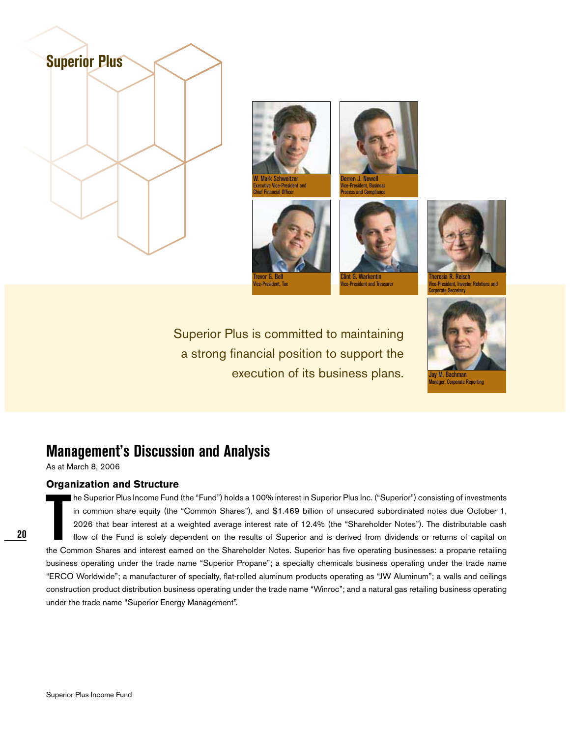# Superior Plus

W. Mark Schweitzer
Executive Vice-President and Chief Financial Officer

Derren J. Newell
Vice-President, Business Process and Compliance

Trevor G. Bell
Vice-President, Tax

Clint G. Warkentin
Vice-President and Treasurer

Theresia R. Reisch
Vice-President, Investor Relations and Corporate Secretary

Jay M. Bachman
Manager, Corporate Reporting

Superior Plus is committed to maintaining a strong financial position to support the execution of its business plans.

## Management's Discussion and Analysis

As at March 8, 2006

### Organization and Structure

The Superior Plus Income Fund (the "Fund") holds a 100% interest in Superior Plus Inc. ("Superior") consisting of investments in common share equity (the "Common Shares"), and $1.469 billion of unsecured subordinated notes due October 1, 2026 that bear interest at a weighted average interest rate of 12.4% (the "Shareholder Notes"). The distributable cash flow of the Fund is solely dependent on the results of Superior and is derived from dividends or returns of capital on the Common Shares and interest earned on the Shareholder Notes. Superior has five operating businesses: a propane retailing business operating under the trade name "Superior Propane"; a specialty chemicals business operating under the trade name "ERCO Worldwide"; a manufacturer of specialty, flat-rolled aluminum products operating as "JW Aluminum"; a walls and ceilings construction product distribution business operating under the trade name "Winroc"; and a natural gas retailing business operating under the trade name "Superior Energy Management".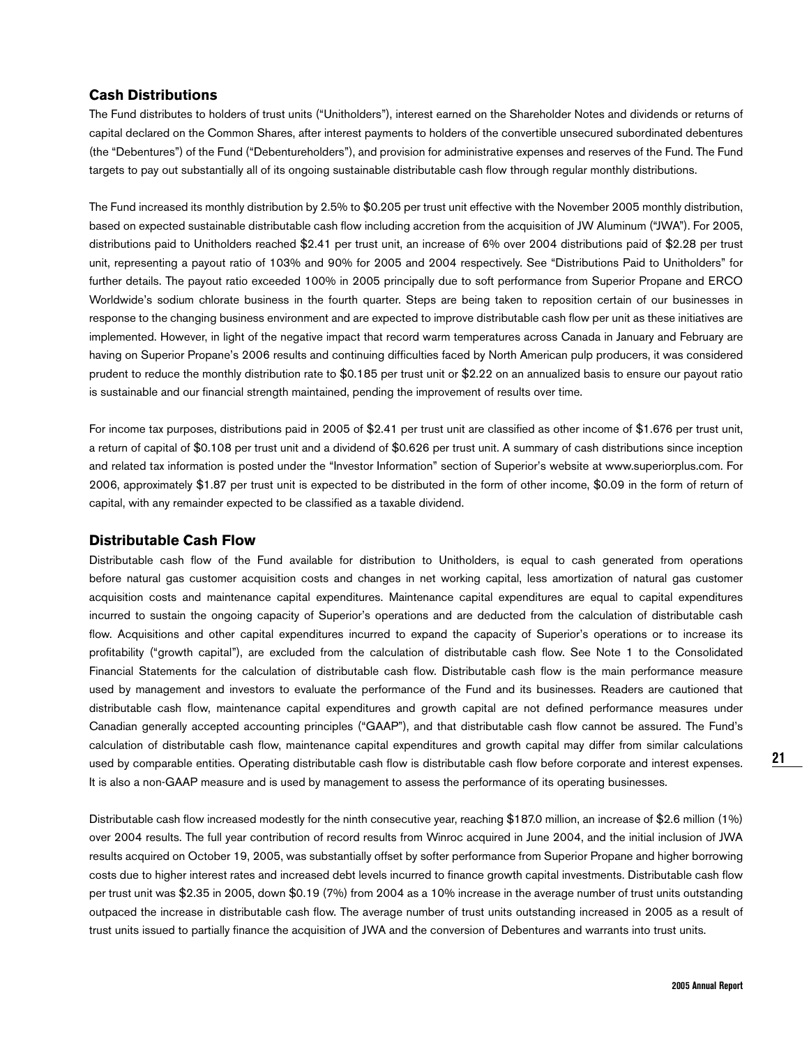## Cash Distributions

The Fund distributes to holders of trust units ("Unitholders"), interest earned on the Shareholder Notes and dividends or returns of capital declared on the Common Shares, after interest payments to holders of the convertible unsecured subordinated debentures (the "Debentures") of the Fund ("Debentureholders"), and provision for administrative expenses and reserves of the Fund. The Fund targets to pay out substantially all of its ongoing sustainable distributable cash flow through regular monthly distributions.

The Fund increased its monthly distribution by 2.5% to $0.205 per trust unit effective with the November 2005 monthly distribution, based on expected sustainable distributable cash flow including accretion from the acquisition of JW Aluminum ("JWA"). For 2005, distributions paid to Unitholders reached $2.41 per trust unit, an increase of 6% over 2004 distributions paid of $2.28 per trust unit, representing a payout ratio of 103% and 90% for 2005 and 2004 respectively. See "Distributions Paid to Unitholders" for further details. The payout ratio exceeded 100% in 2005 principally due to soft performance from Superior Propane and ERCO Worldwide's sodium chlorate business in the fourth quarter. Steps are being taken to reposition certain of our businesses in response to the changing business environment and are expected to improve distributable cash flow per unit as these initiatives are implemented. However, in light of the negative impact that record warm temperatures across Canada in January and February are having on Superior Propane's 2006 results and continuing difficulties faced by North American pulp producers, it was considered prudent to reduce the monthly distribution rate to $0.185 per trust unit or $2.22 on an annualized basis to ensure our payout ratio is sustainable and our financial strength maintained, pending the improvement of results over time.

For income tax purposes, distributions paid in 2005 of $2.41 per trust unit are classified as other income of $1.676 per trust unit, a return of capital of $0.108 per trust unit and a dividend of $0.626 per trust unit. A summary of cash distributions since inception and related tax information is posted under the "Investor Information" section of Superior's website at www.superiorplus.com. For 2006, approximately $1.87 per trust unit is expected to be distributed in the form of other income, $0.09 in the form of return of capital, with any remainder expected to be classified as a taxable dividend.

## Distributable Cash Flow

Distributable cash flow of the Fund available for distribution to Unitholders, is equal to cash generated from operations before natural gas customer acquisition costs and changes in net working capital, less amortization of natural gas customer acquisition costs and maintenance capital expenditures. Maintenance capital expenditures are equal to capital expenditures incurred to sustain the ongoing capacity of Superior's operations and are deducted from the calculation of distributable cash flow. Acquisitions and other capital expenditures incurred to expand the capacity of Superior's operations or to increase its profitability ("growth capital"), are excluded from the calculation of distributable cash flow. See Note 1 to the Consolidated Financial Statements for the calculation of distributable cash flow. Distributable cash flow is the main performance measure used by management and investors to evaluate the performance of the Fund and its businesses. Readers are cautioned that distributable cash flow, maintenance capital expenditures and growth capital are not defined performance measures under Canadian generally accepted accounting principles ("GAAP"), and that distributable cash flow cannot be assured. The Fund's calculation of distributable cash flow, maintenance capital expenditures and growth capital may differ from similar calculations used by comparable entities. Operating distributable cash flow is distributable cash flow before corporate and interest expenses. It is also a non-GAAP measure and is used by management to assess the performance of its operating businesses.

Distributable cash flow increased modestly for the ninth consecutive year, reaching $187.0 million, an increase of $2.6 million (1%) over 2004 results. The full year contribution of record results from Winroc acquired in June 2004, and the initial inclusion of JWA results acquired on October 19, 2005, was substantially offset by softer performance from Superior Propane and higher borrowing costs due to higher interest rates and increased debt levels incurred to finance growth capital investments. Distributable cash flow per trust unit was $2.35 in 2005, down $0.19 (7%) from 2004 as a 10% increase in the average number of trust units outstanding outpaced the increase in distributable cash flow. The average number of trust units outstanding increased in 2005 as a result of trust units issued to partially finance the acquisition of JWA and the conversion of Debentures and warrants into trust units.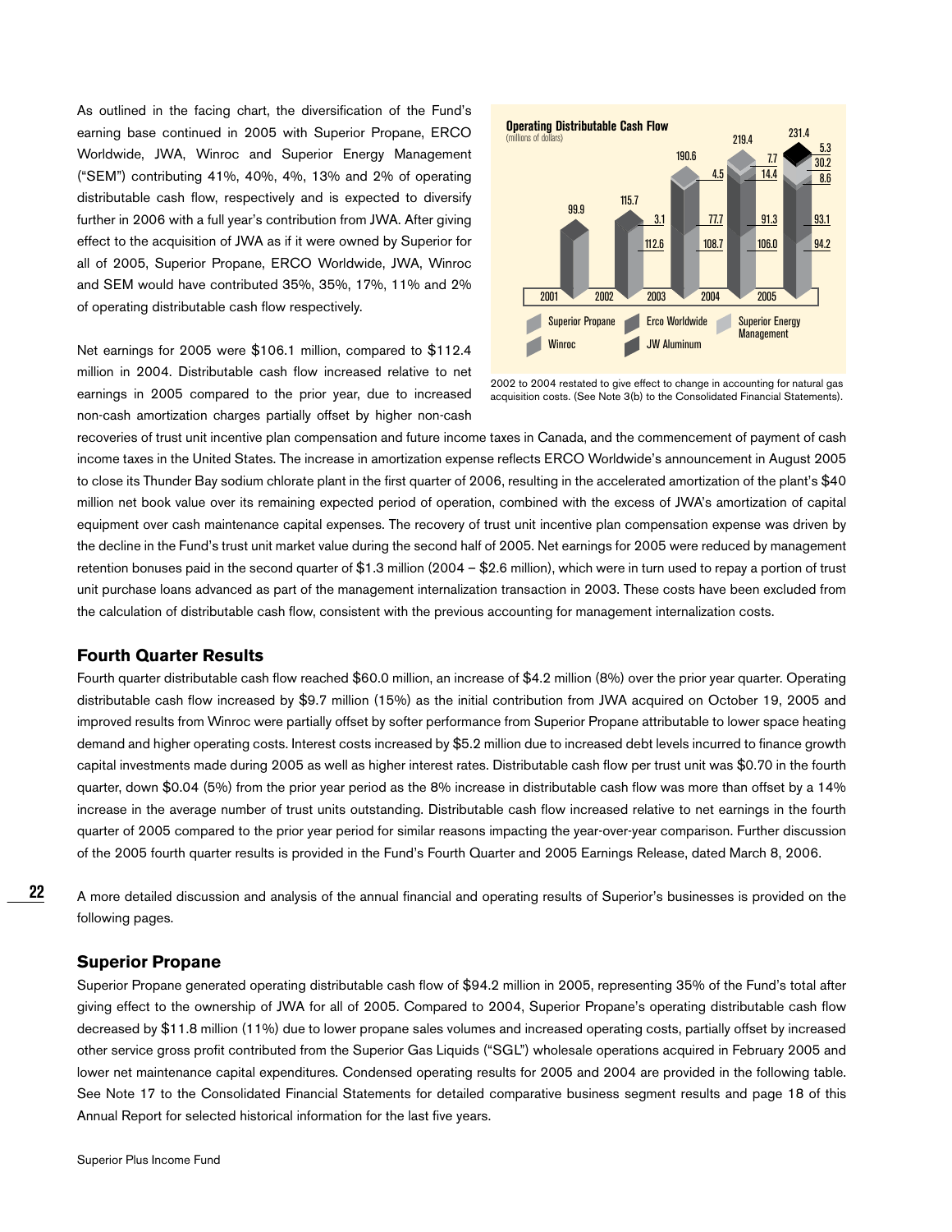As outlined in the facing chart, the diversification of the Fund's earning base continued in 2005 with Superior Propane, ERCO Worldwide, JWA, Winroc and Superior Energy Management ("SEM") contributing 41%, 40%, 4%, 13% and 2% of operating distributable cash flow, respectively and is expected to diversify further in 2006 with a full year's contribution from JWA. After giving effect to the acquisition of JWA as if it were owned by Superior for all of 2005, Superior Propane, ERCO Worldwide, JWA, Winroc and SEM would have contributed 35%, 35%, 17%, 11% and 2% of operating distributable cash flow respectively.

**Operating Distributable Cash Flow**
(millions of dollars)

| Year | Superior Propane | Erco Worldwide | Winroc | Superior Energy Management | JW Aluminum | Total |
|---|---|---|---|---|---|---|
| 2001 | | | | | | 99.9 |
| 2002 | 112.6 | 3.1 | | | | 115.7 |
| 2003 | 108.7 | 77.7 | 4.5 | | | 190.6 |
| 2004 | 106.0 | 91.3 | 14.4 | 7.7 | | 219.4 |
| 2005 | 94.2 | 93.1 | 30.2 | 5.3 | 8.6 | 231.4 |

2002 to 2004 restated to give effect to change in accounting for natural gas acquisition costs. (See Note 3(b) to the Consolidated Financial Statements).

Net earnings for 2005 were $106.1 million, compared to $112.4 million in 2004. Distributable cash flow increased relative to net earnings in 2005 compared to the prior year, due to increased non-cash amortization charges partially offset by higher non-cash recoveries of trust unit incentive plan compensation and future income taxes in Canada, and the commencement of payment of cash income taxes in the United States. The increase in amortization expense reflects ERCO Worldwide's announcement in August 2005 to close its Thunder Bay sodium chlorate plant in the first quarter of 2006, resulting in the accelerated amortization of the plant's $40 million net book value over its remaining expected period of operation, combined with the excess of JWA's amortization of capital equipment over cash maintenance capital expenses. The recovery of trust unit incentive plan compensation expense was driven by the decline in the Fund's trust unit market value during the second half of 2005. Net earnings for 2005 were reduced by management retention bonuses paid in the second quarter of $1.3 million (2004 – $2.6 million), which were in turn used to repay a portion of trust unit purchase loans advanced as part of the management internalization transaction in 2003. These costs have been excluded from the calculation of distributable cash flow, consistent with the previous accounting for management internalization costs.

## Fourth Quarter Results

Fourth quarter distributable cash flow reached $60.0 million, an increase of $4.2 million (8%) over the prior year quarter. Operating distributable cash flow increased by $9.7 million (15%) as the initial contribution from JWA acquired on October 19, 2005 and improved results from Winroc were partially offset by softer performance from Superior Propane attributable to lower space heating demand and higher operating costs. Interest costs increased by $5.2 million due to increased debt levels incurred to finance growth capital investments made during 2005 as well as higher interest rates. Distributable cash flow per trust unit was $0.70 in the fourth quarter, down $0.04 (5%) from the prior year period as the 8% increase in distributable cash flow was more than offset by a 14% increase in the average number of trust units outstanding. Distributable cash flow increased relative to net earnings in the fourth quarter of 2005 compared to the prior year period for similar reasons impacting the year-over-year comparison. Further discussion of the 2005 fourth quarter results is provided in the Fund's Fourth Quarter and 2005 Earnings Release, dated March 8, 2006.

A more detailed discussion and analysis of the annual financial and operating results of Superior's businesses is provided on the following pages.

## Superior Propane

Superior Propane generated operating distributable cash flow of $94.2 million in 2005, representing 35% of the Fund's total after giving effect to the ownership of JWA for all of 2005. Compared to 2004, Superior Propane's operating distributable cash flow decreased by $11.8 million (11%) due to lower propane sales volumes and increased operating costs, partially offset by increased other service gross profit contributed from the Superior Gas Liquids ("SGL") wholesale operations acquired in February 2005 and lower net maintenance capital expenditures. Condensed operating results for 2005 and 2004 are provided in the following table. See Note 17 to the Consolidated Financial Statements for detailed comparative business segment results and page 18 of this Annual Report for selected historical information for the last five years.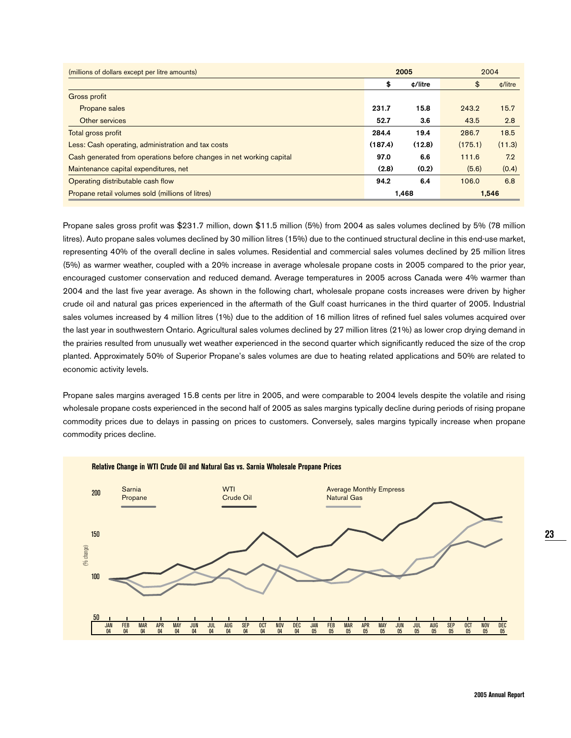| (millions of dollars except per litre amounts) | 2005 | | 2004 | |
|---|---|---|---|---|
| | $ | ¢/litre | $ | ¢/litre |
| Gross profit | | | | |
| Propane sales | **231.7** | **15.8** | 243.2 | 15.7 |
| Other services | **52.7** | **3.6** | 43.5 | 2.8 |
| Total gross profit | **284.4** | **19.4** | 286.7 | 18.5 |
| Less: Cash operating, administration and tax costs | **(187.4)** | **(12.8)** | (175.1) | (11.3) |
| Cash generated from operations before changes in net working capital | **97.0** | **6.6** | 111.6 | 7.2 |
| Maintenance capital expenditures, net | **(2.8)** | **(0.2)** | (5.6) | (0.4) |
| Operating distributable cash flow | **94.2** | **6.4** | 106.0 | 6.8 |
| Propane retail volumes sold (millions of litres) | **1,468** | | **1,546** | |

Propane sales gross profit was $231.7 million, down $11.5 million (5%) from 2004 as sales volumes declined by 5% (78 million litres). Auto propane sales volumes declined by 30 million litres (15%) due to the continued structural decline in this end-use market, representing 40% of the overall decline in sales volumes. Residential and commercial sales volumes declined by 25 million litres (5%) as warmer weather, coupled with a 20% increase in average wholesale propane costs in 2005 compared to the prior year, encouraged customer conservation and reduced demand. Average temperatures in 2005 across Canada were 4% warmer than 2004 and the last five year average. As shown in the following chart, wholesale propane costs increases were driven by higher crude oil and natural gas prices experienced in the aftermath of the Gulf coast hurricanes in the third quarter of 2005. Industrial sales volumes increased by 4 million litres (1%) due to the addition of 16 million litres of refined fuel sales volumes acquired over the last year in southwestern Ontario. Agricultural sales volumes declined by 27 million litres (21%) as lower crop drying demand in the prairies resulted from unusually wet weather experienced in the second quarter which significantly reduced the size of the crop planted. Approximately 50% of Superior Propane's sales volumes are due to heating related applications and 50% are related to economic activity levels.

Propane sales margins averaged 15.8 cents per litre in 2005, and were comparable to 2004 levels despite the volatile and rising wholesale propane costs experienced in the second half of 2005 as sales margins typically decline during periods of rising propane commodity prices due to delays in passing on prices to customers. Conversely, sales margins typically increase when propane commodity prices decline.

**Relative Change in WTI Crude Oil and Natural Gas vs. Sarnia Wholesale Propane Prices**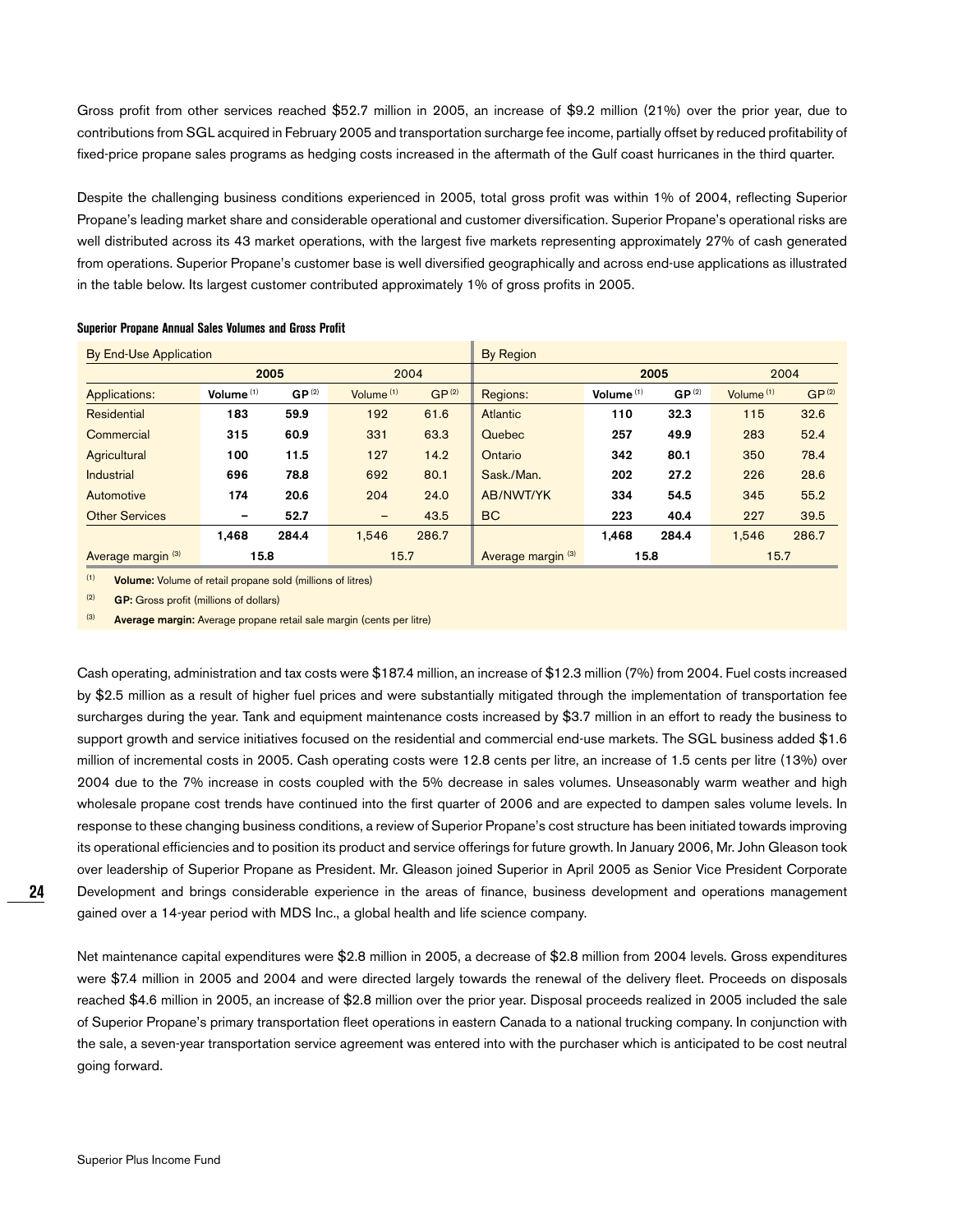Gross profit from other services reached $52.7 million in 2005, an increase of $9.2 million (21%) over the prior year, due to contributions from SGL acquired in February 2005 and transportation surcharge fee income, partially offset by reduced profitability of fixed-price propane sales programs as hedging costs increased in the aftermath of the Gulf coast hurricanes in the third quarter.

Despite the challenging business conditions experienced in 2005, total gross profit was within 1% of 2004, reflecting Superior Propane's leading market share and considerable operational and customer diversification. Superior Propane's operational risks are well distributed across its 43 market operations, with the largest five markets representing approximately 27% of cash generated from operations. Superior Propane's customer base is well diversified geographically and across end-use applications as illustrated in the table below. Its largest customer contributed approximately 1% of gross profits in 2005.

**Superior Propane Annual Sales Volumes and Gross Profit**

| By End-Use Application | | | | | By Region | | | | |
|---|---|---|---|---|---|---|---|---|---|
| | 2005 | | 2004 | | | 2005 | | 2004 | |
| Applications: | **Volume** [(1)] | **GP** [(2)] | Volume [(1)] | GP [(2)] | Regions: | **Volume** [(1)] | **GP** [(2)] | Volume [(1)] | GP [(2)] |
| Residential | **183** | **59.9** | 192 | 61.6 | Atlantic | **110** | **32.3** | 115 | 32.6 |
| Commercial | **315** | **60.9** | 331 | 63.3 | Quebec | **257** | **49.9** | 283 | 52.4 |
| Agricultural | **100** | **11.5** | 127 | 14.2 | Ontario | **342** | **80.1** | 350 | 78.4 |
| Industrial | **696** | **78.8** | 692 | 80.1 | Sask./Man. | **202** | **27.2** | 226 | 28.6 |
| Automotive | **174** | **20.6** | 204 | 24.0 | AB/NWT/YK | **334** | **54.5** | 345 | 55.2 |
| Other Services | **–** | **52.7** | – | 43.5 | BC | **223** | **40.4** | 227 | 39.5 |
| | **1,468** | **284.4** | 1,546 | 286.7 | | **1,468** | **284.4** | 1,546 | 286.7 |
| Average margin [(3)] | **15.8** | | 15.7 | | Average margin [(3)] | **15.8** | | 15.7 | |

[(1)] **Volume:** Volume of retail propane sold (millions of litres)

[(2)] **GP:** Gross profit (millions of dollars)

[(3)] **Average margin:** Average propane retail sale margin (cents per litre)

Cash operating, administration and tax costs were $187.4 million, an increase of $12.3 million (7%) from 2004. Fuel costs increased by $2.5 million as a result of higher fuel prices and were substantially mitigated through the implementation of transportation fee surcharges during the year. Tank and equipment maintenance costs increased by $3.7 million in an effort to ready the business to support growth and service initiatives focused on the residential and commercial end-use markets. The SGL business added $1.6 million of incremental costs in 2005. Cash operating costs were 12.8 cents per litre, an increase of 1.5 cents per litre (13%) over 2004 due to the 7% increase in costs coupled with the 5% decrease in sales volumes. Unseasonably warm weather and high wholesale propane cost trends have continued into the first quarter of 2006 and are expected to dampen sales volume levels. In response to these changing business conditions, a review of Superior Propane's cost structure has been initiated towards improving its operational efficiencies and to position its product and service offerings for future growth. In January 2006, Mr. John Gleason took over leadership of Superior Propane as President. Mr. Gleason joined Superior in April 2005 as Senior Vice President Corporate Development and brings considerable experience in the areas of finance, business development and operations management gained over a 14-year period with MDS Inc., a global health and life science company.

Net maintenance capital expenditures were $2.8 million in 2005, a decrease of $2.8 million from 2004 levels. Gross expenditures were $7.4 million in 2005 and 2004 and were directed largely towards the renewal of the delivery fleet. Proceeds on disposals reached $4.6 million in 2005, an increase of $2.8 million over the prior year. Disposal proceeds realized in 2005 included the sale of Superior Propane's primary transportation fleet operations in eastern Canada to a national trucking company. In conjunction with the sale, a seven-year transportation service agreement was entered into with the purchaser which is anticipated to be cost neutral going forward.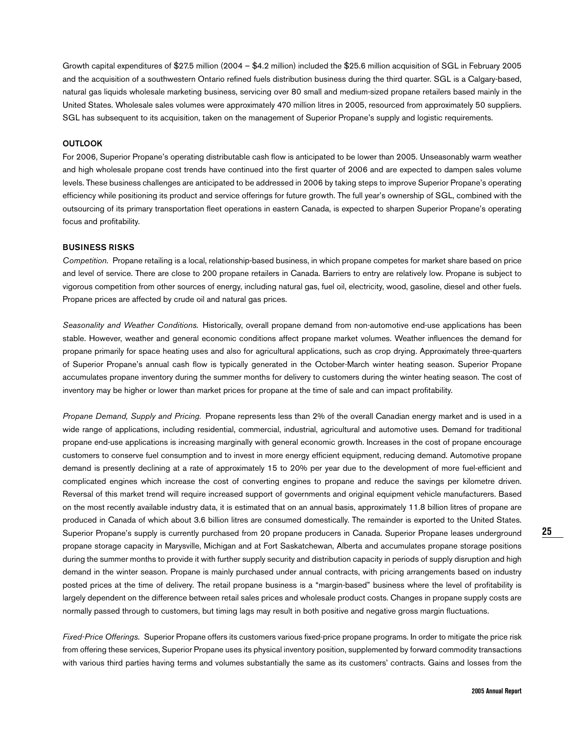Growth capital expenditures of $27.5 million (2004 – $4.2 million) included the $25.6 million acquisition of SGL in February 2005 and the acquisition of a southwestern Ontario refined fuels distribution business during the third quarter. SGL is a Calgary-based, natural gas liquids wholesale marketing business, servicing over 80 small and medium-sized propane retailers based mainly in the United States. Wholesale sales volumes were approximately 470 million litres in 2005, resourced from approximately 50 suppliers. SGL has subsequent to its acquisition, taken on the management of Superior Propane's supply and logistic requirements.

## OUTLOOK

For 2006, Superior Propane's operating distributable cash flow is anticipated to be lower than 2005. Unseasonably warm weather and high wholesale propane cost trends have continued into the first quarter of 2006 and are expected to dampen sales volume levels. These business challenges are anticipated to be addressed in 2006 by taking steps to improve Superior Propane's operating efficiency while positioning its product and service offerings for future growth. The full year's ownership of SGL, combined with the outsourcing of its primary transportation fleet operations in eastern Canada, is expected to sharpen Superior Propane's operating focus and profitability.

## BUSINESS RISKS

*Competition.* Propane retailing is a local, relationship-based business, in which propane competes for market share based on price and level of service. There are close to 200 propane retailers in Canada. Barriers to entry are relatively low. Propane is subject to vigorous competition from other sources of energy, including natural gas, fuel oil, electricity, wood, gasoline, diesel and other fuels. Propane prices are affected by crude oil and natural gas prices.

*Seasonality and Weather Conditions.* Historically, overall propane demand from non-automotive end-use applications has been stable. However, weather and general economic conditions affect propane market volumes. Weather influences the demand for propane primarily for space heating uses and also for agricultural applications, such as crop drying. Approximately three-quarters of Superior Propane's annual cash flow is typically generated in the October-March winter heating season. Superior Propane accumulates propane inventory during the summer months for delivery to customers during the winter heating season. The cost of inventory may be higher or lower than market prices for propane at the time of sale and can impact profitability.

*Propane Demand, Supply and Pricing.* Propane represents less than 2% of the overall Canadian energy market and is used in a wide range of applications, including residential, commercial, industrial, agricultural and automotive uses. Demand for traditional propane end-use applications is increasing marginally with general economic growth. Increases in the cost of propane encourage customers to conserve fuel consumption and to invest in more energy efficient equipment, reducing demand. Automotive propane demand is presently declining at a rate of approximately 15 to 20% per year due to the development of more fuel-efficient and complicated engines which increase the cost of converting engines to propane and reduce the savings per kilometre driven. Reversal of this market trend will require increased support of governments and original equipment vehicle manufacturers. Based on the most recently available industry data, it is estimated that on an annual basis, approximately 11.8 billion litres of propane are produced in Canada of which about 3.6 billion litres are consumed domestically. The remainder is exported to the United States. Superior Propane's supply is currently purchased from 20 propane producers in Canada. Superior Propane leases underground propane storage capacity in Marysville, Michigan and at Fort Saskatchewan, Alberta and accumulates propane storage positions during the summer months to provide it with further supply security and distribution capacity in periods of supply disruption and high demand in the winter season. Propane is mainly purchased under annual contracts, with pricing arrangements based on industry posted prices at the time of delivery. The retail propane business is a "margin-based" business where the level of profitability is largely dependent on the difference between retail sales prices and wholesale product costs. Changes in propane supply costs are normally passed through to customers, but timing lags may result in both positive and negative gross margin fluctuations.

*Fixed-Price Offerings.* Superior Propane offers its customers various fixed-price propane programs. In order to mitigate the price risk from offering these services, Superior Propane uses its physical inventory position, supplemented by forward commodity transactions with various third parties having terms and volumes substantially the same as its customers' contracts. Gains and losses from the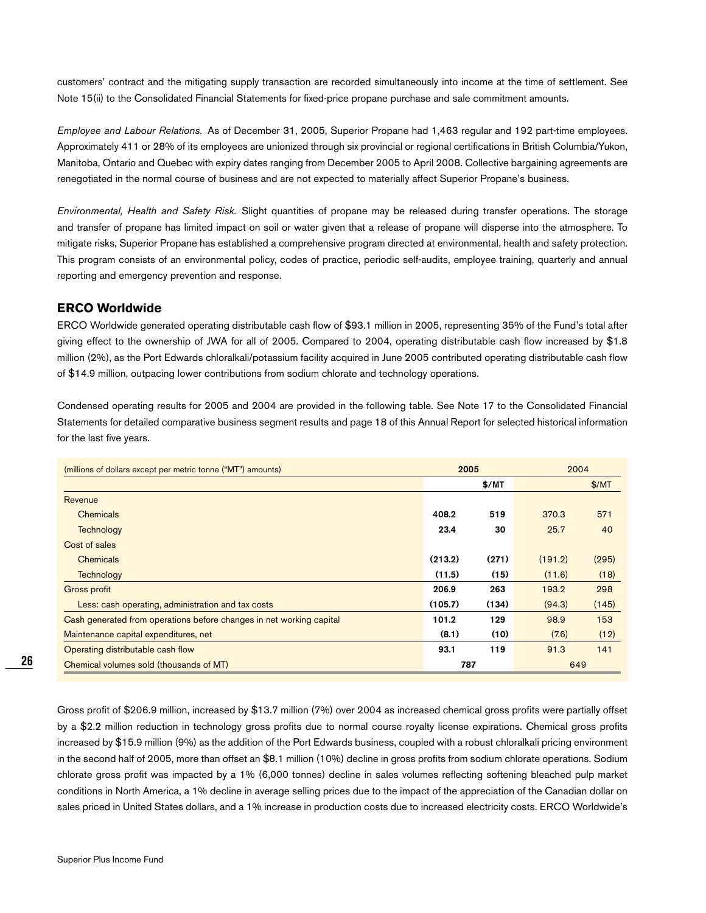customers' contract and the mitigating supply transaction are recorded simultaneously into income at the time of settlement. See Note 15(ii) to the Consolidated Financial Statements for fixed-price propane purchase and sale commitment amounts.

*Employee and Labour Relations.* As of December 31, 2005, Superior Propane had 1,463 regular and 192 part-time employees. Approximately 411 or 28% of its employees are unionized through six provincial or regional certifications in British Columbia/Yukon, Manitoba, Ontario and Quebec with expiry dates ranging from December 2005 to April 2008. Collective bargaining agreements are renegotiated in the normal course of business and are not expected to materially affect Superior Propane's business.

*Environmental, Health and Safety Risk.* Slight quantities of propane may be released during transfer operations. The storage and transfer of propane has limited impact on soil or water given that a release of propane will disperse into the atmosphere. To mitigate risks, Superior Propane has established a comprehensive program directed at environmental, health and safety protection. This program consists of an environmental policy, codes of practice, periodic self-audits, employee training, quarterly and annual reporting and emergency prevention and response.

## ERCO Worldwide

ERCO Worldwide generated operating distributable cash flow of $93.1 million in 2005, representing 35% of the Fund's total after giving effect to the ownership of JWA for all of 2005. Compared to 2004, operating distributable cash flow increased by $1.8 million (2%), as the Port Edwards chloralkali/potassium facility acquired in June 2005 contributed operating distributable cash flow of $14.9 million, outpacing lower contributions from sodium chlorate and technology operations.

Condensed operating results for 2005 and 2004 are provided in the following table. See Note 17 to the Consolidated Financial Statements for detailed comparative business segment results and page 18 of this Annual Report for selected historical information for the last five years.

| (millions of dollars except per metric tonne ("MT") amounts) | **2005** | | 2004 | |
|---|---|---|---|---|
| | | **$/MT** | | $/MT |
| Revenue | | | | |
| Chemicals | **408.2** | **519** | 370.3 | 571 |
| Technology | **23.4** | **30** | 25.7 | 40 |
| Cost of sales | | | | |
| Chemicals | **(213.2)** | **(271)** | (191.2) | (295) |
| Technology | **(11.5)** | **(15)** | (11.6) | (18) |
| Gross profit | **206.9** | **263** | 193.2 | 298 |
| Less: cash operating, administration and tax costs | **(105.7)** | **(134)** | (94.3) | (145) |
| Cash generated from operations before changes in net working capital | **101.2** | **129** | 98.9 | 153 |
| Maintenance capital expenditures, net | **(8.1)** | **(10)** | (7.6) | (12) |
| Operating distributable cash flow | **93.1** | **119** | 91.3 | 141 |
| Chemical volumes sold (thousands of MT) | **787** | | 649 | |

Gross profit of $206.9 million, increased by $13.7 million (7%) over 2004 as increased chemical gross profits were partially offset by a $2.2 million reduction in technology gross profits due to normal course royalty license expirations. Chemical gross profits increased by $15.9 million (9%) as the addition of the Port Edwards business, coupled with a robust chloralkali pricing environment in the second half of 2005, more than offset an $8.1 million (10%) decline in gross profits from sodium chlorate operations. Sodium chlorate gross profit was impacted by a 1% (6,000 tonnes) decline in sales volumes reflecting softening bleached pulp market conditions in North America, a 1% decline in average selling prices due to the impact of the appreciation of the Canadian dollar on sales priced in United States dollars, and a 1% increase in production costs due to increased electricity costs. ERCO Worldwide's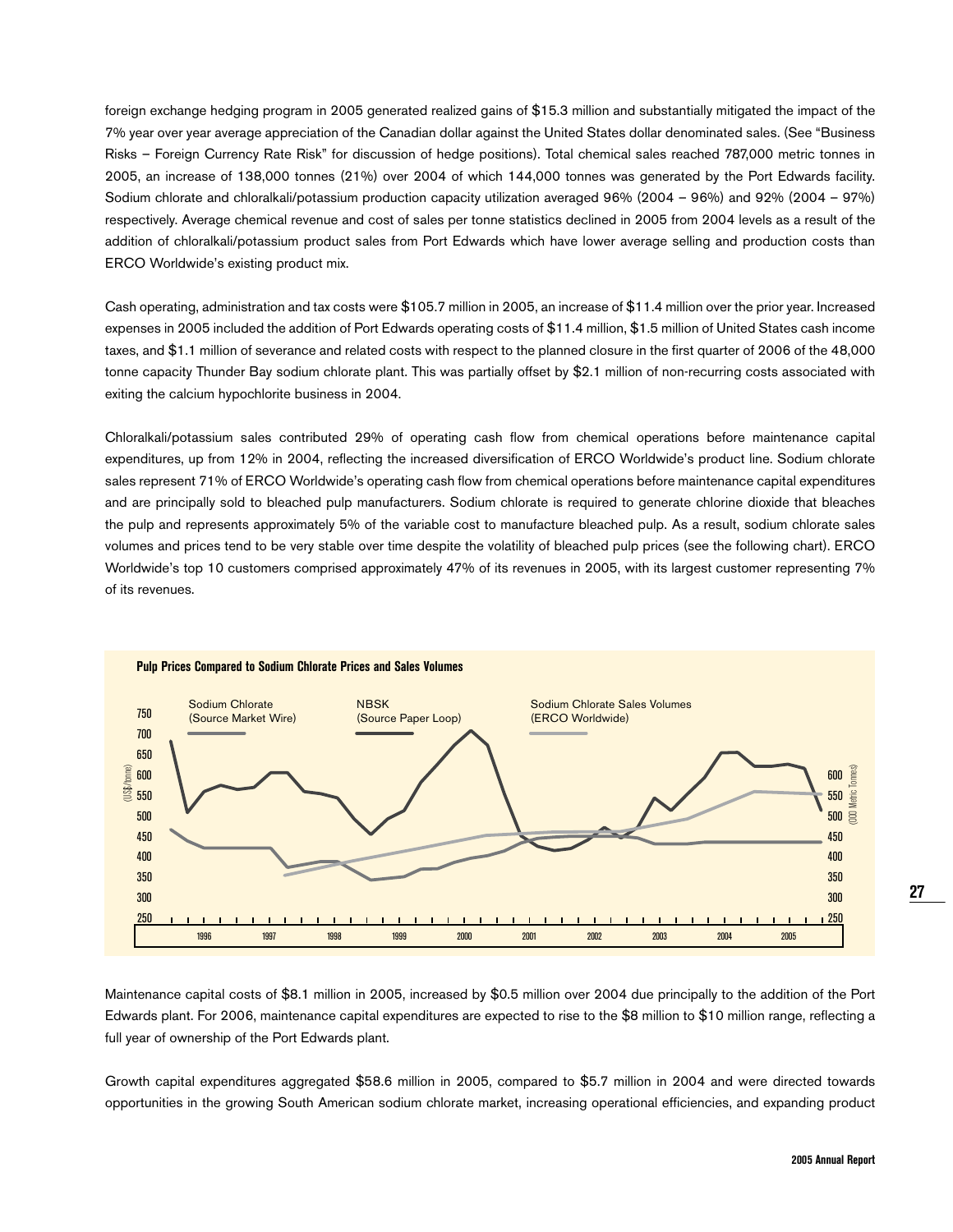foreign exchange hedging program in 2005 generated realized gains of $15.3 million and substantially mitigated the impact of the 7% year over year average appreciation of the Canadian dollar against the United States dollar denominated sales. (See "Business Risks – Foreign Currency Rate Risk" for discussion of hedge positions). Total chemical sales reached 787,000 metric tonnes in 2005, an increase of 138,000 tonnes (21%) over 2004 of which 144,000 tonnes was generated by the Port Edwards facility. Sodium chlorate and chloralkali/potassium production capacity utilization averaged 96% (2004 – 96%) and 92% (2004 – 97%) respectively. Average chemical revenue and cost of sales per tonne statistics declined in 2005 from 2004 levels as a result of the addition of chloralkali/potassium product sales from Port Edwards which have lower average selling and production costs than ERCO Worldwide's existing product mix.

Cash operating, administration and tax costs were $105.7 million in 2005, an increase of $11.4 million over the prior year. Increased expenses in 2005 included the addition of Port Edwards operating costs of $11.4 million, $1.5 million of United States cash income taxes, and $1.1 million of severance and related costs with respect to the planned closure in the first quarter of 2006 of the 48,000 tonne capacity Thunder Bay sodium chlorate plant. This was partially offset by $2.1 million of non-recurring costs associated with exiting the calcium hypochlorite business in 2004.

Chloralkali/potassium sales contributed 29% of operating cash flow from chemical operations before maintenance capital expenditures, up from 12% in 2004, reflecting the increased diversification of ERCO Worldwide's product line. Sodium chlorate sales represent 71% of ERCO Worldwide's operating cash flow from chemical operations before maintenance capital expenditures and are principally sold to bleached pulp manufacturers. Sodium chlorate is required to generate chlorine dioxide that bleaches the pulp and represents approximately 5% of the variable cost to manufacture bleached pulp. As a result, sodium chlorate sales volumes and prices tend to be very stable over time despite the volatility of bleached pulp prices (see the following chart). ERCO Worldwide's top 10 customers comprised approximately 47% of its revenues in 2005, with its largest customer representing 7% of its revenues.

**Pulp Prices Compared to Sodium Chlorate Prices and Sales Volumes**

Maintenance capital costs of $8.1 million in 2005, increased by $0.5 million over 2004 due principally to the addition of the Port Edwards plant. For 2006, maintenance capital expenditures are expected to rise to the $8 million to $10 million range, reflecting a full year of ownership of the Port Edwards plant.

Growth capital expenditures aggregated $58.6 million in 2005, compared to $5.7 million in 2004 and were directed towards opportunities in the growing South American sodium chlorate market, increasing operational efficiencies, and expanding product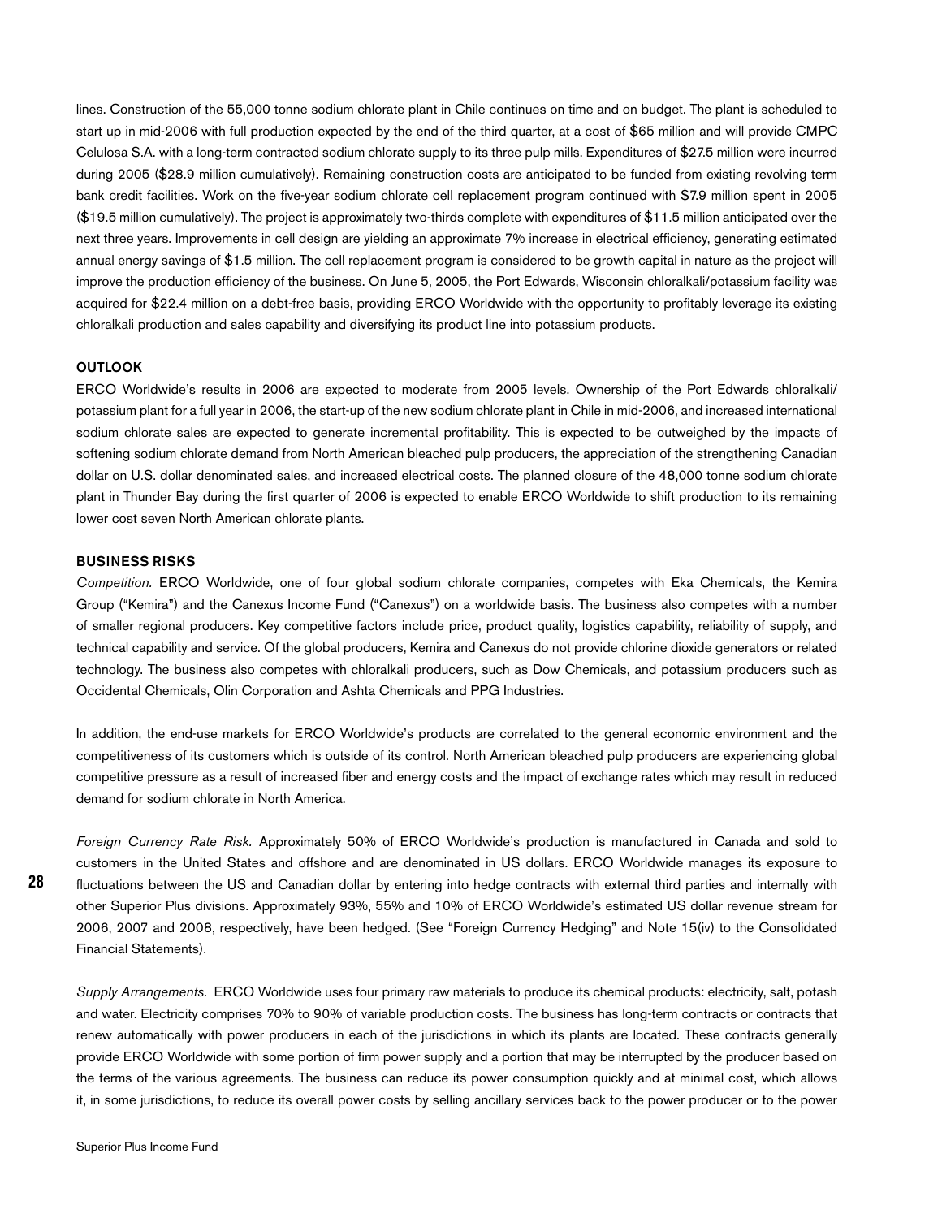lines. Construction of the 55,000 tonne sodium chlorate plant in Chile continues on time and on budget. The plant is scheduled to start up in mid-2006 with full production expected by the end of the third quarter, at a cost of $65 million and will provide CMPC Celulosa S.A. with a long-term contracted sodium chlorate supply to its three pulp mills. Expenditures of $27.5 million were incurred during 2005 ($28.9 million cumulatively). Remaining construction costs are anticipated to be funded from existing revolving term bank credit facilities. Work on the five-year sodium chlorate cell replacement program continued with $7.9 million spent in 2005 ($19.5 million cumulatively). The project is approximately two-thirds complete with expenditures of $11.5 million anticipated over the next three years. Improvements in cell design are yielding an approximate 7% increase in electrical efficiency, generating estimated annual energy savings of $1.5 million. The cell replacement program is considered to be growth capital in nature as the project will improve the production efficiency of the business. On June 5, 2005, the Port Edwards, Wisconsin chloralkali/potassium facility was acquired for $22.4 million on a debt-free basis, providing ERCO Worldwide with the opportunity to profitably leverage its existing chloralkali production and sales capability and diversifying its product line into potassium products.

## OUTLOOK

ERCO Worldwide's results in 2006 are expected to moderate from 2005 levels. Ownership of the Port Edwards chloralkali/potassium plant for a full year in 2006, the start-up of the new sodium chlorate plant in Chile in mid-2006, and increased international sodium chlorate sales are expected to generate incremental profitability. This is expected to be outweighed by the impacts of softening sodium chlorate demand from North American bleached pulp producers, the appreciation of the strengthening Canadian dollar on U.S. dollar denominated sales, and increased electrical costs. The planned closure of the 48,000 tonne sodium chlorate plant in Thunder Bay during the first quarter of 2006 is expected to enable ERCO Worldwide to shift production to its remaining lower cost seven North American chlorate plants.

## BUSINESS RISKS

*Competition.* ERCO Worldwide, one of four global sodium chlorate companies, competes with Eka Chemicals, the Kemira Group ("Kemira") and the Canexus Income Fund ("Canexus") on a worldwide basis. The business also competes with a number of smaller regional producers. Key competitive factors include price, product quality, logistics capability, reliability of supply, and technical capability and service. Of the global producers, Kemira and Canexus do not provide chlorine dioxide generators or related technology. The business also competes with chloralkali producers, such as Dow Chemicals, and potassium producers such as Occidental Chemicals, Olin Corporation and Ashta Chemicals and PPG Industries.

In addition, the end-use markets for ERCO Worldwide's products are correlated to the general economic environment and the competitiveness of its customers which is outside of its control. North American bleached pulp producers are experiencing global competitive pressure as a result of increased fiber and energy costs and the impact of exchange rates which may result in reduced demand for sodium chlorate in North America.

*Foreign Currency Rate Risk.* Approximately 50% of ERCO Worldwide's production is manufactured in Canada and sold to customers in the United States and offshore and are denominated in US dollars. ERCO Worldwide manages its exposure to fluctuations between the US and Canadian dollar by entering into hedge contracts with external third parties and internally with other Superior Plus divisions. Approximately 93%, 55% and 10% of ERCO Worldwide's estimated US dollar revenue stream for 2006, 2007 and 2008, respectively, have been hedged. (See "Foreign Currency Hedging" and Note 15(iv) to the Consolidated Financial Statements).

*Supply Arrangements.* ERCO Worldwide uses four primary raw materials to produce its chemical products: electricity, salt, potash and water. Electricity comprises 70% to 90% of variable production costs. The business has long-term contracts or contracts that renew automatically with power producers in each of the jurisdictions in which its plants are located. These contracts generally provide ERCO Worldwide with some portion of firm power supply and a portion that may be interrupted by the producer based on the terms of the various agreements. The business can reduce its power consumption quickly and at minimal cost, which allows it, in some jurisdictions, to reduce its overall power costs by selling ancillary services back to the power producer or to the power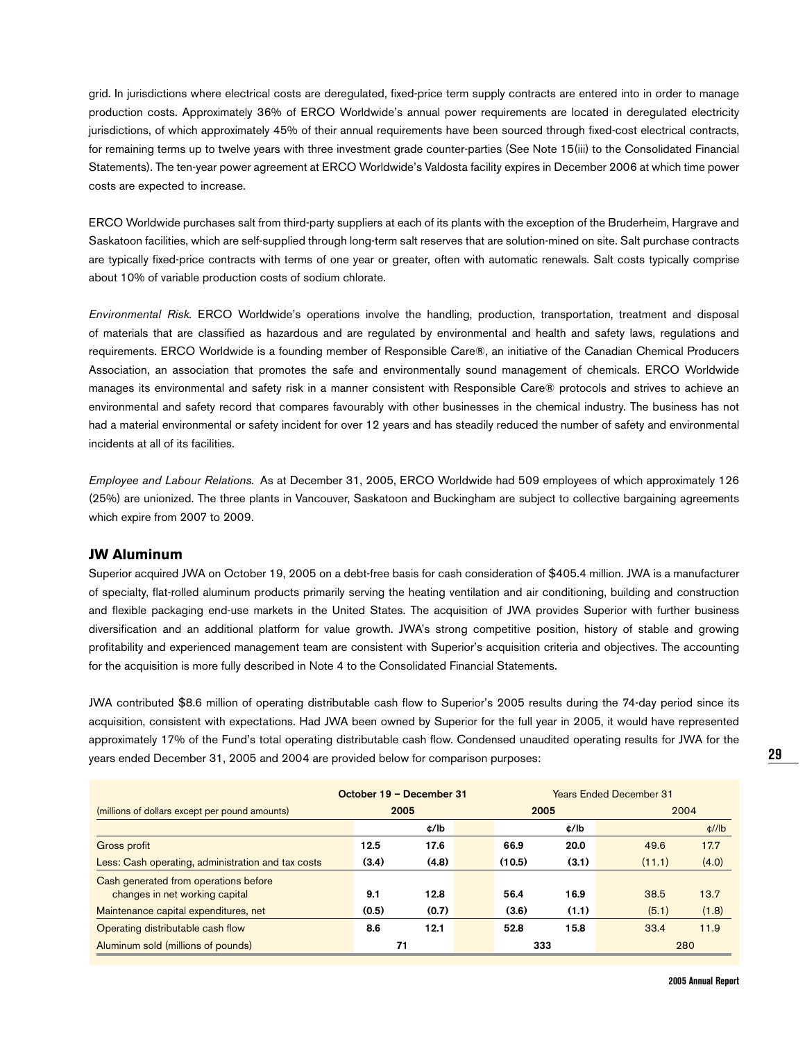grid. In jurisdictions where electrical costs are deregulated, fixed-price term supply contracts are entered into in order to manage production costs. Approximately 36% of ERCO Worldwide's annual power requirements are located in deregulated electricity jurisdictions, of which approximately 45% of their annual requirements have been sourced through fixed-cost electrical contracts, for remaining terms up to twelve years with three investment grade counter-parties (See Note 15(iii) to the Consolidated Financial Statements). The ten-year power agreement at ERCO Worldwide's Valdosta facility expires in December 2006 at which time power costs are expected to increase.

ERCO Worldwide purchases salt from third-party suppliers at each of its plants with the exception of the Bruderheim, Hargrave and Saskatoon facilities, which are self-supplied through long-term salt reserves that are solution-mined on site. Salt purchase contracts are typically fixed-price contracts with terms of one year or greater, often with automatic renewals. Salt costs typically comprise about 10% of variable production costs of sodium chlorate.

*Environmental Risk.* ERCO Worldwide's operations involve the handling, production, transportation, treatment and disposal of materials that are classified as hazardous and are regulated by environmental and health and safety laws, regulations and requirements. ERCO Worldwide is a founding member of Responsible Care®, an initiative of the Canadian Chemical Producers Association, an association that promotes the safe and environmentally sound management of chemicals. ERCO Worldwide manages its environmental and safety risk in a manner consistent with Responsible Care® protocols and strives to achieve an environmental and safety record that compares favourably with other businesses in the chemical industry. The business has not had a material environmental or safety incident for over 12 years and has steadily reduced the number of safety and environmental incidents at all of its facilities.

*Employee and Labour Relations.* As at December 31, 2005, ERCO Worldwide had 509 employees of which approximately 126 (25%) are unionized. The three plants in Vancouver, Saskatoon and Buckingham are subject to collective bargaining agreements which expire from 2007 to 2009.

## JW Aluminum

Superior acquired JWA on October 19, 2005 on a debt-free basis for cash consideration of $405.4 million. JWA is a manufacturer of specialty, flat-rolled aluminum products primarily serving the heating ventilation and air conditioning, building and construction and flexible packaging end-use markets in the United States. The acquisition of JWA provides Superior with further business diversification and an additional platform for value growth. JWA's strong competitive position, history of stable and growing profitability and experienced management team are consistent with Superior's acquisition criteria and objectives. The accounting for the acquisition is more fully described in Note 4 to the Consolidated Financial Statements.

JWA contributed $8.6 million of operating distributable cash flow to Superior's 2005 results during the 74-day period since its acquisition, consistent with expectations. Had JWA been owned by Superior for the full year in 2005, it would have represented approximately 17% of the Fund's total operating distributable cash flow. Condensed unaudited operating results for JWA for the years ended December 31, 2005 and 2004 are provided below for comparison purposes:

| | **October 19 – December 31** | | Years Ended December 31 | | | |
|---|---|---|---|---|---|---|
| (millions of dollars except per pound amounts) | **2005** | | **2005** | | 2004 | |
| | | **¢/lb** | | **¢/lb** | | ¢//lb |
| Gross profit | **12.5** | **17.6** | **66.9** | **20.0** | 49.6 | 17.7 |
| Less: Cash operating, administration and tax costs | **(3.4)** | **(4.8)** | **(10.5)** | **(3.1)** | (11.1) | (4.0) |
| Cash generated from operations before changes in net working capital | **9.1** | **12.8** | **56.4** | **16.9** | 38.5 | 13.7 |
| Maintenance capital expenditures, net | **(0.5)** | **(0.7)** | **(3.6)** | **(1.1)** | (5.1) | (1.8) |
| Operating distributable cash flow | **8.6** | **12.1** | **52.8** | **15.8** | 33.4 | 11.9 |
| Aluminum sold (millions of pounds) | **71** | | **333** | | 280 | |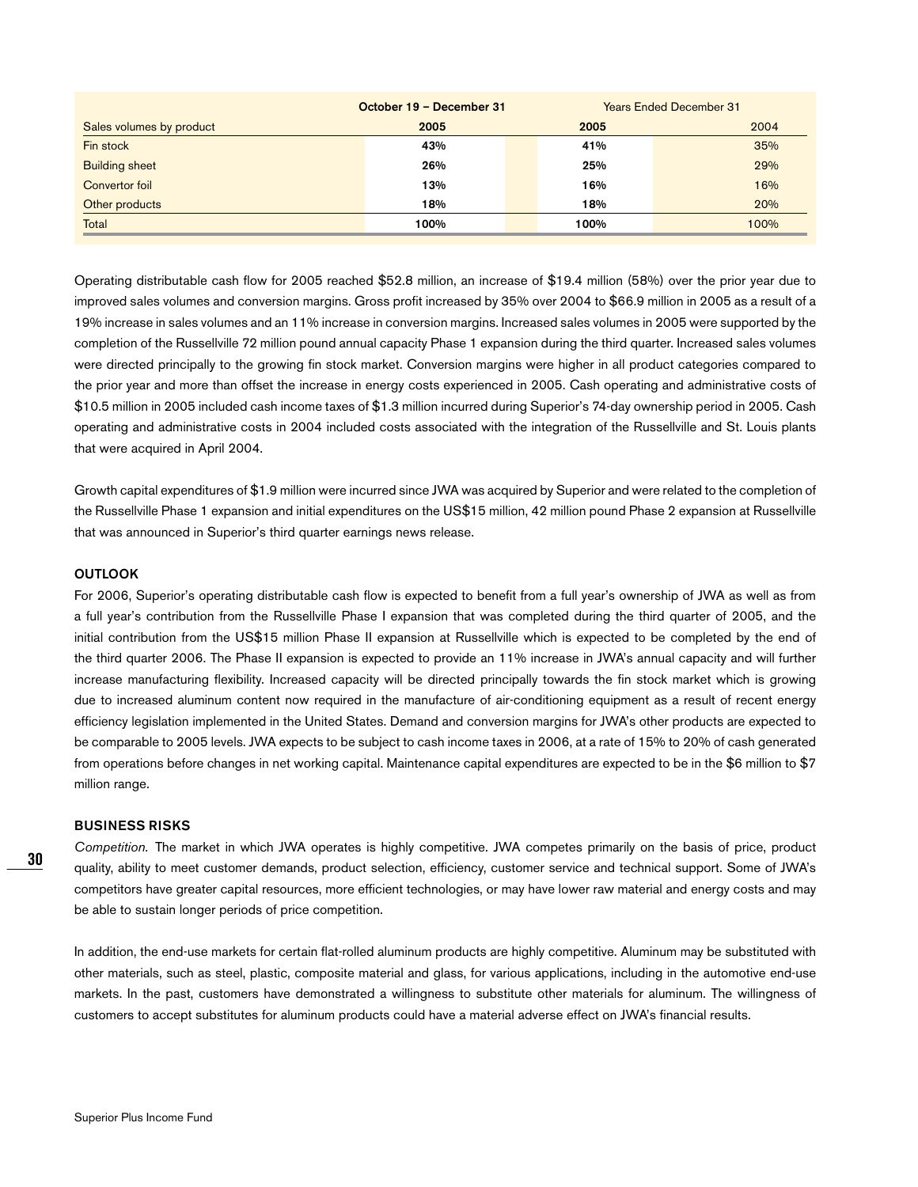| Sales volumes by product | October 19 – December 31 2005 | Years Ended December 31 2005 | 2004 |
|---|---|---|---|
| Fin stock | **43%** | **41%** | 35% |
| Building sheet | **26%** | **25%** | 29% |
| Convertor foil | **13%** | **16%** | 16% |
| Other products | **18%** | **18%** | 20% |
| Total | **100%** | **100%** | 100% |

Operating distributable cash flow for 2005 reached $52.8 million, an increase of $19.4 million (58%) over the prior year due to improved sales volumes and conversion margins. Gross profit increased by 35% over 2004 to $66.9 million in 2005 as a result of a 19% increase in sales volumes and an 11% increase in conversion margins. Increased sales volumes in 2005 were supported by the completion of the Russellville 72 million pound annual capacity Phase 1 expansion during the third quarter. Increased sales volumes were directed principally to the growing fin stock market. Conversion margins were higher in all product categories compared to the prior year and more than offset the increase in energy costs experienced in 2005. Cash operating and administrative costs of $10.5 million in 2005 included cash income taxes of $1.3 million incurred during Superior's 74-day ownership period in 2005. Cash operating and administrative costs in 2004 included costs associated with the integration of the Russellville and St. Louis plants that were acquired in April 2004.

Growth capital expenditures of $1.9 million were incurred since JWA was acquired by Superior and were related to the completion of the Russellville Phase 1 expansion and initial expenditures on the US$15 million, 42 million pound Phase 2 expansion at Russellville that was announced in Superior's third quarter earnings news release.

### OUTLOOK

For 2006, Superior's operating distributable cash flow is expected to benefit from a full year's ownership of JWA as well as from a full year's contribution from the Russellville Phase I expansion that was completed during the third quarter of 2005, and the initial contribution from the US$15 million Phase II expansion at Russellville which is expected to be completed by the end of the third quarter 2006. The Phase II expansion is expected to provide an 11% increase in JWA's annual capacity and will further increase manufacturing flexibility. Increased capacity will be directed principally towards the fin stock market which is growing due to increased aluminum content now required in the manufacture of air-conditioning equipment as a result of recent energy efficiency legislation implemented in the United States. Demand and conversion margins for JWA's other products are expected to be comparable to 2005 levels. JWA expects to be subject to cash income taxes in 2006, at a rate of 15% to 20% of cash generated from operations before changes in net working capital. Maintenance capital expenditures are expected to be in the $6 million to $7 million range.

### BUSINESS RISKS

*Competition.* The market in which JWA operates is highly competitive. JWA competes primarily on the basis of price, product quality, ability to meet customer demands, product selection, efficiency, customer service and technical support. Some of JWA's competitors have greater capital resources, more efficient technologies, or may have lower raw material and energy costs and may be able to sustain longer periods of price competition.

In addition, the end-use markets for certain flat-rolled aluminum products are highly competitive. Aluminum may be substituted with other materials, such as steel, plastic, composite material and glass, for various applications, including in the automotive end-use markets. In the past, customers have demonstrated a willingness to substitute other materials for aluminum. The willingness of customers to accept substitutes for aluminum products could have a material adverse effect on JWA's financial results.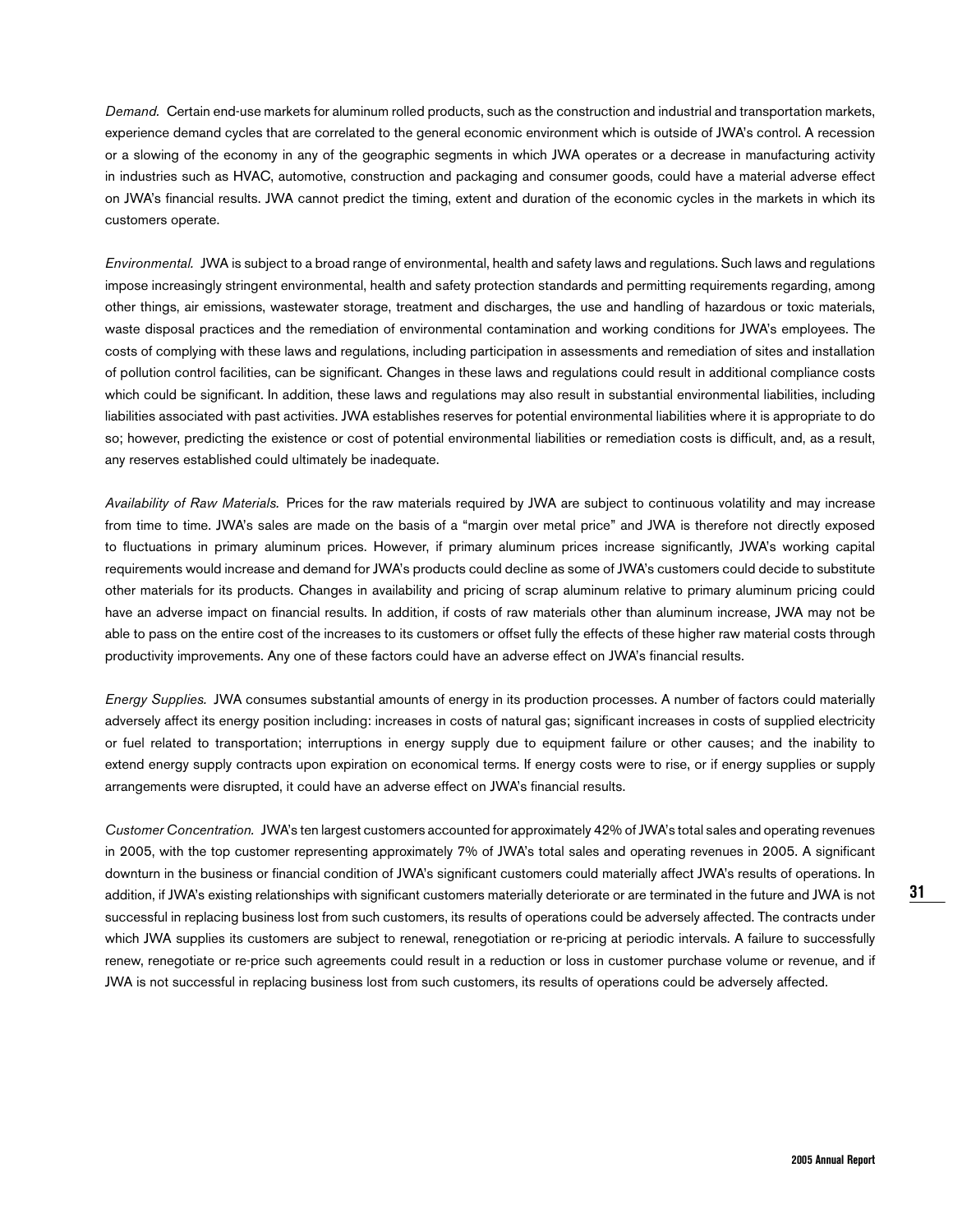*Demand.* Certain end-use markets for aluminum rolled products, such as the construction and industrial and transportation markets, experience demand cycles that are correlated to the general economic environment which is outside of JWA's control. A recession or a slowing of the economy in any of the geographic segments in which JWA operates or a decrease in manufacturing activity in industries such as HVAC, automotive, construction and packaging and consumer goods, could have a material adverse effect on JWA's financial results. JWA cannot predict the timing, extent and duration of the economic cycles in the markets in which its customers operate.

*Environmental.* JWA is subject to a broad range of environmental, health and safety laws and regulations. Such laws and regulations impose increasingly stringent environmental, health and safety protection standards and permitting requirements regarding, among other things, air emissions, wastewater storage, treatment and discharges, the use and handling of hazardous or toxic materials, waste disposal practices and the remediation of environmental contamination and working conditions for JWA's employees. The costs of complying with these laws and regulations, including participation in assessments and remediation of sites and installation of pollution control facilities, can be significant. Changes in these laws and regulations could result in additional compliance costs which could be significant. In addition, these laws and regulations may also result in substantial environmental liabilities, including liabilities associated with past activities. JWA establishes reserves for potential environmental liabilities where it is appropriate to do so; however, predicting the existence or cost of potential environmental liabilities or remediation costs is difficult, and, as a result, any reserves established could ultimately be inadequate.

*Availability of Raw Materials.* Prices for the raw materials required by JWA are subject to continuous volatility and may increase from time to time. JWA's sales are made on the basis of a "margin over metal price" and JWA is therefore not directly exposed to fluctuations in primary aluminum prices. However, if primary aluminum prices increase significantly, JWA's working capital requirements would increase and demand for JWA's products could decline as some of JWA's customers could decide to substitute other materials for its products. Changes in availability and pricing of scrap aluminum relative to primary aluminum pricing could have an adverse impact on financial results. In addition, if costs of raw materials other than aluminum increase, JWA may not be able to pass on the entire cost of the increases to its customers or offset fully the effects of these higher raw material costs through productivity improvements. Any one of these factors could have an adverse effect on JWA's financial results.

*Energy Supplies.* JWA consumes substantial amounts of energy in its production processes. A number of factors could materially adversely affect its energy position including: increases in costs of natural gas; significant increases in costs of supplied electricity or fuel related to transportation; interruptions in energy supply due to equipment failure or other causes; and the inability to extend energy supply contracts upon expiration on economical terms. If energy costs were to rise, or if energy supplies or supply arrangements were disrupted, it could have an adverse effect on JWA's financial results.

*Customer Concentration.* JWA's ten largest customers accounted for approximately 42% of JWA's total sales and operating revenues in 2005, with the top customer representing approximately 7% of JWA's total sales and operating revenues in 2005. A significant downturn in the business or financial condition of JWA's significant customers could materially affect JWA's results of operations. In addition, if JWA's existing relationships with significant customers materially deteriorate or are terminated in the future and JWA is not successful in replacing business lost from such customers, its results of operations could be adversely affected. The contracts under which JWA supplies its customers are subject to renewal, renegotiation or re-pricing at periodic intervals. A failure to successfully renew, renegotiate or re-price such agreements could result in a reduction or loss in customer purchase volume or revenue, and if JWA is not successful in replacing business lost from such customers, its results of operations could be adversely affected.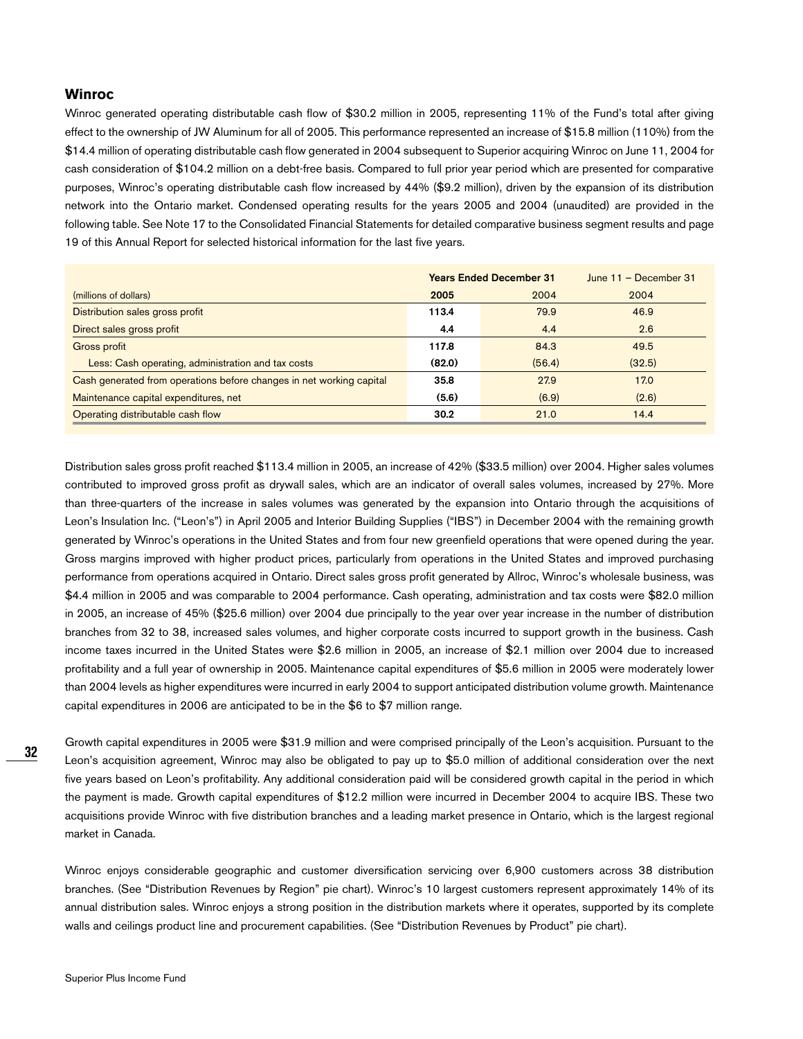## Winroc

Winroc generated operating distributable cash flow of $30.2 million in 2005, representing 11% of the Fund's total after giving effect to the ownership of JW Aluminum for all of 2005. This performance represented an increase of $15.8 million (110%) from the $14.4 million of operating distributable cash flow generated in 2004 subsequent to Superior acquiring Winroc on June 11, 2004 for cash consideration of $104.2 million on a debt-free basis. Compared to full prior year period which are presented for comparative purposes, Winroc's operating distributable cash flow increased by 44% ($9.2 million), driven by the expansion of its distribution network into the Ontario market. Condensed operating results for the years 2005 and 2004 (unaudited) are provided in the following table. See Note 17 to the Consolidated Financial Statements for detailed comparative business segment results and page 19 of this Annual Report for selected historical information for the last five years.

| | **Years Ended December 31** | | June 11 – December 31 |
|---|---|---|---|
| (millions of dollars) | **2005** | 2004 | 2004 |
| Distribution sales gross profit | **113.4** | 79.9 | 46.9 |
| Direct sales gross profit | **4.4** | 4.4 | 2.6 |
| Gross profit | **117.8** | 84.3 | 49.5 |
| Less: Cash operating, administration and tax costs | **(82.0)** | (56.4) | (32.5) |
| Cash generated from operations before changes in net working capital | **35.8** | 27.9 | 17.0 |
| Maintenance capital expenditures, net | **(5.6)** | (6.9) | (2.6) |
| Operating distributable cash flow | **30.2** | 21.0 | 14.4 |

Distribution sales gross profit reached $113.4 million in 2005, an increase of 42% ($33.5 million) over 2004. Higher sales volumes contributed to improved gross profit as drywall sales, which are an indicator of overall sales volumes, increased by 27%. More than three-quarters of the increase in sales volumes was generated by the expansion into Ontario through the acquisitions of Leon's Insulation Inc. ("Leon's") in April 2005 and Interior Building Supplies ("IBS") in December 2004 with the remaining growth generated by Winroc's operations in the United States and from four new greenfield operations that were opened during the year. Gross margins improved with higher product prices, particularly from operations in the United States and improved purchasing performance from operations acquired in Ontario. Direct sales gross profit generated by Allroc, Winroc's wholesale business, was $4.4 million in 2005 and was comparable to 2004 performance. Cash operating, administration and tax costs were $82.0 million in 2005, an increase of 45% ($25.6 million) over 2004 due principally to the year over year increase in the number of distribution branches from 32 to 38, increased sales volumes, and higher corporate costs incurred to support growth in the business. Cash income taxes incurred in the United States were $2.6 million in 2005, an increase of $2.1 million over 2004 due to increased profitability and a full year of ownership in 2005. Maintenance capital expenditures of $5.6 million in 2005 were moderately lower than 2004 levels as higher expenditures were incurred in early 2004 to support anticipated distribution volume growth. Maintenance capital expenditures in 2006 are anticipated to be in the $6 to $7 million range.

Growth capital expenditures in 2005 were $31.9 million and were comprised principally of the Leon's acquisition. Pursuant to the Leon's acquisition agreement, Winroc may also be obligated to pay up to $5.0 million of additional consideration over the next five years based on Leon's profitability. Any additional consideration paid will be considered growth capital in the period in which the payment is made. Growth capital expenditures of $12.2 million were incurred in December 2004 to acquire IBS. These two acquisitions provide Winroc with five distribution branches and a leading market presence in Ontario, which is the largest regional market in Canada.

Winroc enjoys considerable geographic and customer diversification servicing over 6,900 customers across 38 distribution branches. (See "Distribution Revenues by Region" pie chart). Winroc's 10 largest customers represent approximately 14% of its annual distribution sales. Winroc enjoys a strong position in the distribution markets where it operates, supported by its complete walls and ceilings product line and procurement capabilities. (See "Distribution Revenues by Product" pie chart).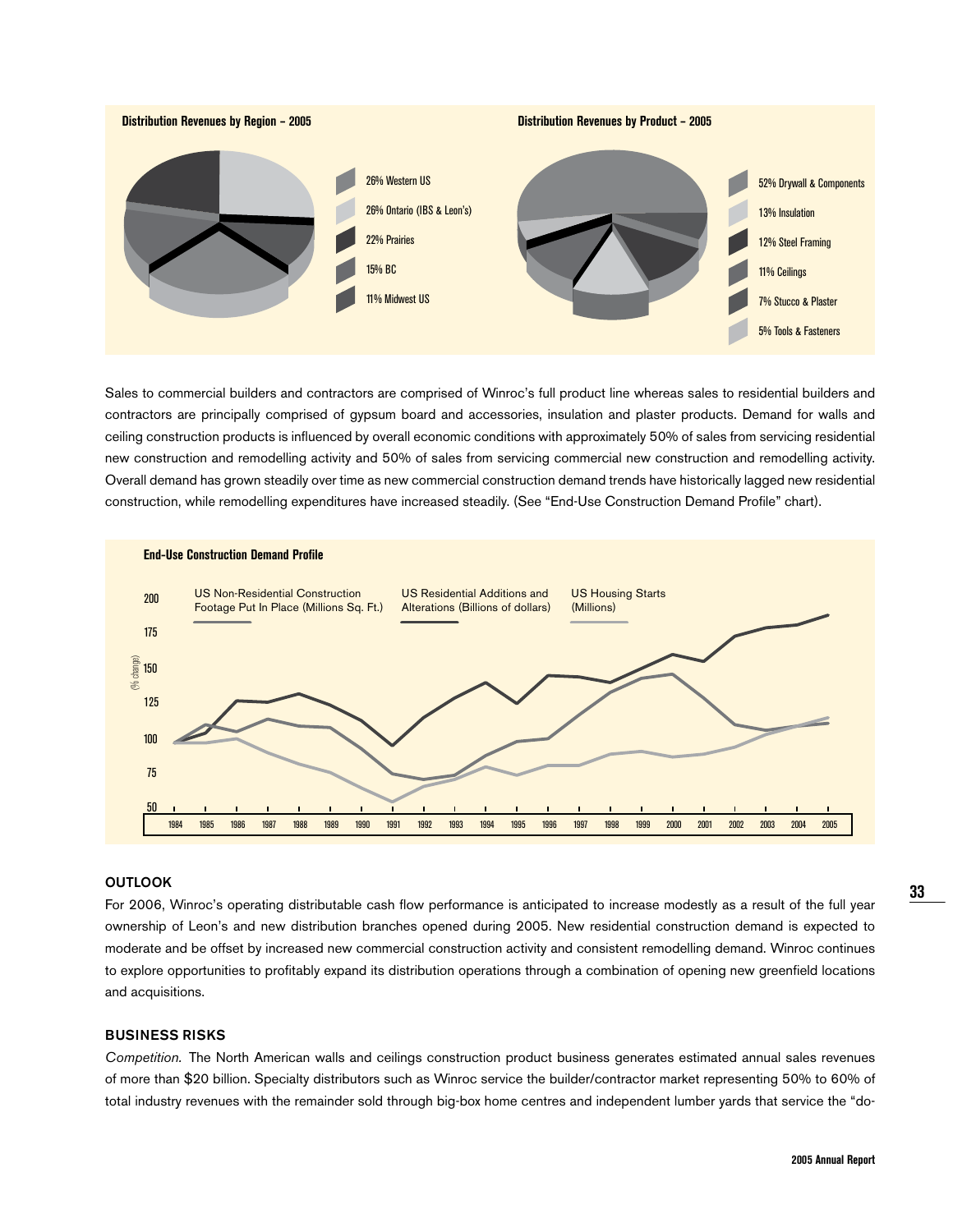**Distribution Revenues by Region – 2005**

- 26% Western US
- 26% Ontario (IBS & Leon's)
- 22% Prairies
- 15% BC
- 11% Midwest US

**Distribution Revenues by Product – 2005**

- 52% Drywall & Components
- 13% Insulation
- 12% Steel Framing
- 11% Ceilings
- 7% Stucco & Plaster
- 5% Tools & Fasteners

Sales to commercial builders and contractors are comprised of Winroc's full product line whereas sales to residential builders and contractors are principally comprised of gypsum board and accessories, insulation and plaster products. Demand for walls and ceiling construction products is influenced by overall economic conditions with approximately 50% of sales from servicing residential new construction and remodelling activity and 50% of sales from servicing commercial new construction and remodelling activity. Overall demand has grown steadily over time as new commercial construction demand trends have historically lagged new residential construction, while remodelling expenditures have increased steadily. (See "End-Use Construction Demand Profile" chart).

**End-Use Construction Demand Profile**

US Non-Residential Construction Footage Put In Place (Millions Sq. Ft.) | US Residential Additions and Alterations (Billions of dollars) | US Housing Starts (Millions)

(% change) 50 – 200; 1984 – 2005

## OUTLOOK

For 2006, Winroc's operating distributable cash flow performance is anticipated to increase modestly as a result of the full year ownership of Leon's and new distribution branches opened during 2005. New residential construction demand is expected to moderate and be offset by increased new commercial construction activity and consistent remodelling demand. Winroc continues to explore opportunities to profitably expand its distribution operations through a combination of opening new greenfield locations and acquisitions.

## BUSINESS RISKS

*Competition.* The North American walls and ceilings construction product business generates estimated annual sales revenues of more than $20 billion. Specialty distributors such as Winroc service the builder/contractor market representing 50% to 60% of total industry revenues with the remainder sold through big-box home centres and independent lumber yards that service the "do-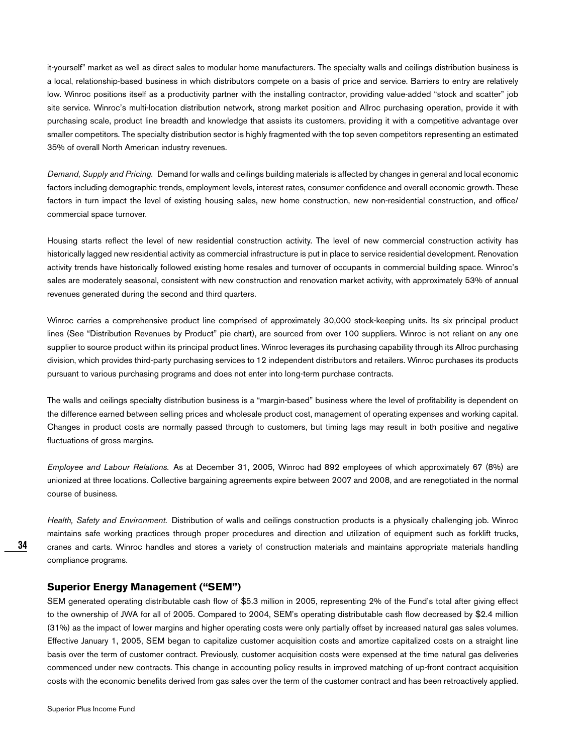it-yourself" market as well as direct sales to modular home manufacturers. The specialty walls and ceilings distribution business is a local, relationship-based business in which distributors compete on a basis of price and service. Barriers to entry are relatively low. Winroc positions itself as a productivity partner with the installing contractor, providing value-added "stock and scatter" job site service. Winroc's multi-location distribution network, strong market position and Allroc purchasing operation, provide it with purchasing scale, product line breadth and knowledge that assists its customers, providing it with a competitive advantage over smaller competitors. The specialty distribution sector is highly fragmented with the top seven competitors representing an estimated 35% of overall North American industry revenues.

*Demand, Supply and Pricing.* Demand for walls and ceilings building materials is affected by changes in general and local economic factors including demographic trends, employment levels, interest rates, consumer confidence and overall economic growth. These factors in turn impact the level of existing housing sales, new home construction, new non-residential construction, and office/commercial space turnover.

Housing starts reflect the level of new residential construction activity. The level of new commercial construction activity has historically lagged new residential activity as commercial infrastructure is put in place to service residential development. Renovation activity trends have historically followed existing home resales and turnover of occupants in commercial building space. Winroc's sales are moderately seasonal, consistent with new construction and renovation market activity, with approximately 53% of annual revenues generated during the second and third quarters.

Winroc carries a comprehensive product line comprised of approximately 30,000 stock-keeping units. Its six principal product lines (See "Distribution Revenues by Product" pie chart), are sourced from over 100 suppliers. Winroc is not reliant on any one supplier to source product within its principal product lines. Winroc leverages its purchasing capability through its Allroc purchasing division, which provides third-party purchasing services to 12 independent distributors and retailers. Winroc purchases its products pursuant to various purchasing programs and does not enter into long-term purchase contracts.

The walls and ceilings specialty distribution business is a "margin-based" business where the level of profitability is dependent on the difference earned between selling prices and wholesale product cost, management of operating expenses and working capital. Changes in product costs are normally passed through to customers, but timing lags may result in both positive and negative fluctuations of gross margins.

*Employee and Labour Relations.* As at December 31, 2005, Winroc had 892 employees of which approximately 67 (8%) are unionized at three locations. Collective bargaining agreements expire between 2007 and 2008, and are renegotiated in the normal course of business.

*Health, Safety and Environment.* Distribution of walls and ceilings construction products is a physically challenging job. Winroc maintains safe working practices through proper procedures and direction and utilization of equipment such as forklift trucks, cranes and carts. Winroc handles and stores a variety of construction materials and maintains appropriate materials handling compliance programs.

## Superior Energy Management ("SEM")

SEM generated operating distributable cash flow of $5.3 million in 2005, representing 2% of the Fund's total after giving effect to the ownership of JWA for all of 2005. Compared to 2004, SEM's operating distributable cash flow decreased by $2.4 million (31%) as the impact of lower margins and higher operating costs were only partially offset by increased natural gas sales volumes. Effective January 1, 2005, SEM began to capitalize customer acquisition costs and amortize capitalized costs on a straight line basis over the term of customer contract. Previously, customer acquisition costs were expensed at the time natural gas deliveries commenced under new contracts. This change in accounting policy results in improved matching of up-front contract acquisition costs with the economic benefits derived from gas sales over the term of the customer contract and has been retroactively applied.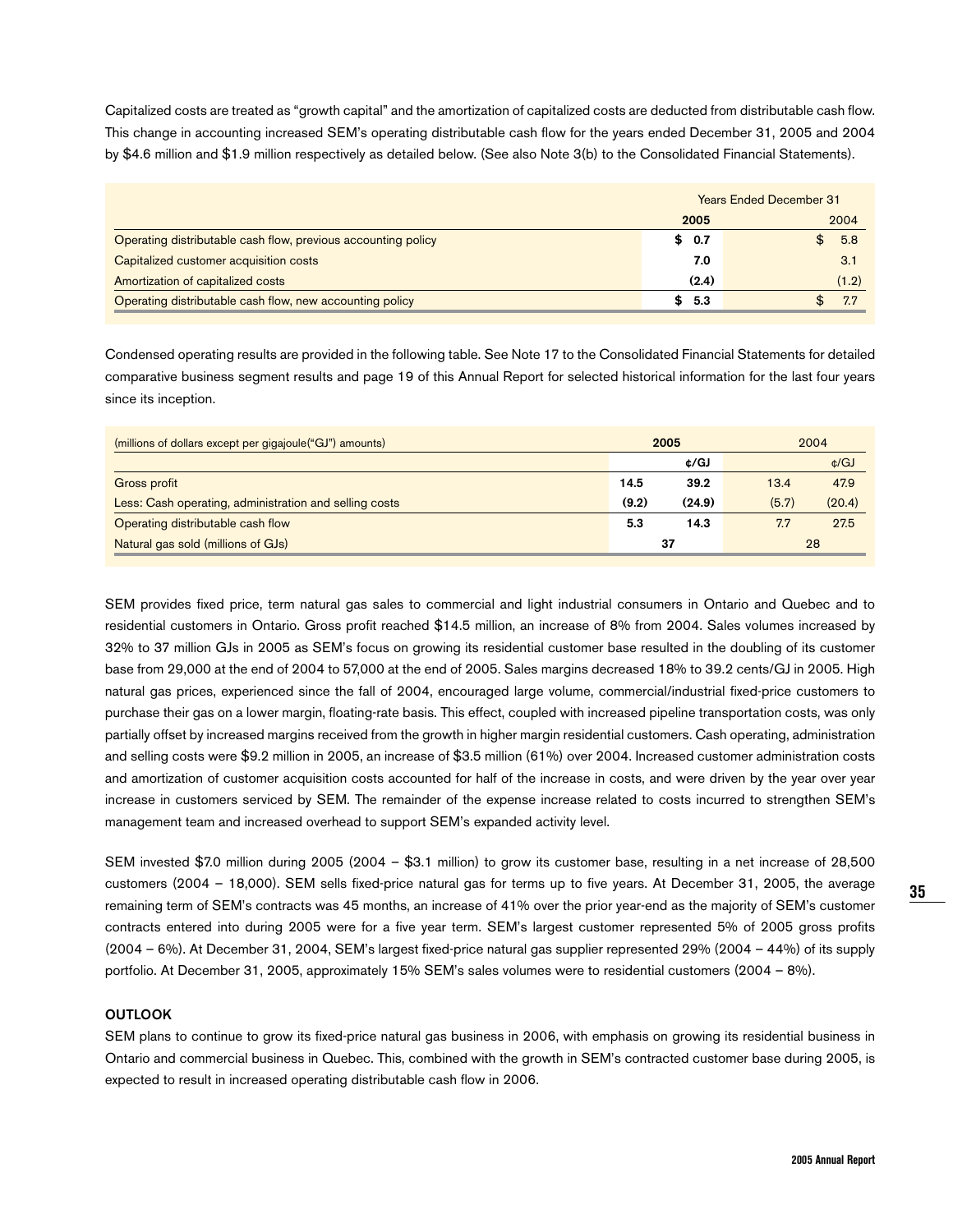Capitalized costs are treated as "growth capital" and the amortization of capitalized costs are deducted from distributable cash flow. This change in accounting increased SEM's operating distributable cash flow for the years ended December 31, 2005 and 2004 by $4.6 million and $1.9 million respectively as detailed below. (See also Note 3(b) to the Consolidated Financial Statements).

| | Years Ended December 31 | |
|---|---|---|
| | **2005** | 2004 |
| Operating distributable cash flow, previous accounting policy | **$ 0.7** | $ 5.8 |
| Capitalized customer acquisition costs | **7.0** | 3.1 |
| Amortization of capitalized costs | **(2.4)** | (1.2) |
| Operating distributable cash flow, new accounting policy | **$ 5.3** | $ 7.7 |

Condensed operating results are provided in the following table. See Note 17 to the Consolidated Financial Statements for detailed comparative business segment results and page 19 of this Annual Report for selected historical information for the last four years since its inception.

| (millions of dollars except per gigajoule("GJ") amounts) | **2005** | | 2004 | |
|---|---|---|---|---|
| | | **¢/GJ** | | ¢/GJ |
| Gross profit | **14.5** | **39.2** | 13.4 | 47.9 |
| Less: Cash operating, administration and selling costs | **(9.2)** | **(24.9)** | (5.7) | (20.4) |
| Operating distributable cash flow | **5.3** | **14.3** | 7.7 | 27.5 |
| Natural gas sold (millions of GJs) | **37** | | 28 | |

SEM provides fixed price, term natural gas sales to commercial and light industrial consumers in Ontario and Quebec and to residential customers in Ontario. Gross profit reached $14.5 million, an increase of 8% from 2004. Sales volumes increased by 32% to 37 million GJs in 2005 as SEM's focus on growing its residential customer base resulted in the doubling of its customer base from 29,000 at the end of 2004 to 57,000 at the end of 2005. Sales margins decreased 18% to 39.2 cents/GJ in 2005. High natural gas prices, experienced since the fall of 2004, encouraged large volume, commercial/industrial fixed-price customers to purchase their gas on a lower margin, floating-rate basis. This effect, coupled with increased pipeline transportation costs, was only partially offset by increased margins received from the growth in higher margin residential customers. Cash operating, administration and selling costs were $9.2 million in 2005, an increase of $3.5 million (61%) over 2004. Increased customer administration costs and amortization of customer acquisition costs accounted for half of the increase in costs, and were driven by the year over year increase in customers serviced by SEM. The remainder of the expense increase related to costs incurred to strengthen SEM's management team and increased overhead to support SEM's expanded activity level.

SEM invested $7.0 million during 2005 (2004 – $3.1 million) to grow its customer base, resulting in a net increase of 28,500 customers (2004 – 18,000). SEM sells fixed-price natural gas for terms up to five years. At December 31, 2005, the average remaining term of SEM's contracts was 45 months, an increase of 41% over the prior year-end as the majority of SEM's customer contracts entered into during 2005 were for a five year term. SEM's largest customer represented 5% of 2005 gross profits (2004 – 6%). At December 31, 2004, SEM's largest fixed-price natural gas supplier represented 29% (2004 – 44%) of its supply portfolio. At December 31, 2005, approximately 15% SEM's sales volumes were to residential customers (2004 – 8%).

**OUTLOOK**

SEM plans to continue to grow its fixed-price natural gas business in 2006, with emphasis on growing its residential business in Ontario and commercial business in Quebec. This, combined with the growth in SEM's contracted customer base during 2005, is expected to result in increased operating distributable cash flow in 2006.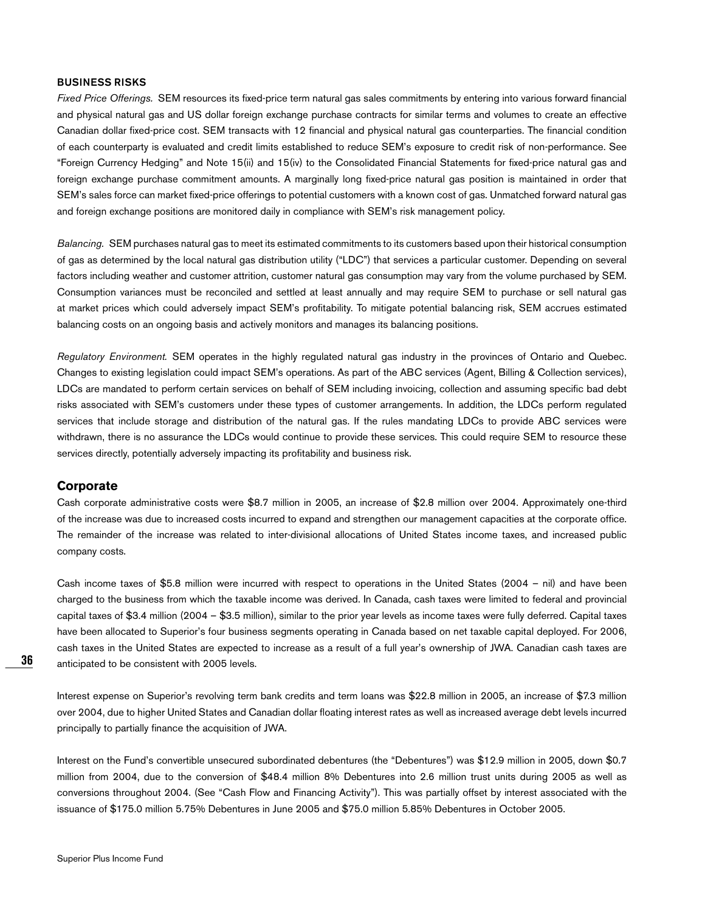### BUSINESS RISKS

*Fixed Price Offerings.* SEM resources its fixed-price term natural gas sales commitments by entering into various forward financial and physical natural gas and US dollar foreign exchange purchase contracts for similar terms and volumes to create an effective Canadian dollar fixed-price cost. SEM transacts with 12 financial and physical natural gas counterparties. The financial condition of each counterparty is evaluated and credit limits established to reduce SEM's exposure to credit risk of non-performance. See "Foreign Currency Hedging" and Note 15(ii) and 15(iv) to the Consolidated Financial Statements for fixed-price natural gas and foreign exchange purchase commitment amounts. A marginally long fixed-price natural gas position is maintained in order that SEM's sales force can market fixed-price offerings to potential customers with a known cost of gas. Unmatched forward natural gas and foreign exchange positions are monitored daily in compliance with SEM's risk management policy.

*Balancing.* SEM purchases natural gas to meet its estimated commitments to its customers based upon their historical consumption of gas as determined by the local natural gas distribution utility ("LDC") that services a particular customer. Depending on several factors including weather and customer attrition, customer natural gas consumption may vary from the volume purchased by SEM. Consumption variances must be reconciled and settled at least annually and may require SEM to purchase or sell natural gas at market prices which could adversely impact SEM's profitability. To mitigate potential balancing risk, SEM accrues estimated balancing costs on an ongoing basis and actively monitors and manages its balancing positions.

*Regulatory Environment.* SEM operates in the highly regulated natural gas industry in the provinces of Ontario and Quebec. Changes to existing legislation could impact SEM's operations. As part of the ABC services (Agent, Billing & Collection services), LDCs are mandated to perform certain services on behalf of SEM including invoicing, collection and assuming specific bad debt risks associated with SEM's customers under these types of customer arrangements. In addition, the LDCs perform regulated services that include storage and distribution of the natural gas. If the rules mandating LDCs to provide ABC services were withdrawn, there is no assurance the LDCs would continue to provide these services. This could require SEM to resource these services directly, potentially adversely impacting its profitability and business risk.

## Corporate

Cash corporate administrative costs were $8.7 million in 2005, an increase of $2.8 million over 2004. Approximately one-third of the increase was due to increased costs incurred to expand and strengthen our management capacities at the corporate office. The remainder of the increase was related to inter-divisional allocations of United States income taxes, and increased public company costs.

Cash income taxes of $5.8 million were incurred with respect to operations in the United States (2004 – nil) and have been charged to the business from which the taxable income was derived. In Canada, cash taxes were limited to federal and provincial capital taxes of $3.4 million (2004 – $3.5 million), similar to the prior year levels as income taxes were fully deferred. Capital taxes have been allocated to Superior's four business segments operating in Canada based on net taxable capital deployed. For 2006, cash taxes in the United States are expected to increase as a result of a full year's ownership of JWA. Canadian cash taxes are anticipated to be consistent with 2005 levels.

Interest expense on Superior's revolving term bank credits and term loans was $22.8 million in 2005, an increase of $7.3 million over 2004, due to higher United States and Canadian dollar floating interest rates as well as increased average debt levels incurred principally to partially finance the acquisition of JWA.

Interest on the Fund's convertible unsecured subordinated debentures (the "Debentures") was $12.9 million in 2005, down $0.7 million from 2004, due to the conversion of $48.4 million 8% Debentures into 2.6 million trust units during 2005 as well as conversions throughout 2004. (See "Cash Flow and Financing Activity"). This was partially offset by interest associated with the issuance of $175.0 million 5.75% Debentures in June 2005 and $75.0 million 5.85% Debentures in October 2005.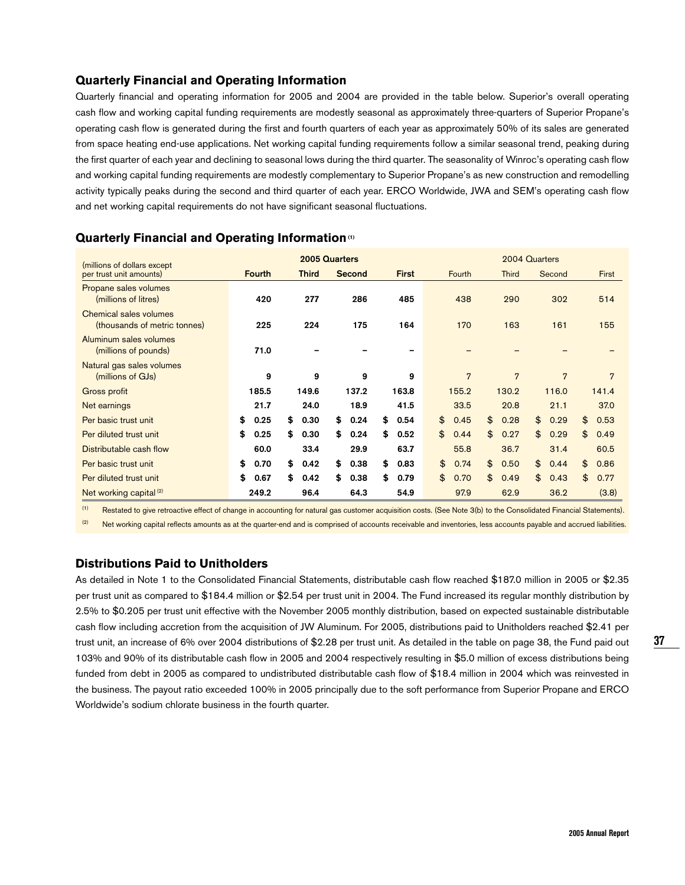## Quarterly Financial and Operating Information

Quarterly financial and operating information for 2005 and 2004 are provided in the table below. Superior's overall operating cash flow and working capital funding requirements are modestly seasonal as approximately three-quarters of Superior Propane's operating cash flow is generated during the first and fourth quarters of each year as approximately 50% of its sales are generated from space heating end-use applications. Net working capital funding requirements follow a similar seasonal trend, peaking during the first quarter of each year and declining to seasonal lows during the third quarter. The seasonality of Winroc's operating cash flow and working capital funding requirements are modestly complementary to Superior Propane's as new construction and remodelling activity typically peaks during the second and third quarter of each year. ERCO Worldwide, JWA and SEM's operating cash flow and net working capital requirements do not have significant seasonal fluctuations.

## Quarterly Financial and Operating Information [(1)]

| (millions of dollars except per trust unit amounts) | 2005 Quarters | | | | 2004 Quarters | | | |
|---|---|---|---|---|---|---|---|---|
| | **Fourth** | **Third** | **Second** | **First** | Fourth | Third | Second | First |
| Propane sales volumes (millions of litres) | **420** | **277** | **286** | **485** | 438 | 290 | 302 | 514 |
| Chemical sales volumes (thousands of metric tonnes) | **225** | **224** | **175** | **164** | 170 | 163 | 161 | 155 |
| Aluminum sales volumes (millions of pounds) | **71.0** | **–** | **–** | **–** | – | – | – | – |
| Natural gas sales volumes (millions of GJs) | **9** | **9** | **9** | **9** | 7 | 7 | 7 | 7 |
| Gross profit | **185.5** | **149.6** | **137.2** | **163.8** | 155.2 | 130.2 | 116.0 | 141.4 |
| Net earnings | **21.7** | **24.0** | **18.9** | **41.5** | 33.5 | 20.8 | 21.1 | 37.0 |
| Per basic trust unit | **$ 0.25** | **$ 0.30** | **$ 0.24** | **$ 0.54** | $ 0.45 | $ 0.28 | $ 0.29 | $ 0.53 |
| Per diluted trust unit | **$ 0.25** | **$ 0.30** | **$ 0.24** | **$ 0.52** | $ 0.44 | $ 0.27 | $ 0.29 | $ 0.49 |
| Distributable cash flow | **60.0** | **33.4** | **29.9** | **63.7** | 55.8 | 36.7 | 31.4 | 60.5 |
| Per basic trust unit | **$ 0.70** | **$ 0.42** | **$ 0.38** | **$ 0.83** | $ 0.74 | $ 0.50 | $ 0.44 | $ 0.86 |
| Per diluted trust unit | **$ 0.67** | **$ 0.42** | **$ 0.38** | **$ 0.79** | $ 0.70 | $ 0.49 | $ 0.43 | $ 0.77 |
| Net working capital [(2)] | **249.2** | **96.4** | **64.3** | **54.9** | 97.9 | 62.9 | 36.2 | (3.8) |

(1) Restated to give retroactive effect of change in accounting for natural gas customer acquisition costs. (See Note 3(b) to the Consolidated Financial Statements).

(2) Net working capital reflects amounts as at the quarter-end and is comprised of accounts receivable and inventories, less accounts payable and accrued liabilities.

## Distributions Paid to Unitholders

As detailed in Note 1 to the Consolidated Financial Statements, distributable cash flow reached $187.0 million in 2005 or $2.35 per trust unit as compared to $184.4 million or $2.54 per trust unit in 2004. The Fund increased its regular monthly distribution by 2.5% to $0.205 per trust unit effective with the November 2005 monthly distribution, based on expected sustainable distributable cash flow including accretion from the acquisition of JW Aluminum. For 2005, distributions paid to Unitholders reached $2.41 per trust unit, an increase of 6% over 2004 distributions of $2.28 per trust unit. As detailed in the table on page 38, the Fund paid out 103% and 90% of its distributable cash flow in 2005 and 2004 respectively resulting in $5.0 million of excess distributions being funded from debt in 2005 as compared to undistributed distributable cash flow of $18.4 million in 2004 which was reinvested in the business. The payout ratio exceeded 100% in 2005 principally due to the soft performance from Superior Propane and ERCO Worldwide's sodium chlorate business in the fourth quarter.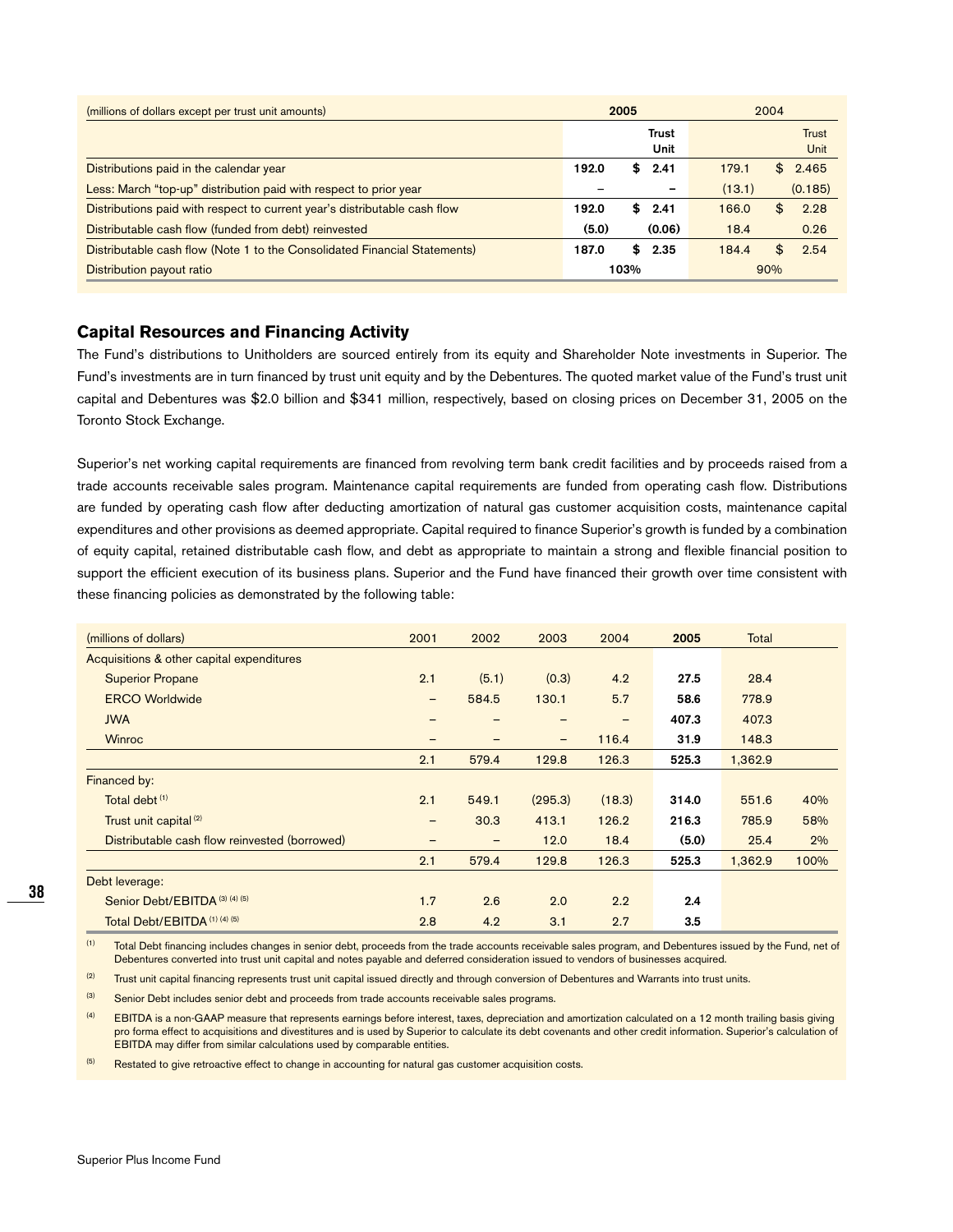| (millions of dollars except per trust unit amounts) | 2005 | | 2004 | |
|---|---|---|---|---|
| | | Trust Unit | | Trust Unit |
| Distributions paid in the calendar year | 192.0 | $ 2.41 | 179.1 | $ 2.465 |
| Less: March "top-up" distribution paid with respect to prior year | – | – | (13.1) | (0.185) |
| Distributions paid with respect to current year's distributable cash flow | 192.0 | $ 2.41 | 166.0 | $ 2.28 |
| Distributable cash flow (funded from debt) reinvested | (5.0) | (0.06) | 18.4 | 0.26 |
| Distributable cash flow (Note 1 to the Consolidated Financial Statements) | 187.0 | $ 2.35 | 184.4 | $ 2.54 |
| Distribution payout ratio | 103% | | 90% | |

## Capital Resources and Financing Activity

The Fund's distributions to Unitholders are sourced entirely from its equity and Shareholder Note investments in Superior. The Fund's investments are in turn financed by trust unit equity and by the Debentures. The quoted market value of the Fund's trust unit capital and Debentures was $2.0 billion and $341 million, respectively, based on closing prices on December 31, 2005 on the Toronto Stock Exchange.

Superior's net working capital requirements are financed from revolving term bank credit facilities and by proceeds raised from a trade accounts receivable sales program. Maintenance capital requirements are funded from operating cash flow. Distributions are funded by operating cash flow after deducting amortization of natural gas customer acquisition costs, maintenance capital expenditures and other provisions as deemed appropriate. Capital required to finance Superior's growth is funded by a combination of equity capital, retained distributable cash flow, and debt as appropriate to maintain a strong and flexible financial position to support the efficient execution of its business plans. Superior and the Fund have financed their growth over time consistent with these financing policies as demonstrated by the following table:

| (millions of dollars) | 2001 | 2002 | 2003 | 2004 | 2005 | Total | |
|---|---|---|---|---|---|---|---|
| Acquisitions & other capital expenditures | | | | | | | |
| Superior Propane | 2.1 | (5.1) | (0.3) | 4.2 | 27.5 | 28.4 | |
| ERCO Worldwide | – | 584.5 | 130.1 | 5.7 | 58.6 | 778.9 | |
| JWA | – | – | – | – | 407.3 | 407.3 | |
| Winroc | – | – | – | 116.4 | 31.9 | 148.3 | |
| | 2.1 | 579.4 | 129.8 | 126.3 | 525.3 | 1,362.9 | |
| Financed by: | | | | | | | |
| Total debt [(1)] | 2.1 | 549.1 | (295.3) | (18.3) | 314.0 | 551.6 | 40% |
| Trust unit capital [(2)] | – | 30.3 | 413.1 | 126.2 | 216.3 | 785.9 | 58% |
| Distributable cash flow reinvested (borrowed) | – | – | 12.0 | 18.4 | (5.0) | 25.4 | 2% |
| | 2.1 | 579.4 | 129.8 | 126.3 | 525.3 | 1,362.9 | 100% |
| Debt leverage: | | | | | | | |
| Senior Debt/EBITDA [(3) (4) (5)] | 1.7 | 2.6 | 2.0 | 2.2 | 2.4 | | |
| Total Debt/EBITDA [(1) (4) (5)] | 2.8 | 4.2 | 3.1 | 2.7 | 3.5 | | |

(1) Total Debt financing includes changes in senior debt, proceeds from the trade accounts receivable sales program, and Debentures issued by the Fund, net of Debentures converted into trust unit capital and notes payable and deferred consideration issued to vendors of businesses acquired.

(2) Trust unit capital financing represents trust unit capital issued directly and through conversion of Debentures and Warrants into trust units.

(3) Senior Debt includes senior debt and proceeds from trade accounts receivable sales programs.

(4) EBITDA is a non-GAAP measure that represents earnings before interest, taxes, depreciation and amortization calculated on a 12 month trailing basis giving pro forma effect to acquisitions and divestitures and is used by Superior to calculate its debt covenants and other credit information. Superior's calculation of EBITDA may differ from similar calculations used by comparable entities.

(5) Restated to give retroactive effect to change in accounting for natural gas customer acquisition costs.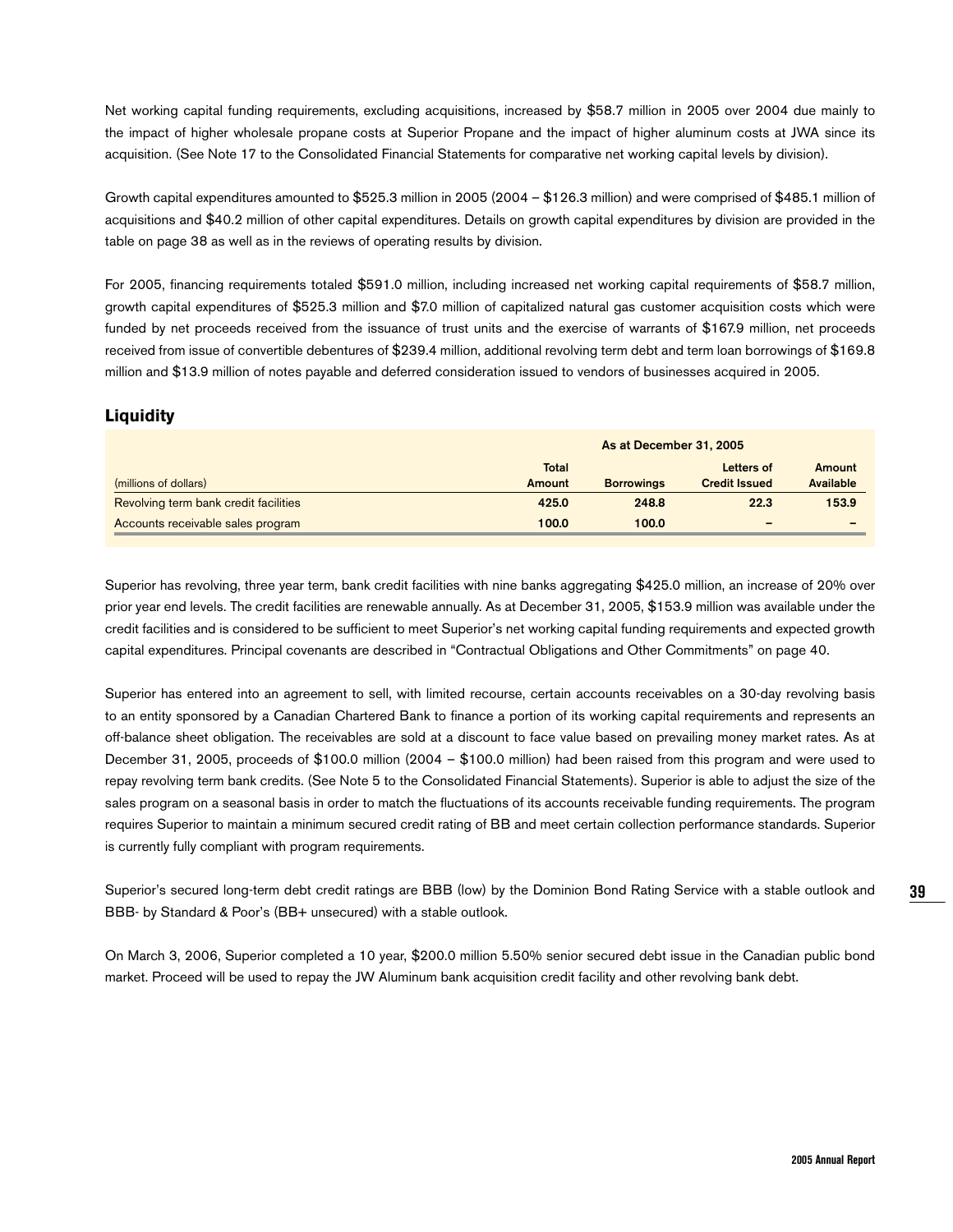Net working capital funding requirements, excluding acquisitions, increased by $58.7 million in 2005 over 2004 due mainly to the impact of higher wholesale propane costs at Superior Propane and the impact of higher aluminum costs at JWA since its acquisition. (See Note 17 to the Consolidated Financial Statements for comparative net working capital levels by division).

Growth capital expenditures amounted to $525.3 million in 2005 (2004 – $126.3 million) and were comprised of $485.1 million of acquisitions and $40.2 million of other capital expenditures. Details on growth capital expenditures by division are provided in the table on page 38 as well as in the reviews of operating results by division.

For 2005, financing requirements totaled $591.0 million, including increased net working capital requirements of $58.7 million, growth capital expenditures of $525.3 million and $7.0 million of capitalized natural gas customer acquisition costs which were funded by net proceeds received from the issuance of trust units and the exercise of warrants of $167.9 million, net proceeds received from issue of convertible debentures of $239.4 million, additional revolving term debt and term loan borrowings of $169.8 million and $13.9 million of notes payable and deferred consideration issued to vendors of businesses acquired in 2005.

## Liquidity

| | As at December 31, 2005 | | | |
|---|---|---|---|---|
| (millions of dollars) | Total Amount | Borrowings | Letters of Credit Issued | Amount Available |
| Revolving term bank credit facilities | 425.0 | 248.8 | 22.3 | 153.9 |
| Accounts receivable sales program | 100.0 | 100.0 | – | – |

Superior has revolving, three year term, bank credit facilities with nine banks aggregating $425.0 million, an increase of 20% over prior year end levels. The credit facilities are renewable annually. As at December 31, 2005, $153.9 million was available under the credit facilities and is considered to be sufficient to meet Superior's net working capital funding requirements and expected growth capital expenditures. Principal covenants are described in "Contractual Obligations and Other Commitments" on page 40.

Superior has entered into an agreement to sell, with limited recourse, certain accounts receivables on a 30-day revolving basis to an entity sponsored by a Canadian Chartered Bank to finance a portion of its working capital requirements and represents an off-balance sheet obligation. The receivables are sold at a discount to face value based on prevailing money market rates. As at December 31, 2005, proceeds of $100.0 million (2004 – $100.0 million) had been raised from this program and were used to repay revolving term bank credits. (See Note 5 to the Consolidated Financial Statements). Superior is able to adjust the size of the sales program on a seasonal basis in order to match the fluctuations of its accounts receivable funding requirements. The program requires Superior to maintain a minimum secured credit rating of BB and meet certain collection performance standards. Superior is currently fully compliant with program requirements.

Superior's secured long-term debt credit ratings are BBB (low) by the Dominion Bond Rating Service with a stable outlook and BBB- by Standard & Poor's (BB+ unsecured) with a stable outlook.

On March 3, 2006, Superior completed a 10 year, $200.0 million 5.50% senior secured debt issue in the Canadian public bond market. Proceed will be used to repay the JW Aluminum bank acquisition credit facility and other revolving bank debt.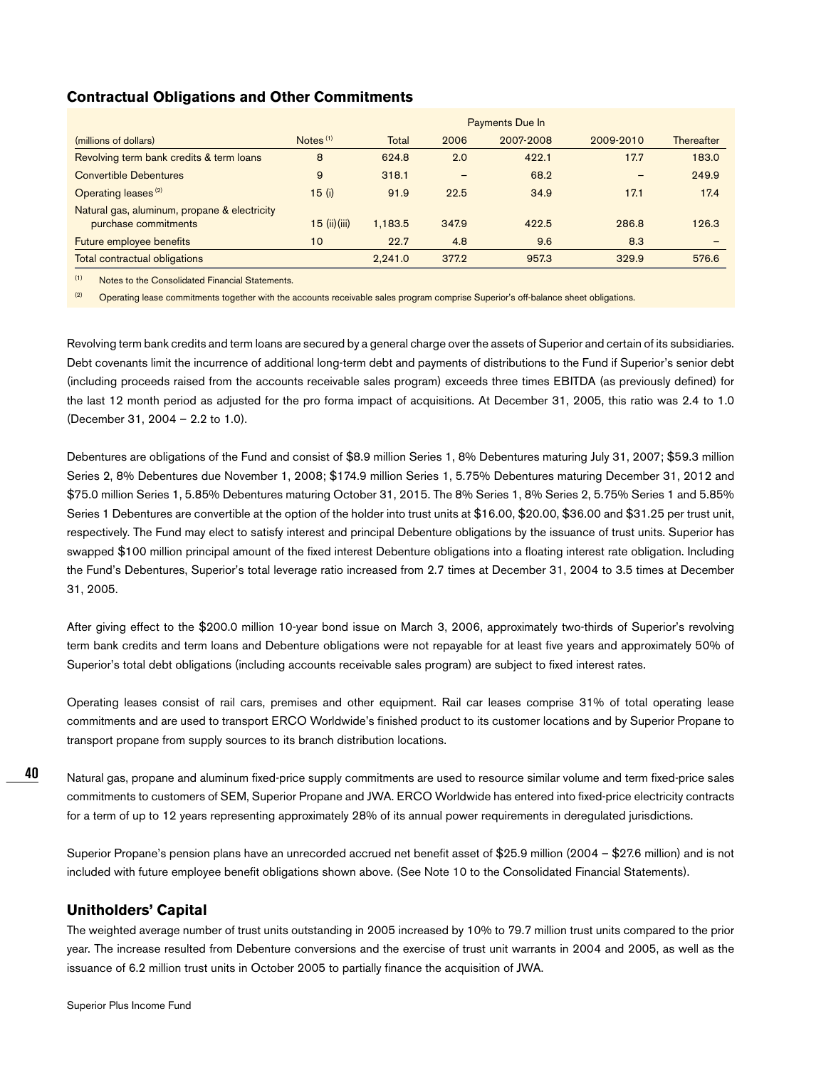## Contractual Obligations and Other Commitments

| (millions of dollars) | Notes [1] | Total | Payments Due In 2006 | 2007-2008 | 2009-2010 | Thereafter |
|---|---|---|---|---|---|---|
| Revolving term bank credits & term loans | 8 | 624.8 | 2.0 | 422.1 | 17.7 | 183.0 |
| Convertible Debentures | 9 | 318.1 | – | 68.2 | – | 249.9 |
| Operating leases [2] | 15 (i) | 91.9 | 22.5 | 34.9 | 17.1 | 17.4 |
| Natural gas, aluminum, propane & electricity purchase commitments | 15 (ii)(iii) | 1,183.5 | 347.9 | 422.5 | 286.8 | 126.3 |
| Future employee benefits | 10 | 22.7 | 4.8 | 9.6 | 8.3 | – |
| Total contractual obligations | | 2,241.0 | 377.2 | 957.3 | 329.9 | 576.6 |

[1] Notes to the Consolidated Financial Statements.

[2] Operating lease commitments together with the accounts receivable sales program comprise Superior's off-balance sheet obligations.

Revolving term bank credits and term loans are secured by a general charge over the assets of Superior and certain of its subsidiaries. Debt covenants limit the incurrence of additional long-term debt and payments of distributions to the Fund if Superior's senior debt (including proceeds raised from the accounts receivable sales program) exceeds three times EBITDA (as previously defined) for the last 12 month period as adjusted for the pro forma impact of acquisitions. At December 31, 2005, this ratio was 2.4 to 1.0 (December 31, 2004 – 2.2 to 1.0).

Debentures are obligations of the Fund and consist of $8.9 million Series 1, 8% Debentures maturing July 31, 2007; $59.3 million Series 2, 8% Debentures due November 1, 2008; $174.9 million Series 1, 5.75% Debentures maturing December 31, 2012 and $75.0 million Series 1, 5.85% Debentures maturing October 31, 2015. The 8% Series 1, 8% Series 2, 5.75% Series 1 and 5.85% Series 1 Debentures are convertible at the option of the holder into trust units at $16.00, $20.00, $36.00 and $31.25 per trust unit, respectively. The Fund may elect to satisfy interest and principal Debenture obligations by the issuance of trust units. Superior has swapped $100 million principal amount of the fixed interest Debenture obligations into a floating interest rate obligation. Including the Fund's Debentures, Superior's total leverage ratio increased from 2.7 times at December 31, 2004 to 3.5 times at December 31, 2005.

After giving effect to the $200.0 million 10-year bond issue on March 3, 2006, approximately two-thirds of Superior's revolving term bank credits and term loans and Debenture obligations were not repayable for at least five years and approximately 50% of Superior's total debt obligations (including accounts receivable sales program) are subject to fixed interest rates.

Operating leases consist of rail cars, premises and other equipment. Rail car leases comprise 31% of total operating lease commitments and are used to transport ERCO Worldwide's finished product to its customer locations and by Superior Propane to transport propane from supply sources to its branch distribution locations.

Natural gas, propane and aluminum fixed-price supply commitments are used to resource similar volume and term fixed-price sales commitments to customers of SEM, Superior Propane and JWA. ERCO Worldwide has entered into fixed-price electricity contracts for a term of up to 12 years representing approximately 28% of its annual power requirements in deregulated jurisdictions.

Superior Propane's pension plans have an unrecorded accrued net benefit asset of $25.9 million (2004 – $27.6 million) and is not included with future employee benefit obligations shown above. (See Note 10 to the Consolidated Financial Statements).

## Unitholders' Capital

The weighted average number of trust units outstanding in 2005 increased by 10% to 79.7 million trust units compared to the prior year. The increase resulted from Debenture conversions and the exercise of trust unit warrants in 2004 and 2005, as well as the issuance of 6.2 million trust units in October 2005 to partially finance the acquisition of JWA.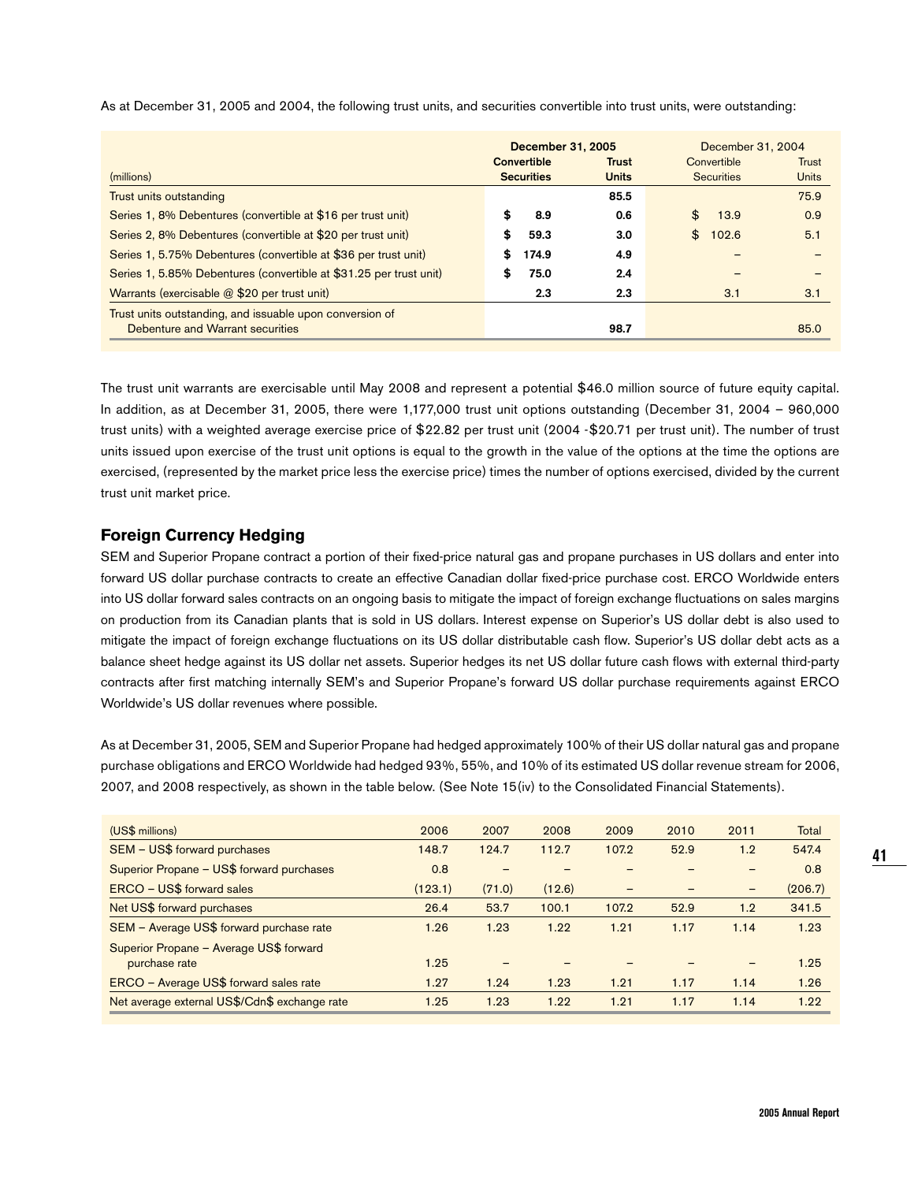As at December 31, 2005 and 2004, the following trust units, and securities convertible into trust units, were outstanding:

| (millions) | December 31, 2005 Convertible Securities | December 31, 2005 Trust Units | December 31, 2004 Convertible Securities | December 31, 2004 Trust Units |
|---|---|---|---|---|
| Trust units outstanding | | 85.5 | | 75.9 |
| Series 1, 8% Debentures (convertible at $16 per trust unit) | $ 8.9 | 0.6 | $ 13.9 | 0.9 |
| Series 2, 8% Debentures (convertible at $20 per trust unit) | $ 59.3 | 3.0 | $ 102.6 | 5.1 |
| Series 1, 5.75% Debentures (convertible at $36 per trust unit) | $ 174.9 | 4.9 | – | – |
| Series 1, 5.85% Debentures (convertible at $31.25 per trust unit) | $ 75.0 | 2.4 | – | – |
| Warrants (exercisable @ $20 per trust unit) | 2.3 | 2.3 | 3.1 | 3.1 |
| Trust units outstanding, and issuable upon conversion of Debenture and Warrant securities | | 98.7 | | 85.0 |

The trust unit warrants are exercisable until May 2008 and represent a potential $46.0 million source of future equity capital. In addition, as at December 31, 2005, there were 1,177,000 trust unit options outstanding (December 31, 2004 – 960,000 trust units) with a weighted average exercise price of $22.82 per trust unit (2004 -$20.71 per trust unit). The number of trust units issued upon exercise of the trust unit options is equal to the growth in the value of the options at the time the options are exercised, (represented by the market price less the exercise price) times the number of options exercised, divided by the current trust unit market price.

## Foreign Currency Hedging

SEM and Superior Propane contract a portion of their fixed-price natural gas and propane purchases in US dollars and enter into forward US dollar purchase contracts to create an effective Canadian dollar fixed-price purchase cost. ERCO Worldwide enters into US dollar forward sales contracts on an ongoing basis to mitigate the impact of foreign exchange fluctuations on sales margins on production from its Canadian plants that is sold in US dollars. Interest expense on Superior's US dollar debt is also used to mitigate the impact of foreign exchange fluctuations on its US dollar distributable cash flow. Superior's US dollar debt acts as a balance sheet hedge against its US dollar net assets. Superior hedges its net US dollar future cash flows with external third-party contracts after first matching internally SEM's and Superior Propane's forward US dollar purchase requirements against ERCO Worldwide's US dollar revenues where possible.

As at December 31, 2005, SEM and Superior Propane had hedged approximately 100% of their US dollar natural gas and propane purchase obligations and ERCO Worldwide had hedged 93%, 55%, and 10% of its estimated US dollar revenue stream for 2006, 2007, and 2008 respectively, as shown in the table below. (See Note 15(iv) to the Consolidated Financial Statements).

| (US$ millions) | 2006 | 2007 | 2008 | 2009 | 2010 | 2011 | Total |
|---|---|---|---|---|---|---|---|
| SEM – US$ forward purchases | 148.7 | 124.7 | 112.7 | 107.2 | 52.9 | 1.2 | 547.4 |
| Superior Propane – US$ forward purchases | 0.8 | – | – | – | – | – | 0.8 |
| ERCO – US$ forward sales | (123.1) | (71.0) | (12.6) | – | – | – | (206.7) |
| Net US$ forward purchases | 26.4 | 53.7 | 100.1 | 107.2 | 52.9 | 1.2 | 341.5 |
| SEM – Average US$ forward purchase rate | 1.26 | 1.23 | 1.22 | 1.21 | 1.17 | 1.14 | 1.23 |
| Superior Propane – Average US$ forward purchase rate | 1.25 | – | – | – | – | – | 1.25 |
| ERCO – Average US$ forward sales rate | 1.27 | 1.24 | 1.23 | 1.21 | 1.17 | 1.14 | 1.26 |
| Net average external US$/Cdn$ exchange rate | 1.25 | 1.23 | 1.22 | 1.21 | 1.17 | 1.14 | 1.22 |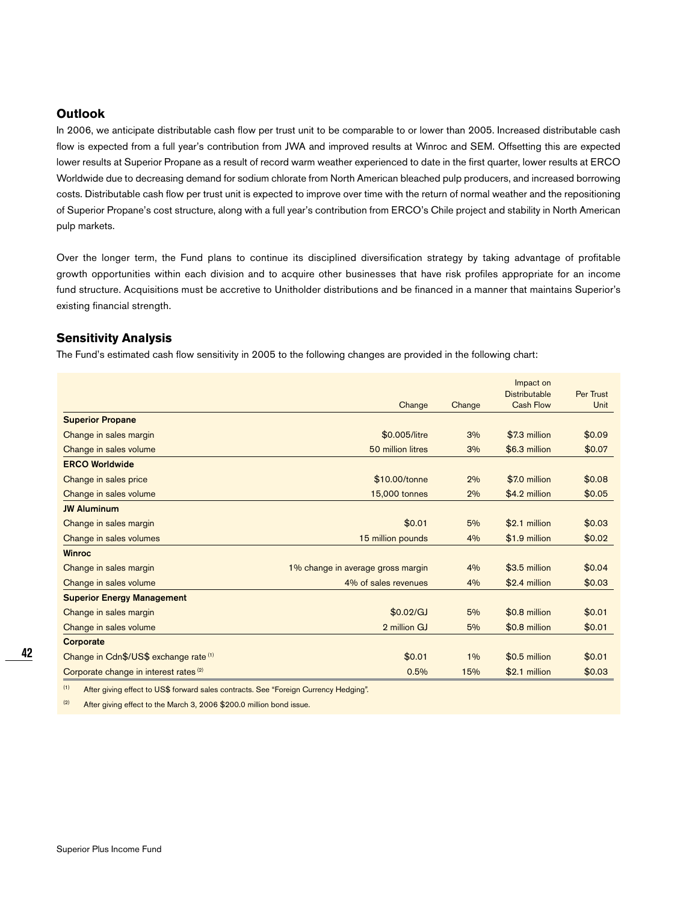## Outlook

In 2006, we anticipate distributable cash flow per trust unit to be comparable to or lower than 2005. Increased distributable cash flow is expected from a full year's contribution from JWA and improved results at Winroc and SEM. Offsetting this are expected lower results at Superior Propane as a result of record warm weather experienced to date in the first quarter, lower results at ERCO Worldwide due to decreasing demand for sodium chlorate from North American bleached pulp producers, and increased borrowing costs. Distributable cash flow per trust unit is expected to improve over time with the return of normal weather and the repositioning of Superior Propane's cost structure, along with a full year's contribution from ERCO's Chile project and stability in North American pulp markets.

Over the longer term, the Fund plans to continue its disciplined diversification strategy by taking advantage of profitable growth opportunities within each division and to acquire other businesses that have risk profiles appropriate for an income fund structure. Acquisitions must be accretive to Unitholder distributions and be financed in a manner that maintains Superior's existing financial strength.

## Sensitivity Analysis

The Fund's estimated cash flow sensitivity in 2005 to the following changes are provided in the following chart:

| | Change | Change | Impact on Distributable Cash Flow | Per Trust Unit |
|---|---|---|---|---|
| **Superior Propane** | | | | |
| Change in sales margin | $0.005/litre | 3% | $7.3 million | $0.09 |
| Change in sales volume | 50 million litres | 3% | $6.3 million | $0.07 |
| **ERCO Worldwide** | | | | |
| Change in sales price | $10.00/tonne | 2% | $7.0 million | $0.08 |
| Change in sales volume | 15,000 tonnes | 2% | $4.2 million | $0.05 |
| **JW Aluminum** | | | | |
| Change in sales margin | $0.01 | 5% | $2.1 million | $0.03 |
| Change in sales volumes | 15 million pounds | 4% | $1.9 million | $0.02 |
| **Winroc** | | | | |
| Change in sales margin | 1% change in average gross margin | 4% | $3.5 million | $0.04 |
| Change in sales volume | 4% of sales revenues | 4% | $2.4 million | $0.03 |
| **Superior Energy Management** | | | | |
| Change in sales margin | $0.02/GJ | 5% | $0.8 million | $0.01 |
| Change in sales volume | 2 million GJ | 5% | $0.8 million | $0.01 |
| **Corporate** | | | | |
| Change in Cdn$/US$ exchange rate (1) | $0.01 | 1% | $0.5 million | $0.01 |
| Corporate change in interest rates (2) | 0.5% | 15% | $2.1 million | $0.03 |

(1) After giving effect to US$ forward sales contracts. See "Foreign Currency Hedging".

(2) After giving effect to the March 3, 2006 $200.0 million bond issue.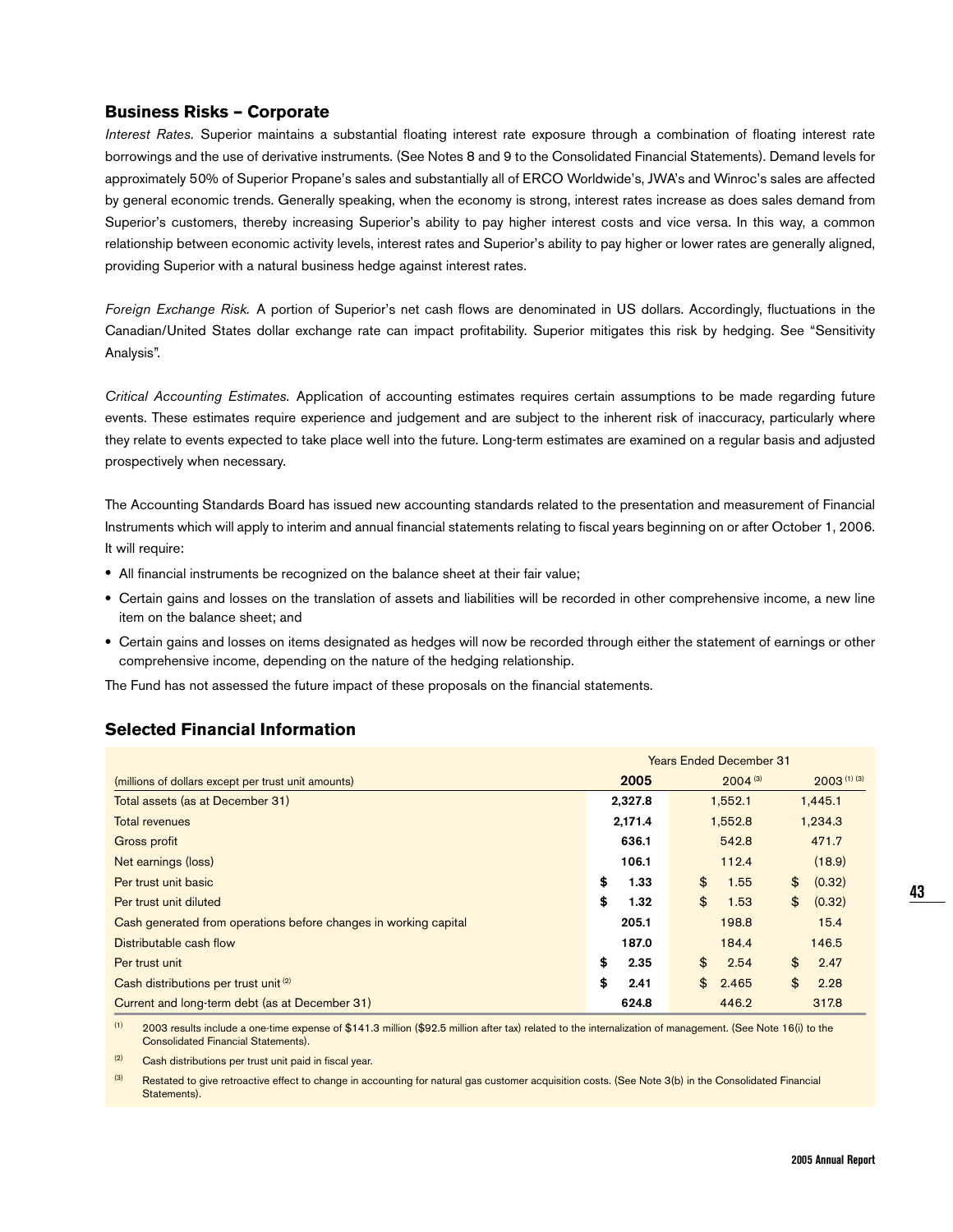## Business Risks – Corporate

*Interest Rates.* Superior maintains a substantial floating interest rate exposure through a combination of floating interest rate borrowings and the use of derivative instruments. (See Notes 8 and 9 to the Consolidated Financial Statements). Demand levels for approximately 50% of Superior Propane's sales and substantially all of ERCO Worldwide's, JWA's and Winroc's sales are affected by general economic trends. Generally speaking, when the economy is strong, interest rates increase as does sales demand from Superior's customers, thereby increasing Superior's ability to pay higher interest costs and vice versa. In this way, a common relationship between economic activity levels, interest rates and Superior's ability to pay higher or lower rates are generally aligned, providing Superior with a natural business hedge against interest rates.

*Foreign Exchange Risk.* A portion of Superior's net cash flows are denominated in US dollars. Accordingly, fluctuations in the Canadian/United States dollar exchange rate can impact profitability. Superior mitigates this risk by hedging. See "Sensitivity Analysis".

*Critical Accounting Estimates.* Application of accounting estimates requires certain assumptions to be made regarding future events. These estimates require experience and judgement and are subject to the inherent risk of inaccuracy, particularly where they relate to events expected to take place well into the future. Long-term estimates are examined on a regular basis and adjusted prospectively when necessary.

The Accounting Standards Board has issued new accounting standards related to the presentation and measurement of Financial Instruments which will apply to interim and annual financial statements relating to fiscal years beginning on or after October 1, 2006. It will require:

- All financial instruments be recognized on the balance sheet at their fair value;
- Certain gains and losses on the translation of assets and liabilities will be recorded in other comprehensive income, a new line item on the balance sheet; and
- Certain gains and losses on items designated as hedges will now be recorded through either the statement of earnings or other comprehensive income, depending on the nature of the hedging relationship.

The Fund has not assessed the future impact of these proposals on the financial statements.

## Selected Financial Information

| | Years Ended December 31 | | |
|---|---|---|---|
| (millions of dollars except per trust unit amounts) | **2005** | 2004 [3] | 2003 [1] [3] |
| Total assets (as at December 31) | **2,327.8** | 1,552.1 | 1,445.1 |
| Total revenues | **2,171.4** | 1,552.8 | 1,234.3 |
| Gross profit | **636.1** | 542.8 | 471.7 |
| Net earnings (loss) | **106.1** | 112.4 | (18.9) |
| Per trust unit basic | **$ 1.33** | $ 1.55 | $ (0.32) |
| Per trust unit diluted | **$ 1.32** | $ 1.53 | $ (0.32) |
| Cash generated from operations before changes in working capital | **205.1** | 198.8 | 15.4 |
| Distributable cash flow | **187.0** | 184.4 | 146.5 |
| Per trust unit | **$ 2.35** | $ 2.54 | $ 2.47 |
| Cash distributions per trust unit [2] | **$ 2.41** | $ 2.465 | $ 2.28 |
| Current and long-term debt (as at December 31) | **624.8** | 446.2 | 317.8 |

[1] 2003 results include a one-time expense of $141.3 million ($92.5 million after tax) related to the internalization of management. (See Note 16(i) to the Consolidated Financial Statements).

[2] Cash distributions per trust unit paid in fiscal year.

[3] Restated to give retroactive effect to change in accounting for natural gas customer acquisition costs. (See Note 3(b) in the Consolidated Financial Statements).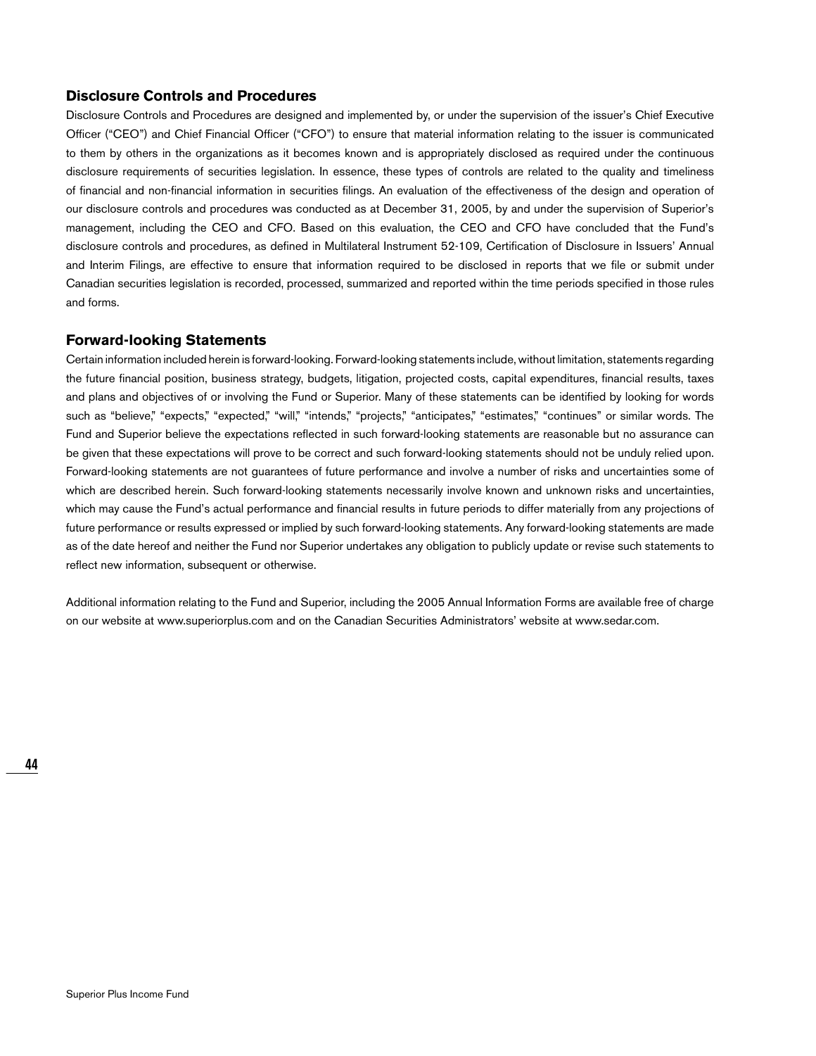## Disclosure Controls and Procedures

Disclosure Controls and Procedures are designed and implemented by, or under the supervision of the issuer's Chief Executive Officer ("CEO") and Chief Financial Officer ("CFO") to ensure that material information relating to the issuer is communicated to them by others in the organizations as it becomes known and is appropriately disclosed as required under the continuous disclosure requirements of securities legislation. In essence, these types of controls are related to the quality and timeliness of financial and non-financial information in securities filings. An evaluation of the effectiveness of the design and operation of our disclosure controls and procedures was conducted as at December 31, 2005, by and under the supervision of Superior's management, including the CEO and CFO. Based on this evaluation, the CEO and CFO have concluded that the Fund's disclosure controls and procedures, as defined in Multilateral Instrument 52-109, Certification of Disclosure in Issuers' Annual and Interim Filings, are effective to ensure that information required to be disclosed in reports that we file or submit under Canadian securities legislation is recorded, processed, summarized and reported within the time periods specified in those rules and forms.

## Forward-looking Statements

Certain information included herein is forward-looking. Forward-looking statements include, without limitation, statements regarding the future financial position, business strategy, budgets, litigation, projected costs, capital expenditures, financial results, taxes and plans and objectives of or involving the Fund or Superior. Many of these statements can be identified by looking for words such as "believe," "expects," "expected," "will," "intends," "projects," "anticipates," "estimates," "continues" or similar words. The Fund and Superior believe the expectations reflected in such forward-looking statements are reasonable but no assurance can be given that these expectations will prove to be correct and such forward-looking statements should not be unduly relied upon. Forward-looking statements are not guarantees of future performance and involve a number of risks and uncertainties some of which are described herein. Such forward-looking statements necessarily involve known and unknown risks and uncertainties, which may cause the Fund's actual performance and financial results in future periods to differ materially from any projections of future performance or results expressed or implied by such forward-looking statements. Any forward-looking statements are made as of the date hereof and neither the Fund nor Superior undertakes any obligation to publicly update or revise such statements to reflect new information, subsequent or otherwise.

Additional information relating to the Fund and Superior, including the 2005 Annual Information Forms are available free of charge on our website at www.superiorplus.com and on the Canadian Securities Administrators' website at www.sedar.com.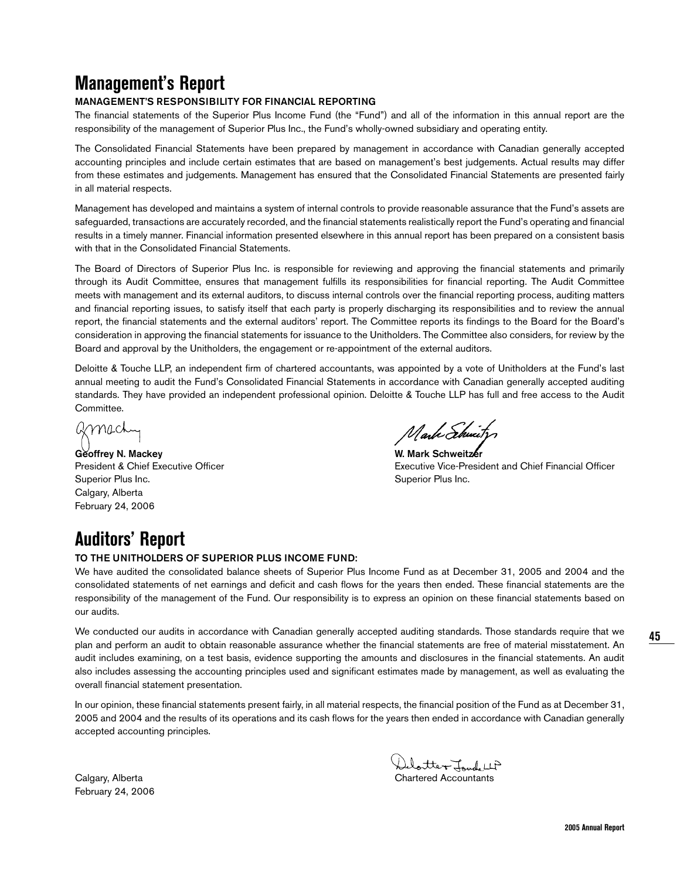# Management's Report

### MANAGEMENT'S RESPONSIBILITY FOR FINANCIAL REPORTING

The financial statements of the Superior Plus Income Fund (the "Fund") and all of the information in this annual report are the responsibility of the management of Superior Plus Inc., the Fund's wholly-owned subsidiary and operating entity.

The Consolidated Financial Statements have been prepared by management in accordance with Canadian generally accepted accounting principles and include certain estimates that are based on management's best judgements. Actual results may differ from these estimates and judgements. Management has ensured that the Consolidated Financial Statements are presented fairly in all material respects.

Management has developed and maintains a system of internal controls to provide reasonable assurance that the Fund's assets are safeguarded, transactions are accurately recorded, and the financial statements realistically report the Fund's operating and financial results in a timely manner. Financial information presented elsewhere in this annual report has been prepared on a consistent basis with that in the Consolidated Financial Statements.

The Board of Directors of Superior Plus Inc. is responsible for reviewing and approving the financial statements and primarily through its Audit Committee, ensures that management fulfills its responsibilities for financial reporting. The Audit Committee meets with management and its external auditors, to discuss internal controls over the financial reporting process, auditing matters and financial reporting issues, to satisfy itself that each party is properly discharging its responsibilities and to review the annual report, the financial statements and the external auditors' report. The Committee reports its findings to the Board for the Board's consideration in approving the financial statements for issuance to the Unitholders. The Committee also considers, for review by the Board and approval by the Unitholders, the engagement or re-appointment of the external auditors.

Deloitte & Touche LLP, an independent firm of chartered accountants, was appointed by a vote of Unitholders at the Fund's last annual meeting to audit the Fund's Consolidated Financial Statements in accordance with Canadian generally accepted auditing standards. They have provided an independent professional opinion. Deloitte & Touche LLP has full and free access to the Audit Committee.

**Geoffrey N. Mackey**
President & Chief Executive Officer
Superior Plus Inc.
Calgary, Alberta
February 24, 2006

**W. Mark Schweitzer**
Executive Vice-President and Chief Financial Officer
Superior Plus Inc.

# Auditors' Report

### TO THE UNITHOLDERS OF SUPERIOR PLUS INCOME FUND:

We have audited the consolidated balance sheets of Superior Plus Income Fund as at December 31, 2005 and 2004 and the consolidated statements of net earnings and deficit and cash flows for the years then ended. These financial statements are the responsibility of the management of the Fund. Our responsibility is to express an opinion on these financial statements based on our audits.

We conducted our audits in accordance with Canadian generally accepted auditing standards. Those standards require that we plan and perform an audit to obtain reasonable assurance whether the financial statements are free of material misstatement. An audit includes examining, on a test basis, evidence supporting the amounts and disclosures in the financial statements. An audit also includes assessing the accounting principles used and significant estimates made by management, as well as evaluating the overall financial statement presentation.

In our opinion, these financial statements present fairly, in all material respects, the financial position of the Fund as at December 31, 2005 and 2004 and the results of its operations and its cash flows for the years then ended in accordance with Canadian generally accepted accounting principles.

Deloitte & Touche LLP
Chartered Accountants

Calgary, Alberta
February 24, 2006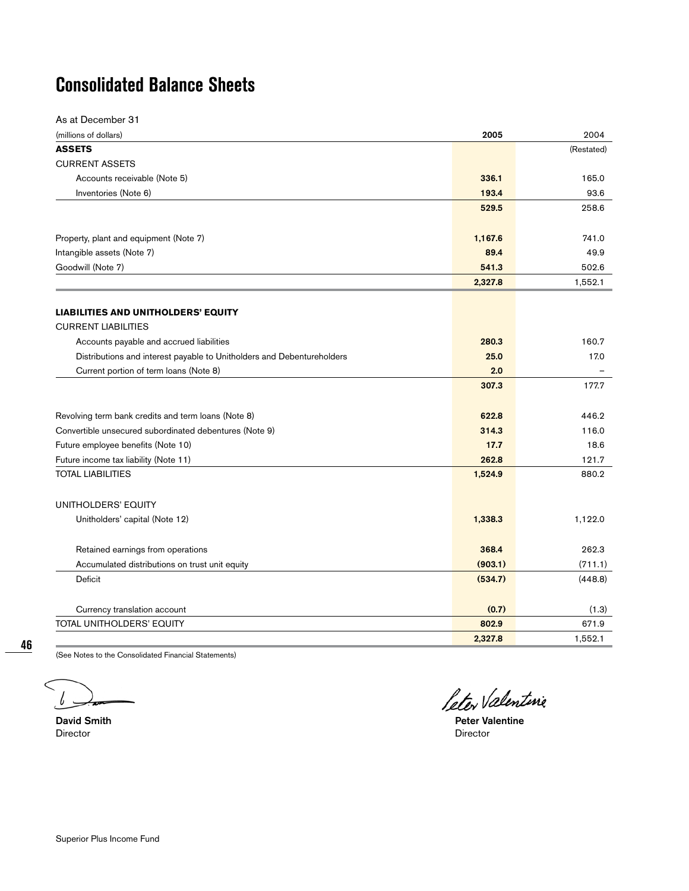# Consolidated Balance Sheets

As at December 31

| (millions of dollars) | 2005 | 2004 |
|---|---|---|
| **ASSETS** | | (Restated) |
| CURRENT ASSETS | | |
| Accounts receivable (Note 5) | **336.1** | 165.0 |
| Inventories (Note 6) | **193.4** | 93.6 |
| | **529.5** | 258.6 |
| Property, plant and equipment (Note 7) | **1,167.6** | 741.0 |
| Intangible assets (Note 7) | **89.4** | 49.9 |
| Goodwill (Note 7) | **541.3** | 502.6 |
| | **2,327.8** | 1,552.1 |
| **LIABILITIES AND UNITHOLDERS' EQUITY** | | |
| CURRENT LIABILITIES | | |
| Accounts payable and accrued liabilities | **280.3** | 160.7 |
| Distributions and interest payable to Unitholders and Debentureholders | **25.0** | 17.0 |
| Current portion of term loans (Note 8) | **2.0** | – |
| | **307.3** | 177.7 |
| Revolving term bank credits and term loans (Note 8) | **622.8** | 446.2 |
| Convertible unsecured subordinated debentures (Note 9) | **314.3** | 116.0 |
| Future employee benefits (Note 10) | **17.7** | 18.6 |
| Future income tax liability (Note 11) | **262.8** | 121.7 |
| TOTAL LIABILITIES | **1,524.9** | 880.2 |
| UNITHOLDERS' EQUITY | | |
| Unitholders' capital (Note 12) | **1,338.3** | 1,122.0 |
| Retained earnings from operations | **368.4** | 262.3 |
| Accumulated distributions on trust unit equity | **(903.1)** | (711.1) |
| Deficit | **(534.7)** | (448.8) |
| Currency translation account | **(0.7)** | (1.3) |
| TOTAL UNITHOLDERS' EQUITY | **802.9** | 671.9 |
| | **2,327.8** | 1,552.1 |

(See Notes to the Consolidated Financial Statements)

**David Smith**
Director

**Peter Valentine**
Director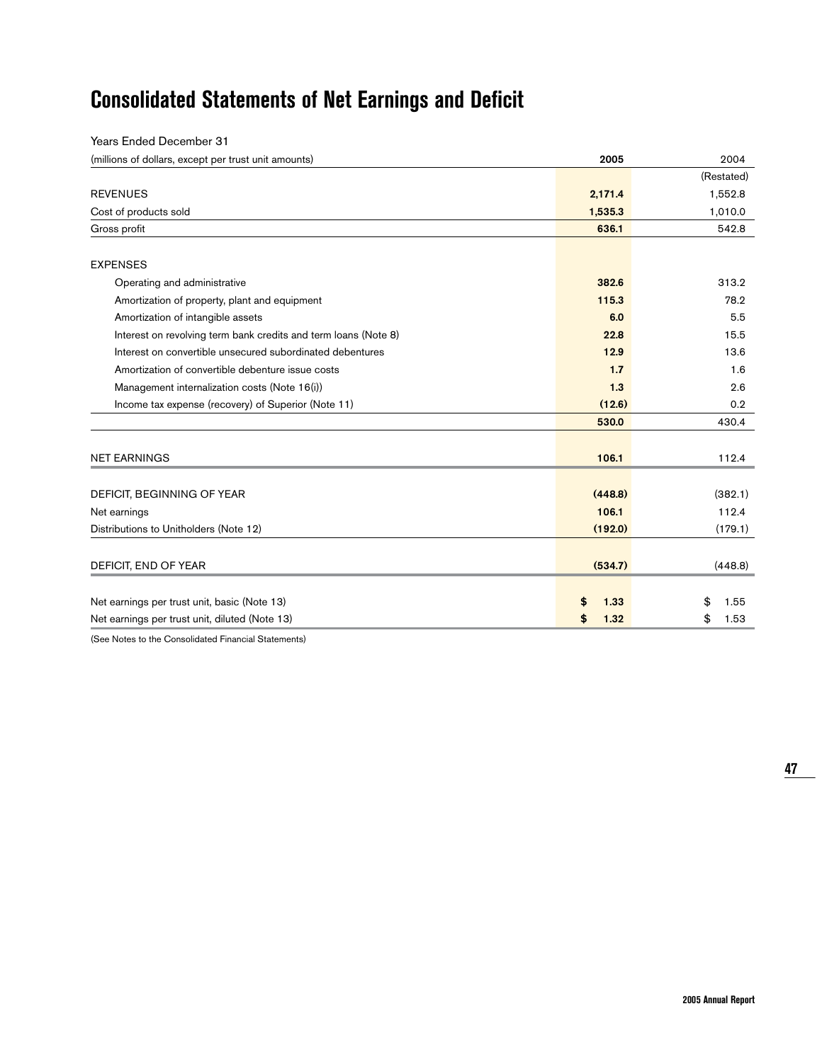# Consolidated Statements of Net Earnings and Deficit

Years Ended December 31

| (millions of dollars, except per trust unit amounts) | 2005 | 2004 |
|---|---|---|
| | | (Restated) |
| REVENUES | 2,171.4 | 1,552.8 |
| Cost of products sold | 1,535.3 | 1,010.0 |
| Gross profit | 636.1 | 542.8 |
| | | |
| EXPENSES | | |
| Operating and administrative | 382.6 | 313.2 |
| Amortization of property, plant and equipment | 115.3 | 78.2 |
| Amortization of intangible assets | 6.0 | 5.5 |
| Interest on revolving term bank credits and term loans (Note 8) | 22.8 | 15.5 |
| Interest on convertible unsecured subordinated debentures | 12.9 | 13.6 |
| Amortization of convertible debenture issue costs | 1.7 | 1.6 |
| Management internalization costs (Note 16(i)) | 1.3 | 2.6 |
| Income tax expense (recovery) of Superior (Note 11) | (12.6) | 0.2 |
| | 530.0 | 430.4 |
| | | |
| NET EARNINGS | 106.1 | 112.4 |
| | | |
| DEFICIT, BEGINNING OF YEAR | (448.8) | (382.1) |
| Net earnings | 106.1 | 112.4 |
| Distributions to Unitholders (Note 12) | (192.0) | (179.1) |
| | | |
| DEFICIT, END OF YEAR | (534.7) | (448.8) |
| | | |
| Net earnings per trust unit, basic (Note 13) | $ 1.33 | $ 1.55 |
| Net earnings per trust unit, diluted (Note 13) | $ 1.32 | $ 1.53 |

(See Notes to the Consolidated Financial Statements)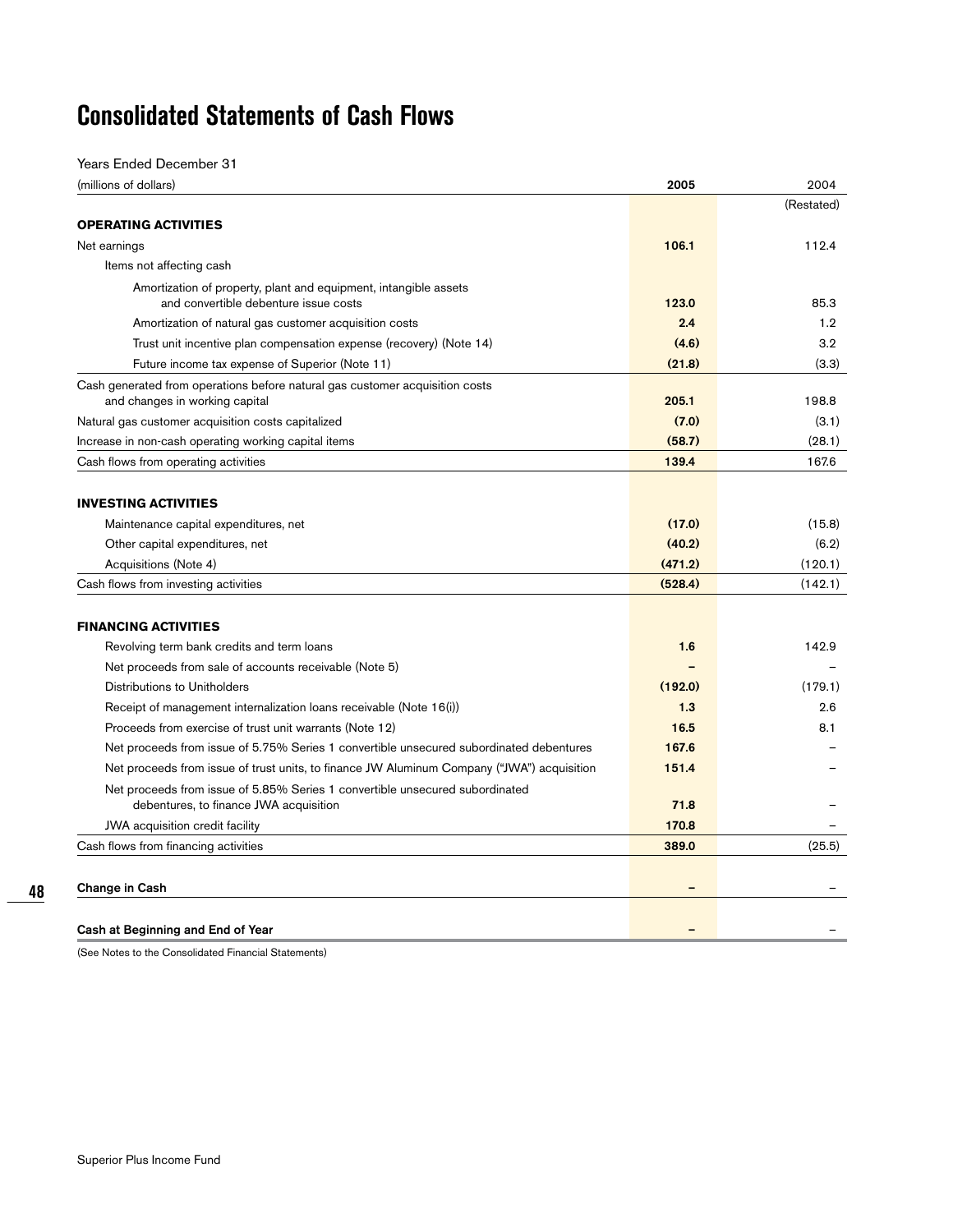# Consolidated Statements of Cash Flows

Years Ended December 31

| (millions of dollars) | 2005 | 2004 |
|---|---|---|
| | | (Restated) |
| **OPERATING ACTIVITIES** | | |
| Net earnings | **106.1** | 112.4 |
| Items not affecting cash | | |
| Amortization of property, plant and equipment, intangible assets and convertible debenture issue costs | **123.0** | 85.3 |
| Amortization of natural gas customer acquisition costs | **2.4** | 1.2 |
| Trust unit incentive plan compensation expense (recovery) (Note 14) | **(4.6)** | 3.2 |
| Future income tax expense of Superior (Note 11) | **(21.8)** | (3.3) |
| Cash generated from operations before natural gas customer acquisition costs and changes in working capital | **205.1** | 198.8 |
| Natural gas customer acquisition costs capitalized | **(7.0)** | (3.1) |
| Increase in non-cash operating working capital items | **(58.7)** | (28.1) |
| Cash flows from operating activities | **139.4** | 167.6 |
| **INVESTING ACTIVITIES** | | |
| Maintenance capital expenditures, net | **(17.0)** | (15.8) |
| Other capital expenditures, net | **(40.2)** | (6.2) |
| Acquisitions (Note 4) | **(471.2)** | (120.1) |
| Cash flows from investing activities | **(528.4)** | (142.1) |
| **FINANCING ACTIVITIES** | | |
| Revolving term bank credits and term loans | **1.6** | 142.9 |
| Net proceeds from sale of accounts receivable (Note 5) | **–** | – |
| Distributions to Unitholders | **(192.0)** | (179.1) |
| Receipt of management internalization loans receivable (Note 16(i)) | **1.3** | 2.6 |
| Proceeds from exercise of trust unit warrants (Note 12) | **16.5** | 8.1 |
| Net proceeds from issue of 5.75% Series 1 convertible unsecured subordinated debentures | **167.6** | – |
| Net proceeds from issue of trust units, to finance JW Aluminum Company ("JWA") acquisition | **151.4** | – |
| Net proceeds from issue of 5.85% Series 1 convertible unsecured subordinated debentures, to finance JWA acquisition | **71.8** | – |
| JWA acquisition credit facility | **170.8** | – |
| Cash flows from financing activities | **389.0** | (25.5) |
| **Change in Cash** | **–** | – |
| **Cash at Beginning and End of Year** | **–** | – |

(See Notes to the Consolidated Financial Statements)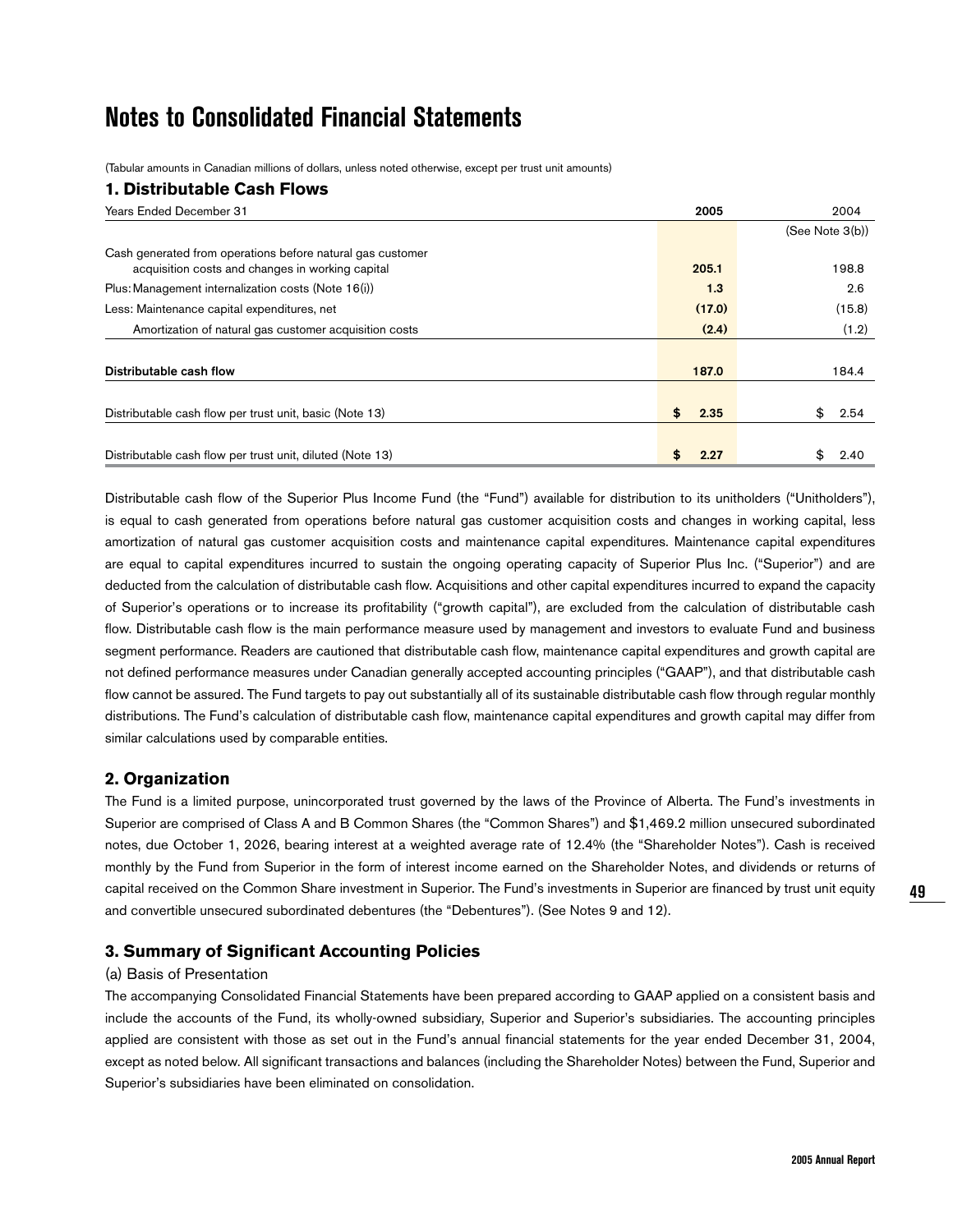# Notes to Consolidated Financial Statements

(Tabular amounts in Canadian millions of dollars, unless noted otherwise, except per trust unit amounts)

## 1. Distributable Cash Flows

| Years Ended December 31 | 2005 | 2004 |
|---|---|---|
| | | (See Note 3(b)) |
| Cash generated from operations before natural gas customer acquisition costs and changes in working capital | **205.1** | 198.8 |
| Plus: Management internalization costs (Note 16(i)) | **1.3** | 2.6 |
| Less: Maintenance capital expenditures, net | **(17.0)** | (15.8) |
| Amortization of natural gas customer acquisition costs | **(2.4)** | (1.2) |
| **Distributable cash flow** | **187.0** | 184.4 |
| Distributable cash flow per trust unit, basic (Note 13) | **$ 2.35** | $ 2.54 |
| Distributable cash flow per trust unit, diluted (Note 13) | **$ 2.27** | $ 2.40 |

Distributable cash flow of the Superior Plus Income Fund (the "Fund") available for distribution to its unitholders ("Unitholders"), is equal to cash generated from operations before natural gas customer acquisition costs and changes in working capital, less amortization of natural gas customer acquisition costs and maintenance capital expenditures. Maintenance capital expenditures are equal to capital expenditures incurred to sustain the ongoing operating capacity of Superior Plus Inc. ("Superior") and are deducted from the calculation of distributable cash flow. Acquisitions and other capital expenditures incurred to expand the capacity of Superior's operations or to increase its profitability ("growth capital"), are excluded from the calculation of distributable cash flow. Distributable cash flow is the main performance measure used by management and investors to evaluate Fund and business segment performance. Readers are cautioned that distributable cash flow, maintenance capital expenditures and growth capital are not defined performance measures under Canadian generally accepted accounting principles ("GAAP"), and that distributable cash flow cannot be assured. The Fund targets to pay out substantially all of its sustainable distributable cash flow through regular monthly distributions. The Fund's calculation of distributable cash flow, maintenance capital expenditures and growth capital may differ from similar calculations used by comparable entities.

## 2. Organization

The Fund is a limited purpose, unincorporated trust governed by the laws of the Province of Alberta. The Fund's investments in Superior are comprised of Class A and B Common Shares (the "Common Shares") and $1,469.2 million unsecured subordinated notes, due October 1, 2026, bearing interest at a weighted average rate of 12.4% (the "Shareholder Notes"). Cash is received monthly by the Fund from Superior in the form of interest income earned on the Shareholder Notes, and dividends or returns of capital received on the Common Share investment in Superior. The Fund's investments in Superior are financed by trust unit equity and convertible unsecured subordinated debentures (the "Debentures"). (See Notes 9 and 12).

## 3. Summary of Significant Accounting Policies

### (a) Basis of Presentation

The accompanying Consolidated Financial Statements have been prepared according to GAAP applied on a consistent basis and include the accounts of the Fund, its wholly-owned subsidiary, Superior and Superior's subsidiaries. The accounting principles applied are consistent with those as set out in the Fund's annual financial statements for the year ended December 31, 2004, except as noted below. All significant transactions and balances (including the Shareholder Notes) between the Fund, Superior and Superior's subsidiaries have been eliminated on consolidation.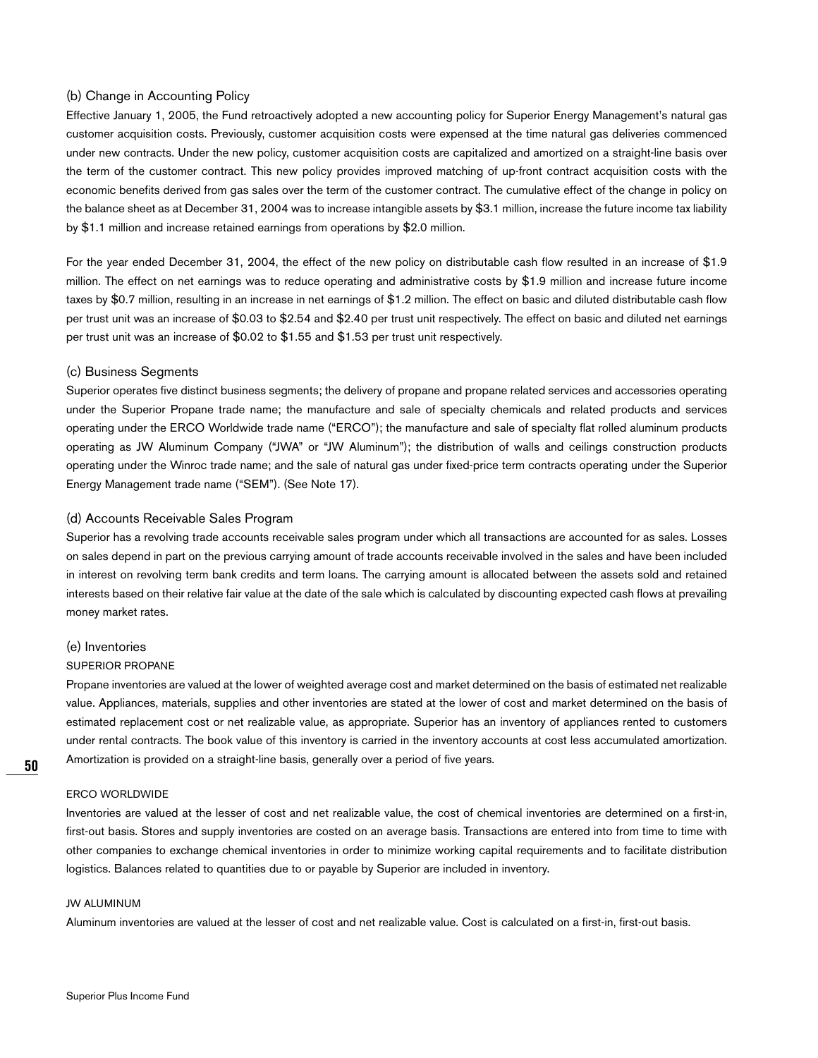### (b) Change in Accounting Policy

Effective January 1, 2005, the Fund retroactively adopted a new accounting policy for Superior Energy Management's natural gas customer acquisition costs. Previously, customer acquisition costs were expensed at the time natural gas deliveries commenced under new contracts. Under the new policy, customer acquisition costs are capitalized and amortized on a straight-line basis over the term of the customer contract. This new policy provides improved matching of up-front contract acquisition costs with the economic benefits derived from gas sales over the term of the customer contract. The cumulative effect of the change in policy on the balance sheet as at December 31, 2004 was to increase intangible assets by $3.1 million, increase the future income tax liability by $1.1 million and increase retained earnings from operations by $2.0 million.

For the year ended December 31, 2004, the effect of the new policy on distributable cash flow resulted in an increase of $1.9 million. The effect on net earnings was to reduce operating and administrative costs by $1.9 million and increase future income taxes by $0.7 million, resulting in an increase in net earnings of $1.2 million. The effect on basic and diluted distributable cash flow per trust unit was an increase of $0.03 to $2.54 and $2.40 per trust unit respectively. The effect on basic and diluted net earnings per trust unit was an increase of $0.02 to $1.55 and $1.53 per trust unit respectively.

### (c) Business Segments

Superior operates five distinct business segments; the delivery of propane and propane related services and accessories operating under the Superior Propane trade name; the manufacture and sale of specialty chemicals and related products and services operating under the ERCO Worldwide trade name ("ERCO"); the manufacture and sale of specialty flat rolled aluminum products operating as JW Aluminum Company ("JWA" or "JW Aluminum"); the distribution of walls and ceilings construction products operating under the Winroc trade name; and the sale of natural gas under fixed-price term contracts operating under the Superior Energy Management trade name ("SEM"). (See Note 17).

### (d) Accounts Receivable Sales Program

Superior has a revolving trade accounts receivable sales program under which all transactions are accounted for as sales. Losses on sales depend in part on the previous carrying amount of trade accounts receivable involved in the sales and have been included in interest on revolving term bank credits and term loans. The carrying amount is allocated between the assets sold and retained interests based on their relative fair value at the date of the sale which is calculated by discounting expected cash flows at prevailing money market rates.

### (e) Inventories

#### SUPERIOR PROPANE

Propane inventories are valued at the lower of weighted average cost and market determined on the basis of estimated net realizable value. Appliances, materials, supplies and other inventories are stated at the lower of cost and market determined on the basis of estimated replacement cost or net realizable value, as appropriate. Superior has an inventory of appliances rented to customers under rental contracts. The book value of this inventory is carried in the inventory accounts at cost less accumulated amortization. Amortization is provided on a straight-line basis, generally over a period of five years.

#### ERCO WORLDWIDE

Inventories are valued at the lesser of cost and net realizable value, the cost of chemical inventories are determined on a first-in, first-out basis. Stores and supply inventories are costed on an average basis. Transactions are entered into from time to time with other companies to exchange chemical inventories in order to minimize working capital requirements and to facilitate distribution logistics. Balances related to quantities due to or payable by Superior are included in inventory.

#### JW ALUMINUM

Aluminum inventories are valued at the lesser of cost and net realizable value. Cost is calculated on a first-in, first-out basis.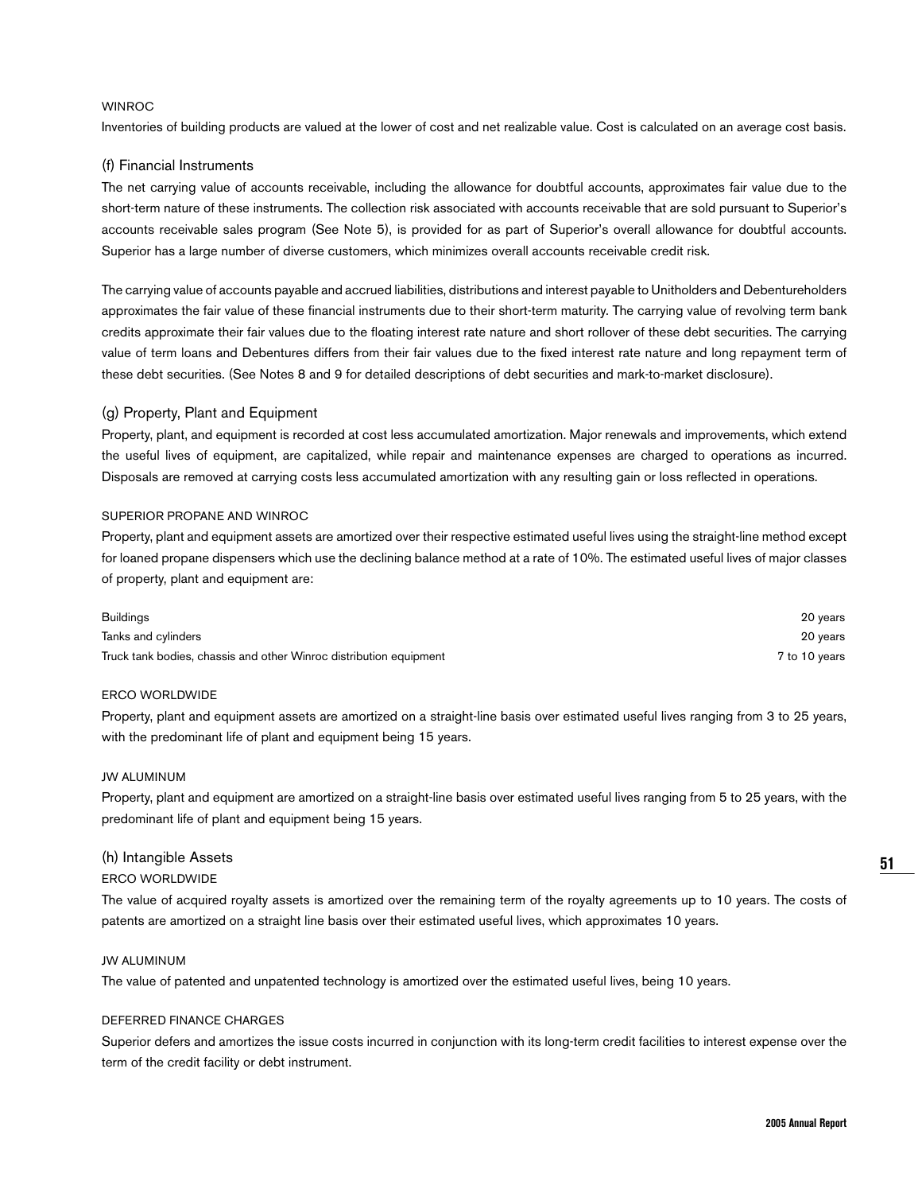WINROC

Inventories of building products are valued at the lower of cost and net realizable value. Cost is calculated on an average cost basis.

### (f) Financial Instruments

The net carrying value of accounts receivable, including the allowance for doubtful accounts, approximates fair value due to the short-term nature of these instruments. The collection risk associated with accounts receivable that are sold pursuant to Superior's accounts receivable sales program (See Note 5), is provided for as part of Superior's overall allowance for doubtful accounts. Superior has a large number of diverse customers, which minimizes overall accounts receivable credit risk.

The carrying value of accounts payable and accrued liabilities, distributions and interest payable to Unitholders and Debentureholders approximates the fair value of these financial instruments due to their short-term maturity. The carrying value of revolving term bank credits approximate their fair values due to the floating interest rate nature and short rollover of these debt securities. The carrying value of term loans and Debentures differs from their fair values due to the fixed interest rate nature and long repayment term of these debt securities. (See Notes 8 and 9 for detailed descriptions of debt securities and mark-to-market disclosure).

### (g) Property, Plant and Equipment

Property, plant, and equipment is recorded at cost less accumulated amortization. Major renewals and improvements, which extend the useful lives of equipment, are capitalized, while repair and maintenance expenses are charged to operations as incurred. Disposals are removed at carrying costs less accumulated amortization with any resulting gain or loss reflected in operations.

SUPERIOR PROPANE AND WINROC

Property, plant and equipment assets are amortized over their respective estimated useful lives using the straight-line method except for loaned propane dispensers which use the declining balance method at a rate of 10%. The estimated useful lives of major classes of property, plant and equipment are:

| | |
|---|---|
| Buildings | 20 years |
| Tanks and cylinders | 20 years |
| Truck tank bodies, chassis and other Winroc distribution equipment | 7 to 10 years |

ERCO WORLDWIDE

Property, plant and equipment assets are amortized on a straight-line basis over estimated useful lives ranging from 3 to 25 years, with the predominant life of plant and equipment being 15 years.

JW ALUMINUM

Property, plant and equipment are amortized on a straight-line basis over estimated useful lives ranging from 5 to 25 years, with the predominant life of plant and equipment being 15 years.

### (h) Intangible Assets

ERCO WORLDWIDE

The value of acquired royalty assets is amortized over the remaining term of the royalty agreements up to 10 years. The costs of patents are amortized on a straight line basis over their estimated useful lives, which approximates 10 years.

JW ALUMINUM

The value of patented and unpatented technology is amortized over the estimated useful lives, being 10 years.

DEFERRED FINANCE CHARGES

Superior defers and amortizes the issue costs incurred in conjunction with its long-term credit facilities to interest expense over the term of the credit facility or debt instrument.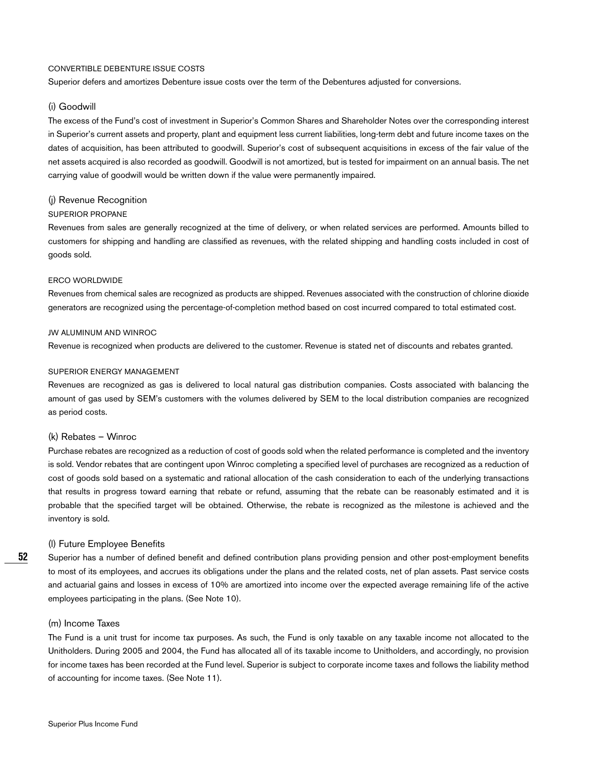CONVERTIBLE DEBENTURE ISSUE COSTS

Superior defers and amortizes Debenture issue costs over the term of the Debentures adjusted for conversions.

### (i) Goodwill

The excess of the Fund's cost of investment in Superior's Common Shares and Shareholder Notes over the corresponding interest in Superior's current assets and property, plant and equipment less current liabilities, long-term debt and future income taxes on the dates of acquisition, has been attributed to goodwill. Superior's cost of subsequent acquisitions in excess of the fair value of the net assets acquired is also recorded as goodwill. Goodwill is not amortized, but is tested for impairment on an annual basis. The net carrying value of goodwill would be written down if the value were permanently impaired.

### (j) Revenue Recognition

SUPERIOR PROPANE

Revenues from sales are generally recognized at the time of delivery, or when related services are performed. Amounts billed to customers for shipping and handling are classified as revenues, with the related shipping and handling costs included in cost of goods sold.

ERCO WORLDWIDE

Revenues from chemical sales are recognized as products are shipped. Revenues associated with the construction of chlorine dioxide generators are recognized using the percentage-of-completion method based on cost incurred compared to total estimated cost.

JW ALUMINUM AND WINROC

Revenue is recognized when products are delivered to the customer. Revenue is stated net of discounts and rebates granted.

SUPERIOR ENERGY MANAGEMENT

Revenues are recognized as gas is delivered to local natural gas distribution companies. Costs associated with balancing the amount of gas used by SEM's customers with the volumes delivered by SEM to the local distribution companies are recognized as period costs.

### (k) Rebates – Winroc

Purchase rebates are recognized as a reduction of cost of goods sold when the related performance is completed and the inventory is sold. Vendor rebates that are contingent upon Winroc completing a specified level of purchases are recognized as a reduction of cost of goods sold based on a systematic and rational allocation of the cash consideration to each of the underlying transactions that results in progress toward earning that rebate or refund, assuming that the rebate can be reasonably estimated and it is probable that the specified target will be obtained. Otherwise, the rebate is recognized as the milestone is achieved and the inventory is sold.

### (l) Future Employee Benefits

Superior has a number of defined benefit and defined contribution plans providing pension and other post-employment benefits to most of its employees, and accrues its obligations under the plans and the related costs, net of plan assets. Past service costs and actuarial gains and losses in excess of 10% are amortized into income over the expected average remaining life of the active employees participating in the plans. (See Note 10).

### (m) Income Taxes

The Fund is a unit trust for income tax purposes. As such, the Fund is only taxable on any taxable income not allocated to the Unitholders. During 2005 and 2004, the Fund has allocated all of its taxable income to Unitholders, and accordingly, no provision for income taxes has been recorded at the Fund level. Superior is subject to corporate income taxes and follows the liability method of accounting for income taxes. (See Note 11).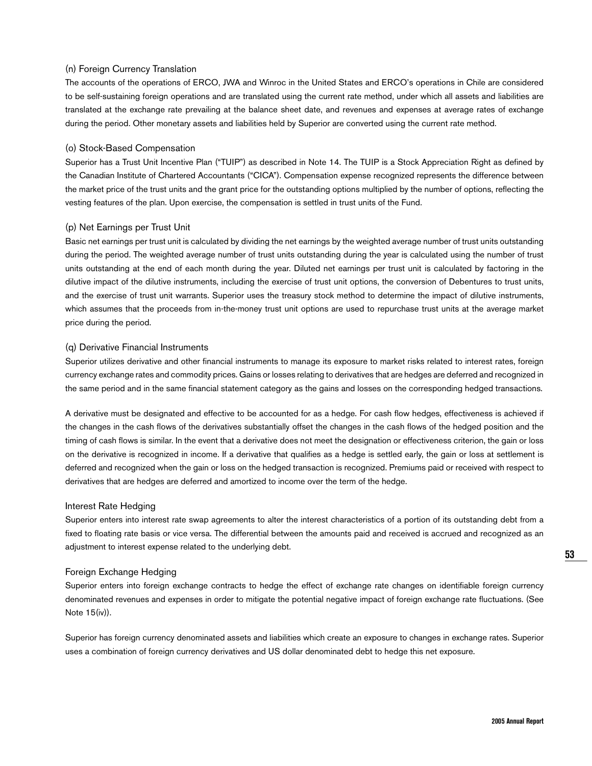### (n) Foreign Currency Translation

The accounts of the operations of ERCO, JWA and Winroc in the United States and ERCO's operations in Chile are considered to be self-sustaining foreign operations and are translated using the current rate method, under which all assets and liabilities are translated at the exchange rate prevailing at the balance sheet date, and revenues and expenses at average rates of exchange during the period. Other monetary assets and liabilities held by Superior are converted using the current rate method.

### (o) Stock-Based Compensation

Superior has a Trust Unit Incentive Plan ("TUIP") as described in Note 14. The TUIP is a Stock Appreciation Right as defined by the Canadian Institute of Chartered Accountants ("CICA"). Compensation expense recognized represents the difference between the market price of the trust units and the grant price for the outstanding options multiplied by the number of options, reflecting the vesting features of the plan. Upon exercise, the compensation is settled in trust units of the Fund.

### (p) Net Earnings per Trust Unit

Basic net earnings per trust unit is calculated by dividing the net earnings by the weighted average number of trust units outstanding during the period. The weighted average number of trust units outstanding during the year is calculated using the number of trust units outstanding at the end of each month during the year. Diluted net earnings per trust unit is calculated by factoring in the dilutive impact of the dilutive instruments, including the exercise of trust unit options, the conversion of Debentures to trust units, and the exercise of trust unit warrants. Superior uses the treasury stock method to determine the impact of dilutive instruments, which assumes that the proceeds from in-the-money trust unit options are used to repurchase trust units at the average market price during the period.

### (q) Derivative Financial Instruments

Superior utilizes derivative and other financial instruments to manage its exposure to market risks related to interest rates, foreign currency exchange rates and commodity prices. Gains or losses relating to derivatives that are hedges are deferred and recognized in the same period and in the same financial statement category as the gains and losses on the corresponding hedged transactions.

A derivative must be designated and effective to be accounted for as a hedge. For cash flow hedges, effectiveness is achieved if the changes in the cash flows of the derivatives substantially offset the changes in the cash flows of the hedged position and the timing of cash flows is similar. In the event that a derivative does not meet the designation or effectiveness criterion, the gain or loss on the derivative is recognized in income. If a derivative that qualifies as a hedge is settled early, the gain or loss at settlement is deferred and recognized when the gain or loss on the hedged transaction is recognized. Premiums paid or received with respect to derivatives that are hedges are deferred and amortized to income over the term of the hedge.

#### Interest Rate Hedging

Superior enters into interest rate swap agreements to alter the interest characteristics of a portion of its outstanding debt from a fixed to floating rate basis or vice versa. The differential between the amounts paid and received is accrued and recognized as an adjustment to interest expense related to the underlying debt.

#### Foreign Exchange Hedging

Superior enters into foreign exchange contracts to hedge the effect of exchange rate changes on identifiable foreign currency denominated revenues and expenses in order to mitigate the potential negative impact of foreign exchange rate fluctuations. (See Note 15(iv)).

Superior has foreign currency denominated assets and liabilities which create an exposure to changes in exchange rates. Superior uses a combination of foreign currency derivatives and US dollar denominated debt to hedge this net exposure.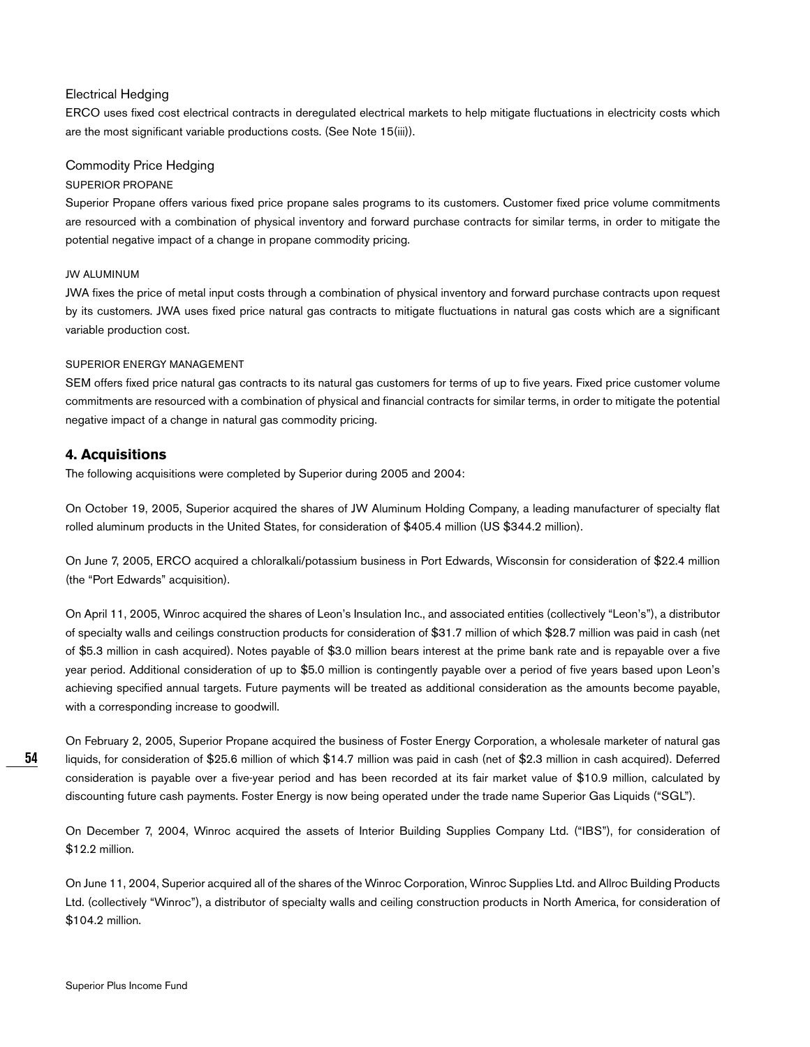### Electrical Hedging

ERCO uses fixed cost electrical contracts in deregulated electrical markets to help mitigate fluctuations in electricity costs which are the most significant variable productions costs. (See Note 15(iii)).

### Commodity Price Hedging

SUPERIOR PROPANE

Superior Propane offers various fixed price propane sales programs to its customers. Customer fixed price volume commitments are resourced with a combination of physical inventory and forward purchase contracts for similar terms, in order to mitigate the potential negative impact of a change in propane commodity pricing.

JW ALUMINUM

JWA fixes the price of metal input costs through a combination of physical inventory and forward purchase contracts upon request by its customers. JWA uses fixed price natural gas contracts to mitigate fluctuations in natural gas costs which are a significant variable production cost.

SUPERIOR ENERGY MANAGEMENT

SEM offers fixed price natural gas contracts to its natural gas customers for terms of up to five years. Fixed price customer volume commitments are resourced with a combination of physical and financial contracts for similar terms, in order to mitigate the potential negative impact of a change in natural gas commodity pricing.

## 4. Acquisitions

The following acquisitions were completed by Superior during 2005 and 2004:

On October 19, 2005, Superior acquired the shares of JW Aluminum Holding Company, a leading manufacturer of specialty flat rolled aluminum products in the United States, for consideration of $405.4 million (US $344.2 million).

On June 7, 2005, ERCO acquired a chloralkali/potassium business in Port Edwards, Wisconsin for consideration of $22.4 million (the "Port Edwards" acquisition).

On April 11, 2005, Winroc acquired the shares of Leon's Insulation Inc., and associated entities (collectively "Leon's"), a distributor of specialty walls and ceilings construction products for consideration of $31.7 million of which $28.7 million was paid in cash (net of $5.3 million in cash acquired). Notes payable of $3.0 million bears interest at the prime bank rate and is repayable over a five year period. Additional consideration of up to $5.0 million is contingently payable over a period of five years based upon Leon's achieving specified annual targets. Future payments will be treated as additional consideration as the amounts become payable, with a corresponding increase to goodwill.

On February 2, 2005, Superior Propane acquired the business of Foster Energy Corporation, a wholesale marketer of natural gas liquids, for consideration of $25.6 million of which $14.7 million was paid in cash (net of $2.3 million in cash acquired). Deferred consideration is payable over a five-year period and has been recorded at its fair market value of $10.9 million, calculated by discounting future cash payments. Foster Energy is now being operated under the trade name Superior Gas Liquids ("SGL").

On December 7, 2004, Winroc acquired the assets of Interior Building Supplies Company Ltd. ("IBS"), for consideration of $12.2 million.

On June 11, 2004, Superior acquired all of the shares of the Winroc Corporation, Winroc Supplies Ltd. and Allroc Building Products Ltd. (collectively "Winroc"), a distributor of specialty walls and ceiling construction products in North America, for consideration of $104.2 million.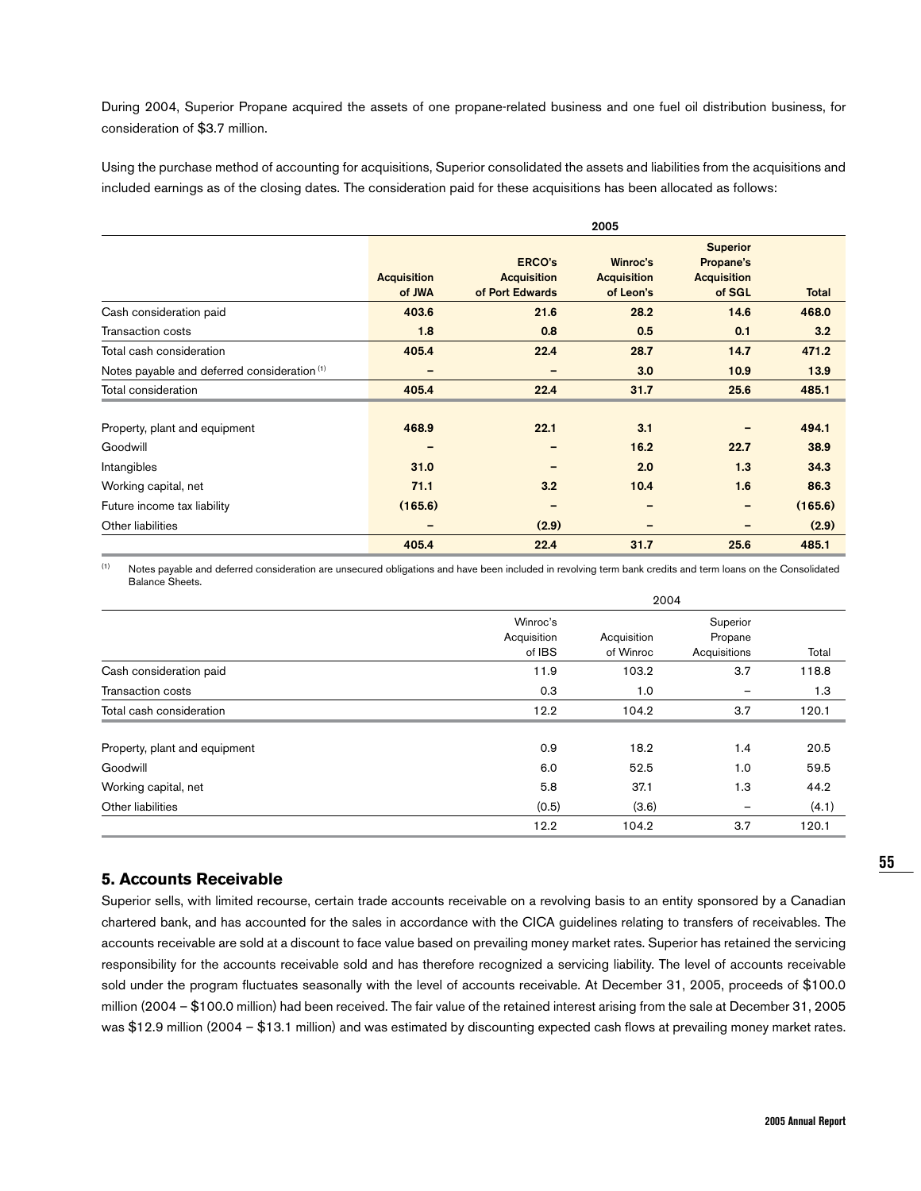During 2004, Superior Propane acquired the assets of one propane-related business and one fuel oil distribution business, for consideration of $3.7 million.

Using the purchase method of accounting for acquisitions, Superior consolidated the assets and liabilities from the acquisitions and included earnings as of the closing dates. The consideration paid for these acquisitions has been allocated as follows:

| | 2005 | | | | |
|---|---|---|---|---|---|
| | **Acquisition of JWA** | **ERCO's Acquisition of Port Edwards** | **Winroc's Acquisition of Leon's** | **Superior Propane's Acquisition of SGL** | **Total** |
| Cash consideration paid | **403.6** | **21.6** | **28.2** | **14.6** | **468.0** |
| Transaction costs | **1.8** | **0.8** | **0.5** | **0.1** | **3.2** |
| Total cash consideration | **405.4** | **22.4** | **28.7** | **14.7** | **471.2** |
| Notes payable and deferred consideration [1] | **–** | **–** | **3.0** | **10.9** | **13.9** |
| Total consideration | **405.4** | **22.4** | **31.7** | **25.6** | **485.1** |
| Property, plant and equipment | **468.9** | **22.1** | **3.1** | **–** | **494.1** |
| Goodwill | **–** | **–** | **16.2** | **22.7** | **38.9** |
| Intangibles | **31.0** | **–** | **2.0** | **1.3** | **34.3** |
| Working capital, net | **71.1** | **3.2** | **10.4** | **1.6** | **86.3** |
| Future income tax liability | **(165.6)** | **–** | **–** | **–** | **(165.6)** |
| Other liabilities | **–** | **(2.9)** | **–** | **–** | **(2.9)** |
| | **405.4** | **22.4** | **31.7** | **25.6** | **485.1** |

[1] Notes payable and deferred consideration are unsecured obligations and have been included in revolving term bank credits and term loans on the Consolidated Balance Sheets.

| | 2004 | | | |
|---|---|---|---|---|
| | Winroc's Acquisition of IBS | Acquisition of Winroc | Superior Propane Acquisitions | Total |
| Cash consideration paid | 11.9 | 103.2 | 3.7 | 118.8 |
| Transaction costs | 0.3 | 1.0 | – | 1.3 |
| Total cash consideration | 12.2 | 104.2 | 3.7 | 120.1 |
| Property, plant and equipment | 0.9 | 18.2 | 1.4 | 20.5 |
| Goodwill | 6.0 | 52.5 | 1.0 | 59.5 |
| Working capital, net | 5.8 | 37.1 | 1.3 | 44.2 |
| Other liabilities | (0.5) | (3.6) | – | (4.1) |
| | 12.2 | 104.2 | 3.7 | 120.1 |

## 5. Accounts Receivable

Superior sells, with limited recourse, certain trade accounts receivable on a revolving basis to an entity sponsored by a Canadian chartered bank, and has accounted for the sales in accordance with the CICA guidelines relating to transfers of receivables. The accounts receivable are sold at a discount to face value based on prevailing money market rates. Superior has retained the servicing responsibility for the accounts receivable sold and has therefore recognized a servicing liability. The level of accounts receivable sold under the program fluctuates seasonally with the level of accounts receivable. At December 31, 2005, proceeds of $100.0 million (2004 – $100.0 million) had been received. The fair value of the retained interest arising from the sale at December 31, 2005 was $12.9 million (2004 – $13.1 million) and was estimated by discounting expected cash flows at prevailing money market rates.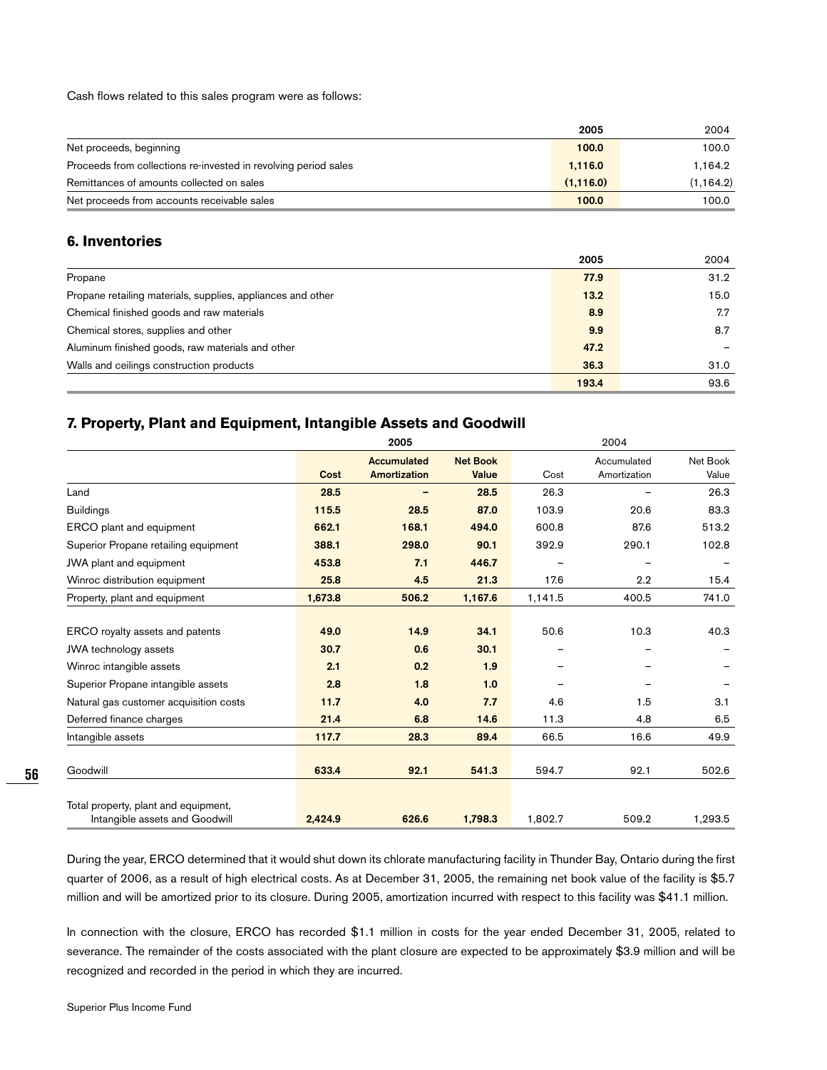Cash flows related to this sales program were as follows:

| | 2005 | 2004 |
|---|---|---|
| Net proceeds, beginning | **100.0** | 100.0 |
| Proceeds from collections re-invested in revolving period sales | **1,116.0** | 1,164.2 |
| Remittances of amounts collected on sales | **(1,116.0)** | (1,164.2) |
| Net proceeds from accounts receivable sales | **100.0** | 100.0 |

## 6. Inventories

| | 2005 | 2004 |
|---|---|---|
| Propane | **77.9** | 31.2 |
| Propane retailing materials, supplies, appliances and other | **13.2** | 15.0 |
| Chemical finished goods and raw materials | **8.9** | 7.7 |
| Chemical stores, supplies and other | **9.9** | 8.7 |
| Aluminum finished goods, raw materials and other | **47.2** | – |
| Walls and ceilings construction products | **36.3** | 31.0 |
| | **193.4** | 93.6 |

## 7. Property, Plant and Equipment, Intangible Assets and Goodwill

| | 2005 | | | 2004 | | |
|---|---|---|---|---|---|---|
| | Cost | Accumulated Amortization | Net Book Value | Cost | Accumulated Amortization | Net Book Value |
| Land | **28.5** | **–** | **28.5** | 26.3 | – | 26.3 |
| Buildings | **115.5** | **28.5** | **87.0** | 103.9 | 20.6 | 83.3 |
| ERCO plant and equipment | **662.1** | **168.1** | **494.0** | 600.8 | 87.6 | 513.2 |
| Superior Propane retailing equipment | **388.1** | **298.0** | **90.1** | 392.9 | 290.1 | 102.8 |
| JWA plant and equipment | **453.8** | **7.1** | **446.7** | – | – | – |
| Winroc distribution equipment | **25.8** | **4.5** | **21.3** | 17.6 | 2.2 | 15.4 |
| Property, plant and equipment | **1,673.8** | **506.2** | **1,167.6** | 1,141.5 | 400.5 | 741.0 |
| | | | | | | |
| ERCO royalty assets and patents | **49.0** | **14.9** | **34.1** | 50.6 | 10.3 | 40.3 |
| JWA technology assets | **30.7** | **0.6** | **30.1** | – | – | – |
| Winroc intangible assets | **2.1** | **0.2** | **1.9** | – | – | – |
| Superior Propane intangible assets | **2.8** | **1.8** | **1.0** | – | – | – |
| Natural gas customer acquisition costs | **11.7** | **4.0** | **7.7** | 4.6 | 1.5 | 3.1 |
| Deferred finance charges | **21.4** | **6.8** | **14.6** | 11.3 | 4.8 | 6.5 |
| Intangible assets | **117.7** | **28.3** | **89.4** | 66.5 | 16.6 | 49.9 |
| | | | | | | |
| Goodwill | **633.4** | **92.1** | **541.3** | 594.7 | 92.1 | 502.6 |
| | | | | | | |
| Total property, plant and equipment, Intangible assets and Goodwill | **2,424.9** | **626.6** | **1,798.3** | 1,802.7 | 509.2 | 1,293.5 |

During the year, ERCO determined that it would shut down its chlorate manufacturing facility in Thunder Bay, Ontario during the first quarter of 2006, as a result of high electrical costs. As at December 31, 2005, the remaining net book value of the facility is $5.7 million and will be amortized prior to its closure. During 2005, amortization incurred with respect to this facility was $41.1 million.

In connection with the closure, ERCO has recorded $1.1 million in costs for the year ended December 31, 2005, related to severance. The remainder of the costs associated with the plant closure are expected to be approximately $3.9 million and will be recognized and recorded in the period in which they are incurred.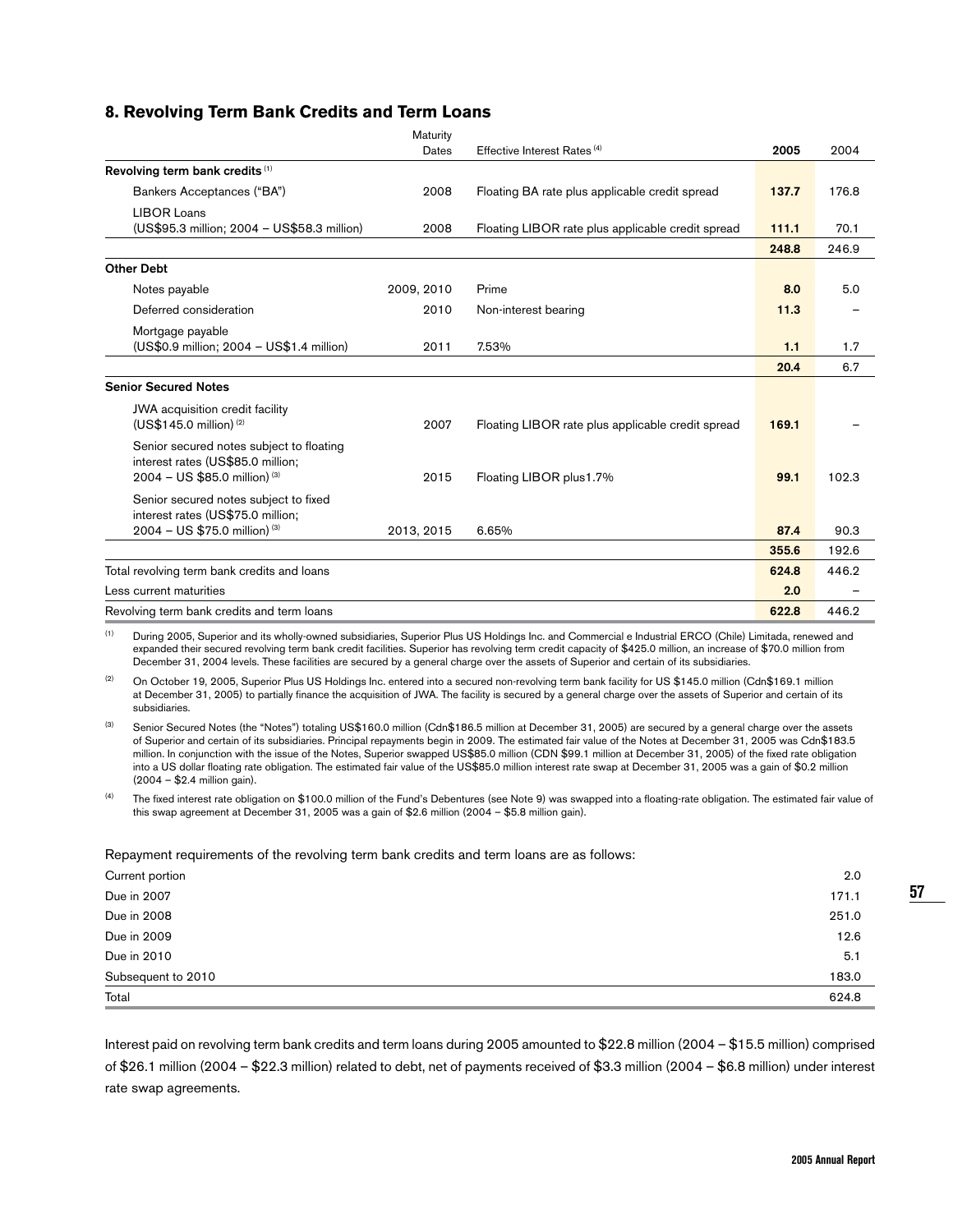## 8. Revolving Term Bank Credits and Term Loans

| | Maturity Dates | Effective Interest Rates [4] | 2005 | 2004 |
|---|---|---|---|---|
| **Revolving term bank credits** [1] | | | | |
| Bankers Acceptances ("BA") | 2008 | Floating BA rate plus applicable credit spread | **137.7** | 176.8 |
| LIBOR Loans (US$95.3 million; 2004 – US$58.3 million) | 2008 | Floating LIBOR rate plus applicable credit spread | **111.1** | 70.1 |
| | | | **248.8** | 246.9 |
| **Other Debt** | | | | |
| Notes payable | 2009, 2010 | Prime | **8.0** | 5.0 |
| Deferred consideration | 2010 | Non-interest bearing | **11.3** | – |
| Mortgage payable (US$0.9 million; 2004 – US$1.4 million) | 2011 | 7.53% | **1.1** | 1.7 |
| | | | **20.4** | 6.7 |
| **Senior Secured Notes** | | | | |
| JWA acquisition credit facility (US$145.0 million) [2] | 2007 | Floating LIBOR rate plus applicable credit spread | **169.1** | – |
| Senior secured notes subject to floating interest rates (US$85.0 million; 2004 – US $85.0 million) [3] | 2015 | Floating LIBOR plus1.7% | **99.1** | 102.3 |
| Senior secured notes subject to fixed interest rates (US$75.0 million; 2004 – US $75.0 million) [3] | 2013, 2015 | 6.65% | **87.4** | 90.3 |
| | | | **355.6** | 192.6 |
| Total revolving term bank credits and loans | | | **624.8** | 446.2 |
| Less current maturities | | | **2.0** | – |
| Revolving term bank credits and term loans | | | **622.8** | 446.2 |

[1] During 2005, Superior and its wholly-owned subsidiaries, Superior Plus US Holdings Inc. and Commercial e Industrial ERCO (Chile) Limitada, renewed and expanded their secured revolving term bank credit facilities. Superior has revolving term credit capacity of $425.0 million, an increase of $70.0 million from December 31, 2004 levels. These facilities are secured by a general charge over the assets of Superior and certain of its subsidiaries.

[2] On October 19, 2005, Superior Plus US Holdings Inc. entered into a secured non-revolving term bank facility for US $145.0 million (Cdn$169.1 million at December 31, 2005) to partially finance the acquisition of JWA. The facility is secured by a general charge over the assets of Superior and certain of its subsidiaries.

[3] Senior Secured Notes (the "Notes") totaling US$160.0 million (Cdn$186.5 million at December 31, 2005) are secured by a general charge over the assets of Superior and certain of its subsidiaries. Principal repayments begin in 2009. The estimated fair value of the Notes at December 31, 2005 was Cdn$183.5 million. In conjunction with the issue of the Notes, Superior swapped US$85.0 million (CDN $99.1 million at December 31, 2005) of the fixed rate obligation into a US dollar floating rate obligation. The estimated fair value of the US$85.0 million interest rate swap at December 31, 2005 was a gain of $0.2 million (2004 – $2.4 million gain).

[4] The fixed interest rate obligation on $100.0 million of the Fund's Debentures (see Note 9) was swapped into a floating-rate obligation. The estimated fair value of this swap agreement at December 31, 2005 was a gain of $2.6 million (2004 – $5.8 million gain).

Repayment requirements of the revolving term bank credits and term loans are as follows:

| | |
|---|---|
| Current portion | 2.0 |
| Due in 2007 | 171.1 |
| Due in 2008 | 251.0 |
| Due in 2009 | 12.6 |
| Due in 2010 | 5.1 |
| Subsequent to 2010 | 183.0 |
| Total | 624.8 |

Interest paid on revolving term bank credits and term loans during 2005 amounted to $22.8 million (2004 – $15.5 million) comprised of $26.1 million (2004 – $22.3 million) related to debt, net of payments received of $3.3 million (2004 – $6.8 million) under interest rate swap agreements.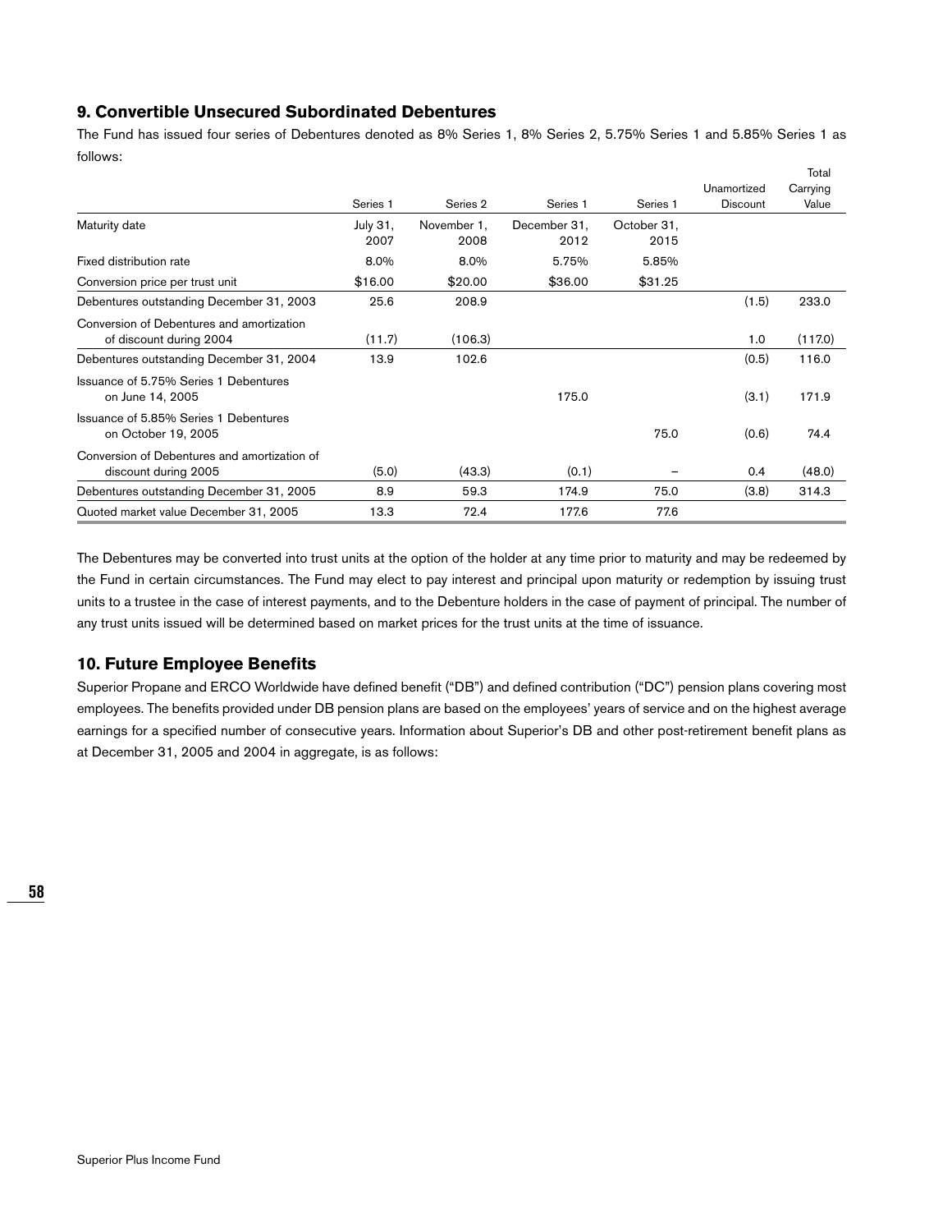## 9. Convertible Unsecured Subordinated Debentures

The Fund has issued four series of Debentures denoted as 8% Series 1, 8% Series 2, 5.75% Series 1 and 5.85% Series 1 as follows:

| | Series 1 | Series 2 | Series 1 | Series 1 | Unamortized Discount | Total Carrying Value |
|---|---|---|---|---|---|---|
| Maturity date | July 31, 2007 | November 1, 2008 | December 31, 2012 | October 31, 2015 | | |
| Fixed distribution rate | 8.0% | 8.0% | 5.75% | 5.85% | | |
| Conversion price per trust unit | $16.00 | $20.00 | $36.00 | $31.25 | | |
| Debentures outstanding December 31, 2003 | 25.6 | 208.9 | | | (1.5) | 233.0 |
| Conversion of Debentures and amortization of discount during 2004 | (11.7) | (106.3) | | | 1.0 | (117.0) |
| Debentures outstanding December 31, 2004 | 13.9 | 102.6 | | | (0.5) | 116.0 |
| Issuance of 5.75% Series 1 Debentures on June 14, 2005 | | | 175.0 | | (3.1) | 171.9 |
| Issuance of 5.85% Series 1 Debentures on October 19, 2005 | | | | 75.0 | (0.6) | 74.4 |
| Conversion of Debentures and amortization of discount during 2005 | (5.0) | (43.3) | (0.1) | – | 0.4 | (48.0) |
| Debentures outstanding December 31, 2005 | 8.9 | 59.3 | 174.9 | 75.0 | (3.8) | 314.3 |
| Quoted market value December 31, 2005 | 13.3 | 72.4 | 177.6 | 77.6 | | |

The Debentures may be converted into trust units at the option of the holder at any time prior to maturity and may be redeemed by the Fund in certain circumstances. The Fund may elect to pay interest and principal upon maturity or redemption by issuing trust units to a trustee in the case of interest payments, and to the Debenture holders in the case of payment of principal. The number of any trust units issued will be determined based on market prices for the trust units at the time of issuance.

## 10. Future Employee Benefits

Superior Propane and ERCO Worldwide have defined benefit ("DB") and defined contribution ("DC") pension plans covering most employees. The benefits provided under DB pension plans are based on the employees' years of service and on the highest average earnings for a specified number of consecutive years. Information about Superior's DB and other post-retirement benefit plans as at December 31, 2005 and 2004 in aggregate, is as follows: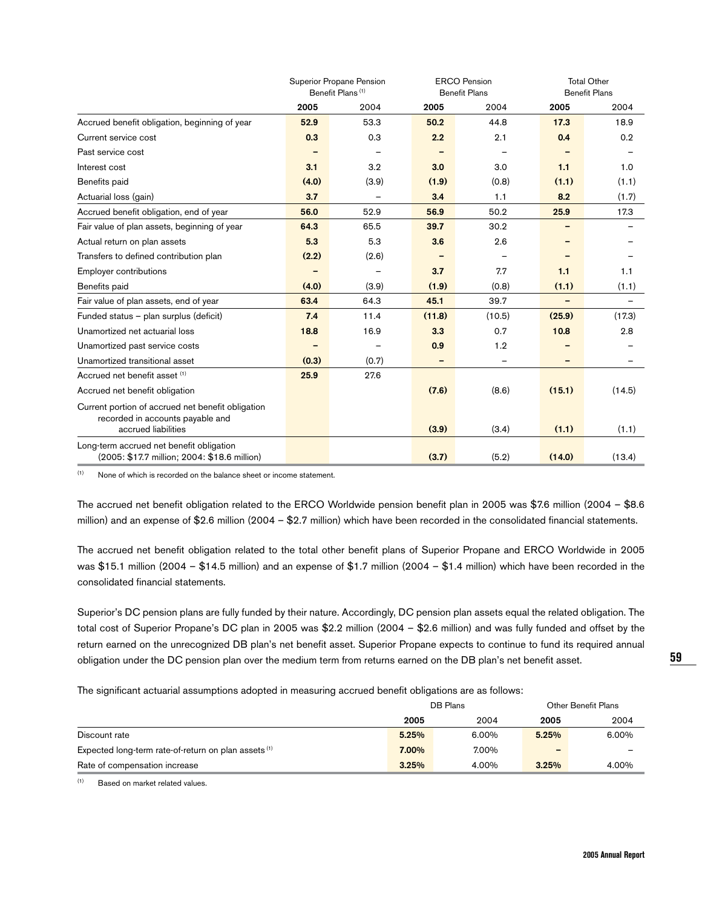| | Superior Propane Pension Benefit Plans [1] | | ERCO Pension Benefit Plans | | Total Other Benefit Plans | |
|---|---|---|---|---|---|---|
| | **2005** | 2004 | **2005** | 2004 | **2005** | 2004 |
| Accrued benefit obligation, beginning of year | **52.9** | 53.3 | **50.2** | 44.8 | **17.3** | 18.9 |
| Current service cost | **0.3** | 0.3 | **2.2** | 2.1 | **0.4** | 0.2 |
| Past service cost | **–** | – | **–** | – | **–** | – |
| Interest cost | **3.1** | 3.2 | **3.0** | 3.0 | **1.1** | 1.0 |
| Benefits paid | **(4.0)** | (3.9) | **(1.9)** | (0.8) | **(1.1)** | (1.1) |
| Actuarial loss (gain) | **3.7** | – | **3.4** | 1.1 | **8.2** | (1.7) |
| Accrued benefit obligation, end of year | **56.0** | 52.9 | **56.9** | 50.2 | **25.9** | 17.3 |
| Fair value of plan assets, beginning of year | **64.3** | 65.5 | **39.7** | 30.2 | **–** | – |
| Actual return on plan assets | **5.3** | 5.3 | **3.6** | 2.6 | **–** | – |
| Transfers to defined contribution plan | **(2.2)** | (2.6) | **–** | – | **–** | – |
| Employer contributions | **–** | – | **3.7** | 7.7 | **1.1** | 1.1 |
| Benefits paid | **(4.0)** | (3.9) | **(1.9)** | (0.8) | **(1.1)** | (1.1) |
| Fair value of plan assets, end of year | **63.4** | 64.3 | **45.1** | 39.7 | **–** | – |
| Funded status – plan surplus (deficit) | **7.4** | 11.4 | **(11.8)** | (10.5) | **(25.9)** | (17.3) |
| Unamortized net actuarial loss | **18.8** | 16.9 | **3.3** | 0.7 | **10.8** | 2.8 |
| Unamortized past service costs | **–** | – | **0.9** | 1.2 | **–** | – |
| Unamortized transitional asset | **(0.3)** | (0.7) | **–** | – | **–** | – |
| Accrued net benefit asset [1] | **25.9** | 27.6 | | | | |
| Accrued net benefit obligation | | | **(7.6)** | (8.6) | **(15.1)** | (14.5) |
| Current portion of accrued net benefit obligation recorded in accounts payable and accrued liabilities | | | **(3.9)** | (3.4) | **(1.1)** | (1.1) |
| Long-term accrued net benefit obligation (2005: $17.7 million; 2004: $18.6 million) | | | **(3.7)** | (5.2) | **(14.0)** | (13.4) |

[1] None of which is recorded on the balance sheet or income statement.

The accrued net benefit obligation related to the ERCO Worldwide pension benefit plan in 2005 was $7.6 million (2004 – $8.6 million) and an expense of $2.6 million (2004 – $2.7 million) which have been recorded in the consolidated financial statements.

The accrued net benefit obligation related to the total other benefit plans of Superior Propane and ERCO Worldwide in 2005 was $15.1 million (2004 – $14.5 million) and an expense of $1.7 million (2004 – $1.4 million) which have been recorded in the consolidated financial statements.

Superior's DC pension plans are fully funded by their nature. Accordingly, DC pension plan assets equal the related obligation. The total cost of Superior Propane's DC plan in 2005 was $2.2 million (2004 – $2.6 million) and was fully funded and offset by the return earned on the unrecognized DB plan's net benefit asset. Superior Propane expects to continue to fund its required annual obligation under the DC pension plan over the medium term from returns earned on the DB plan's net benefit asset.

The significant actuarial assumptions adopted in measuring accrued benefit obligations are as follows:

| | DB Plans | | Other Benefit Plans | |
|---|---|---|---|---|
| | **2005** | 2004 | **2005** | 2004 |
| Discount rate | **5.25%** | 6.00% | **5.25%** | 6.00% |
| Expected long-term rate-of-return on plan assets [1] | **7.00%** | 7.00% | **–** | – |
| Rate of compensation increase | **3.25%** | 4.00% | **3.25%** | 4.00% |

[1] Based on market related values.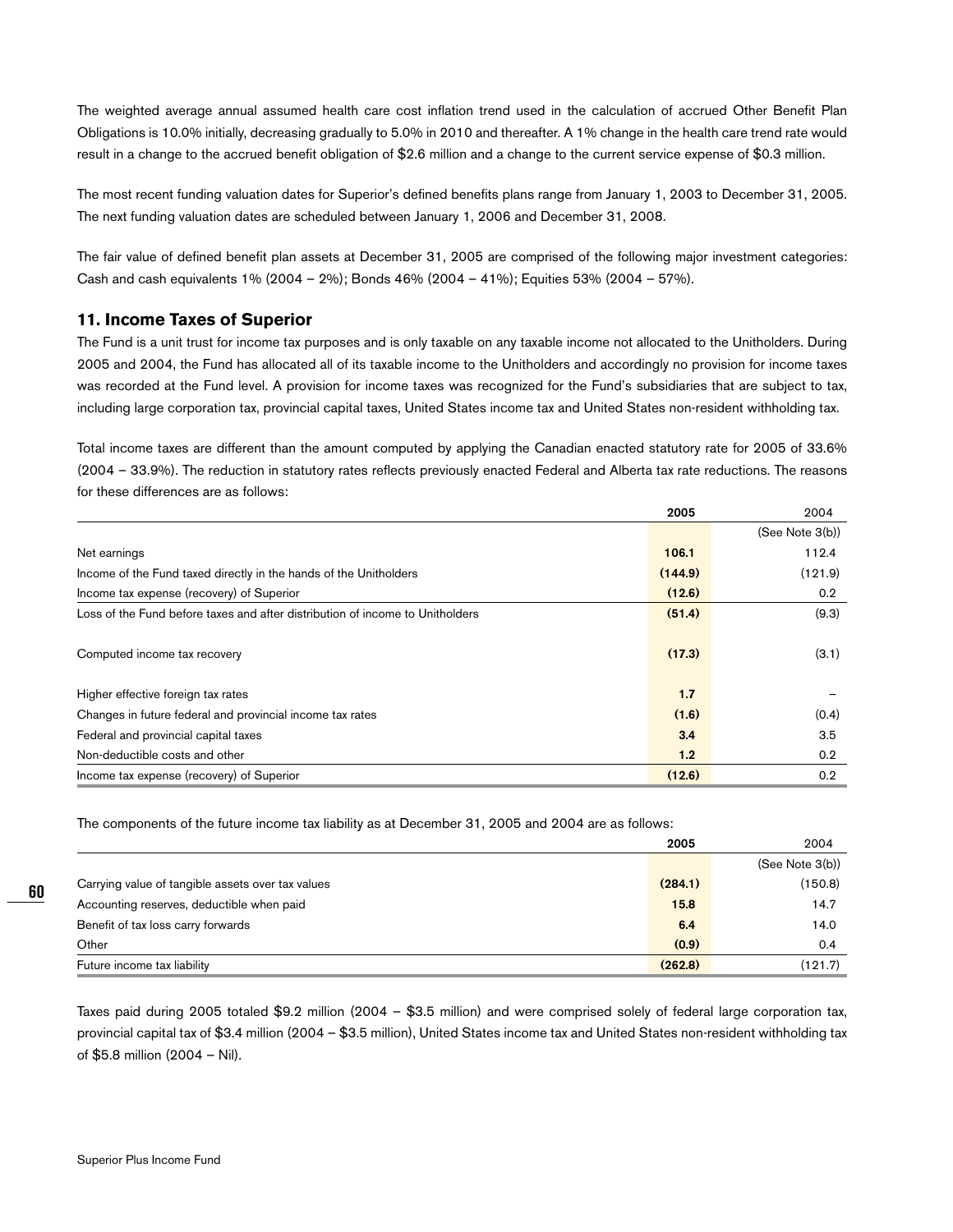The weighted average annual assumed health care cost inflation trend used in the calculation of accrued Other Benefit Plan Obligations is 10.0% initially, decreasing gradually to 5.0% in 2010 and thereafter. A 1% change in the health care trend rate would result in a change to the accrued benefit obligation of $2.6 million and a change to the current service expense of $0.3 million.

The most recent funding valuation dates for Superior's defined benefits plans range from January 1, 2003 to December 31, 2005. The next funding valuation dates are scheduled between January 1, 2006 and December 31, 2008.

The fair value of defined benefit plan assets at December 31, 2005 are comprised of the following major investment categories: Cash and cash equivalents 1% (2004 – 2%); Bonds 46% (2004 – 41%); Equities 53% (2004 – 57%).

## 11. Income Taxes of Superior

The Fund is a unit trust for income tax purposes and is only taxable on any taxable income not allocated to the Unitholders. During 2005 and 2004, the Fund has allocated all of its taxable income to the Unitholders and accordingly no provision for income taxes was recorded at the Fund level. A provision for income taxes was recognized for the Fund's subsidiaries that are subject to tax, including large corporation tax, provincial capital taxes, United States income tax and United States non-resident withholding tax.

Total income taxes are different than the amount computed by applying the Canadian enacted statutory rate for 2005 of 33.6% (2004 – 33.9%). The reduction in statutory rates reflects previously enacted Federal and Alberta tax rate reductions. The reasons for these differences are as follows:

| | **2005** | 2004 |
|---|---|---|
| | | (See Note 3(b)) |
| Net earnings | **106.1** | 112.4 |
| Income of the Fund taxed directly in the hands of the Unitholders | **(144.9)** | (121.9) |
| Income tax expense (recovery) of Superior | **(12.6)** | 0.2 |
| Loss of the Fund before taxes and after distribution of income to Unitholders | **(51.4)** | (9.3) |
| Computed income tax recovery | **(17.3)** | (3.1) |
| Higher effective foreign tax rates | **1.7** | – |
| Changes in future federal and provincial income tax rates | **(1.6)** | (0.4) |
| Federal and provincial capital taxes | **3.4** | 3.5 |
| Non-deductible costs and other | **1.2** | 0.2 |
| Income tax expense (recovery) of Superior | **(12.6)** | 0.2 |

The components of the future income tax liability as at December 31, 2005 and 2004 are as follows:

| | **2005** | 2004 |
|---|---|---|
| | | (See Note 3(b)) |
| Carrying value of tangible assets over tax values | **(284.1)** | (150.8) |
| Accounting reserves, deductible when paid | **15.8** | 14.7 |
| Benefit of tax loss carry forwards | **6.4** | 14.0 |
| Other | **(0.9)** | 0.4 |
| Future income tax liability | **(262.8)** | (121.7) |

Taxes paid during 2005 totaled $9.2 million (2004 – $3.5 million) and were comprised solely of federal large corporation tax, provincial capital tax of $3.4 million (2004 – $3.5 million), United States income tax and United States non-resident withholding tax of $5.8 million (2004 – Nil).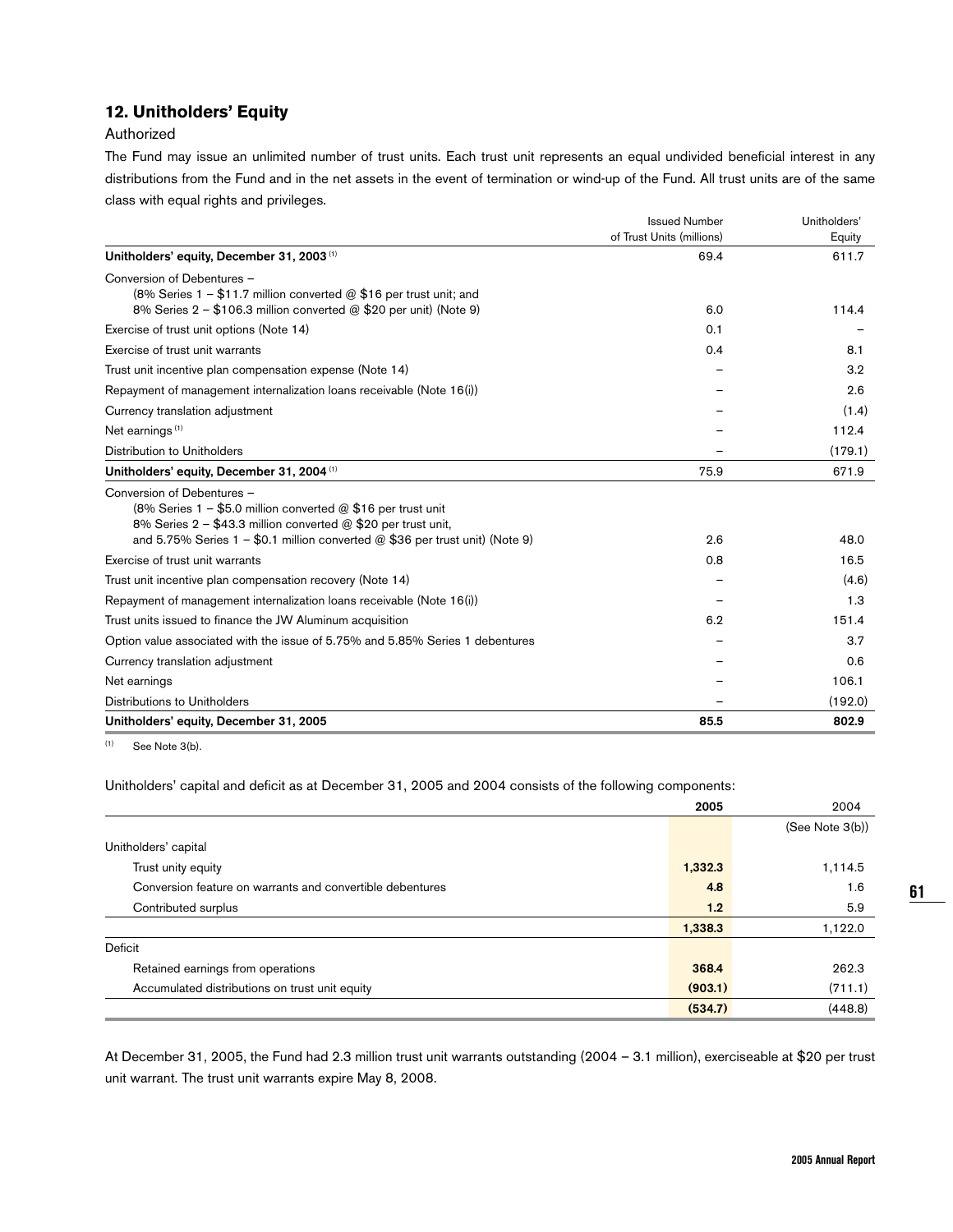## 12. Unitholders' Equity

Authorized

The Fund may issue an unlimited number of trust units. Each trust unit represents an equal undivided beneficial interest in any distributions from the Fund and in the net assets in the event of termination or wind-up of the Fund. All trust units are of the same class with equal rights and privileges.

| | Issued Number of Trust Units (millions) | Unitholders' Equity |
|---|---|---|
| **Unitholders' equity, December 31, 2003** [1] | 69.4 | 611.7 |
| Conversion of Debentures – (8% Series 1 – $11.7 million converted @ $16 per trust unit; and 8% Series 2 – $106.3 million converted @ $20 per unit) (Note 9) | 6.0 | 114.4 |
| Exercise of trust unit options (Note 14) | 0.1 | – |
| Exercise of trust unit warrants | 0.4 | 8.1 |
| Trust unit incentive plan compensation expense (Note 14) | – | 3.2 |
| Repayment of management internalization loans receivable (Note 16(i)) | – | 2.6 |
| Currency translation adjustment | – | (1.4) |
| Net earnings [1] | – | 112.4 |
| Distribution to Unitholders | – | (179.1) |
| **Unitholders' equity, December 31, 2004** [1] | 75.9 | 671.9 |
| Conversion of Debentures – (8% Series 1 – $5.0 million converted @ $16 per trust unit 8% Series 2 – $43.3 million converted @ $20 per trust unit, and 5.75% Series 1 – $0.1 million converted @ $36 per trust unit) (Note 9) | 2.6 | 48.0 |
| Exercise of trust unit warrants | 0.8 | 16.5 |
| Trust unit incentive plan compensation recovery (Note 14) | – | (4.6) |
| Repayment of management internalization loans receivable (Note 16(i)) | – | 1.3 |
| Trust units issued to finance the JW Aluminum acquisition | 6.2 | 151.4 |
| Option value associated with the issue of 5.75% and 5.85% Series 1 debentures | – | 3.7 |
| Currency translation adjustment | – | 0.6 |
| Net earnings | – | 106.1 |
| Distributions to Unitholders | – | (192.0) |
| **Unitholders' equity, December 31, 2005** | **85.5** | **802.9** |

[1] See Note 3(b).

Unitholders' capital and deficit as at December 31, 2005 and 2004 consists of the following components:

| | **2005** | 2004 |
|---|---|---|
| | | (See Note 3(b)) |
| Unitholders' capital | | |
| Trust unity equity | **1,332.3** | 1,114.5 |
| Conversion feature on warrants and convertible debentures | **4.8** | 1.6 |
| Contributed surplus | **1.2** | 5.9 |
| | **1,338.3** | 1,122.0 |
| Deficit | | |
| Retained earnings from operations | **368.4** | 262.3 |
| Accumulated distributions on trust unit equity | **(903.1)** | (711.1) |
| | **(534.7)** | (448.8) |

At December 31, 2005, the Fund had 2.3 million trust unit warrants outstanding (2004 – 3.1 million), exerciseable at $20 per trust unit warrant. The trust unit warrants expire May 8, 2008.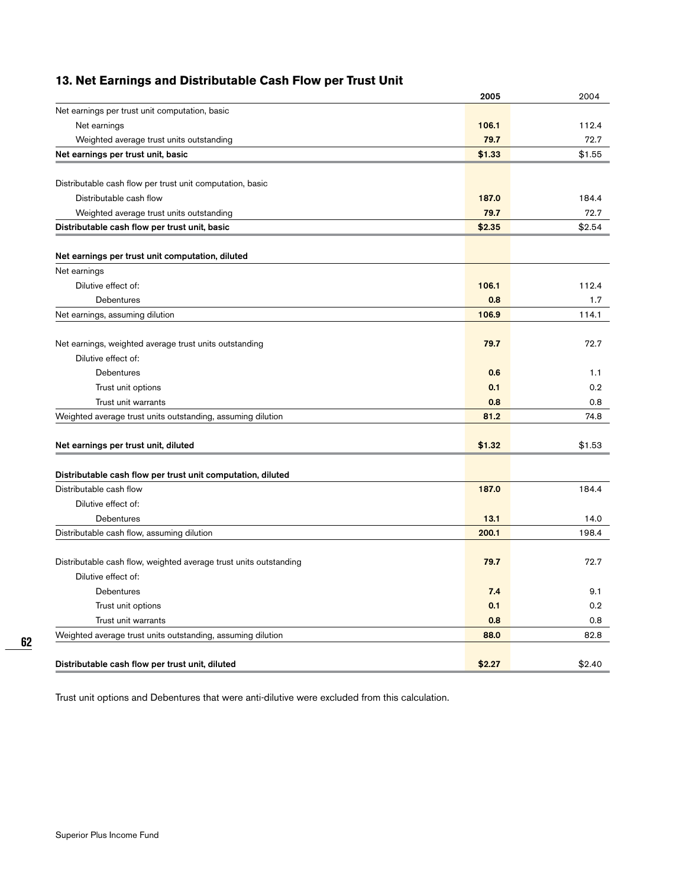## 13. Net Earnings and Distributable Cash Flow per Trust Unit

| | 2005 | 2004 |
|---|---|---|
| Net earnings per trust unit computation, basic | | |
| Net earnings | 106.1 | 112.4 |
| Weighted average trust units outstanding | 79.7 | 72.7 |
| **Net earnings per trust unit, basic** | **$1.33** | **$1.55** |
| | | |
| Distributable cash flow per trust unit computation, basic | | |
| Distributable cash flow | 187.0 | 184.4 |
| Weighted average trust units outstanding | 79.7 | 72.7 |
| **Distributable cash flow per trust unit, basic** | **$2.35** | **$2.54** |
| | | |
| **Net earnings per trust unit computation, diluted** | | |
| Net earnings | | |
| Dilutive effect of: | 106.1 | 112.4 |
| Debentures | 0.8 | 1.7 |
| Net earnings, assuming dilution | 106.9 | 114.1 |
| | | |
| Net earnings, weighted average trust units outstanding | 79.7 | 72.7 |
| Dilutive effect of: | | |
| Debentures | 0.6 | 1.1 |
| Trust unit options | 0.1 | 0.2 |
| Trust unit warrants | 0.8 | 0.8 |
| Weighted average trust units outstanding, assuming dilution | 81.2 | 74.8 |
| | | |
| **Net earnings per trust unit, diluted** | **$1.32** | **$1.53** |
| | | |
| **Distributable cash flow per trust unit computation, diluted** | | |
| Distributable cash flow | 187.0 | 184.4 |
| Dilutive effect of: | | |
| Debentures | 13.1 | 14.0 |
| Distributable cash flow, assuming dilution | 200.1 | 198.4 |
| | | |
| Distributable cash flow, weighted average trust units outstanding | 79.7 | 72.7 |
| Dilutive effect of: | | |
| Debentures | 7.4 | 9.1 |
| Trust unit options | 0.1 | 0.2 |
| Trust unit warrants | 0.8 | 0.8 |
| Weighted average trust units outstanding, assuming dilution | 88.0 | 82.8 |
| | | |
| **Distributable cash flow per trust unit, diluted** | **$2.27** | **$2.40** |

Trust unit options and Debentures that were anti-dilutive were excluded from this calculation.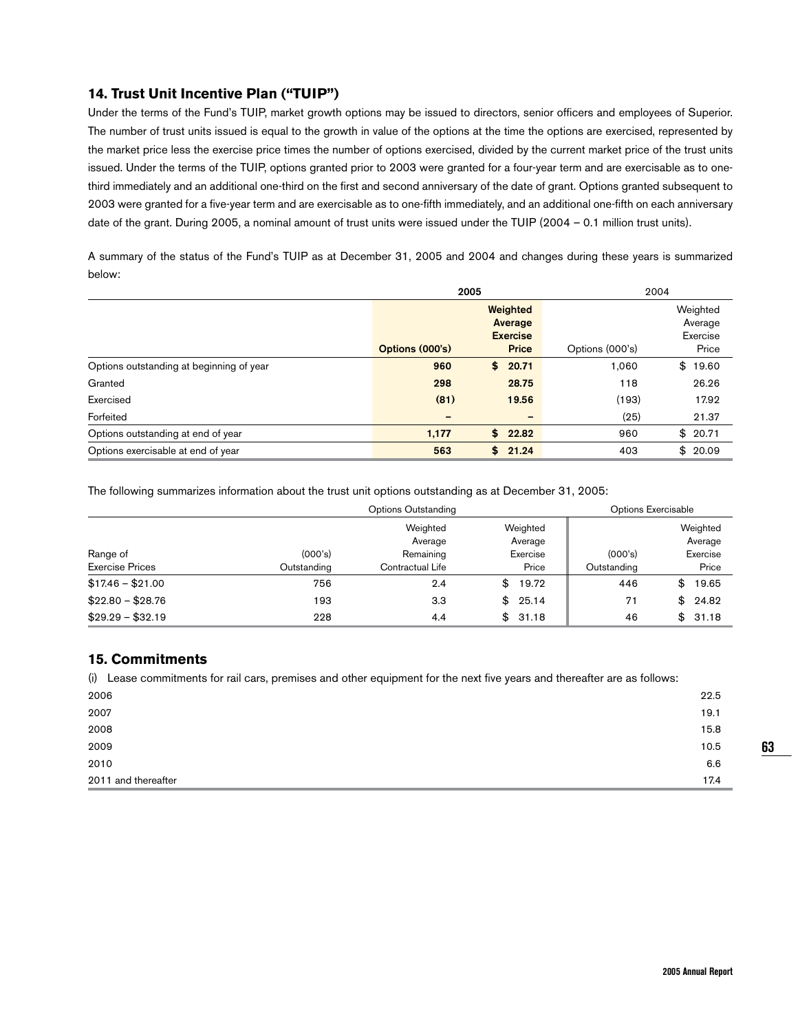## 14. Trust Unit Incentive Plan ("TUIP")

Under the terms of the Fund's TUIP, market growth options may be issued to directors, senior officers and employees of Superior. The number of trust units issued is equal to the growth in value of the options at the time the options are exercised, represented by the market price less the exercise price times the number of options exercised, divided by the current market price of the trust units issued. Under the terms of the TUIP, options granted prior to 2003 were granted for a four-year term and are exercisable as to one-third immediately and an additional one-third on the first and second anniversary of the date of grant. Options granted subsequent to 2003 were granted for a five-year term and are exercisable as to one-fifth immediately, and an additional one-fifth on each anniversary date of the grant. During 2005, a nominal amount of trust units were issued under the TUIP (2004 – 0.1 million trust units).

A summary of the status of the Fund's TUIP as at December 31, 2005 and 2004 and changes during these years is summarized below:

| | **2005** | | 2004 | |
|---|---|---|---|---|
| | **Options (000's)** | **Weighted Average Exercise Price** | Options (000's) | Weighted Average Exercise Price |
| Options outstanding at beginning of year | **960** | **$ 20.71** | 1,060 | $ 19.60 |
| Granted | **298** | **28.75** | 118 | 26.26 |
| Exercised | **(81)** | **19.56** | (193) | 17.92 |
| Forfeited | **–** | **–** | (25) | 21.37 |
| Options outstanding at end of year | **1,177** | **$ 22.82** | 960 | $ 20.71 |
| Options exercisable at end of year | **563** | **$ 21.24** | 403 | $ 20.09 |

The following summarizes information about the trust unit options outstanding as at December 31, 2005:

| | Options Outstanding | | | Options Exercisable | |
|---|---|---|---|---|---|
| Range of Exercise Prices | (000's) Outstanding | Weighted Average Remaining Contractual Life | Weighted Average Exercise Price | (000's) Outstanding | Weighted Average Exercise Price |
| $17.46 – $21.00 | 756 | 2.4 | $ 19.72 | 446 | $ 19.65 |
| $22.80 – $28.76 | 193 | 3.3 | $ 25.14 | 71 | $ 24.82 |
| $29.29 – $32.19 | 228 | 4.4 | $ 31.18 | 46 | $ 31.18 |

## 15. Commitments

(i) Lease commitments for rail cars, premises and other equipment for the next five years and thereafter are as follows:

| | |
|---|---|
| 2006 | 22.5 |
| 2007 | 19.1 |
| 2008 | 15.8 |
| 2009 | 10.5 |
| 2010 | 6.6 |
| 2011 and thereafter | 17.4 |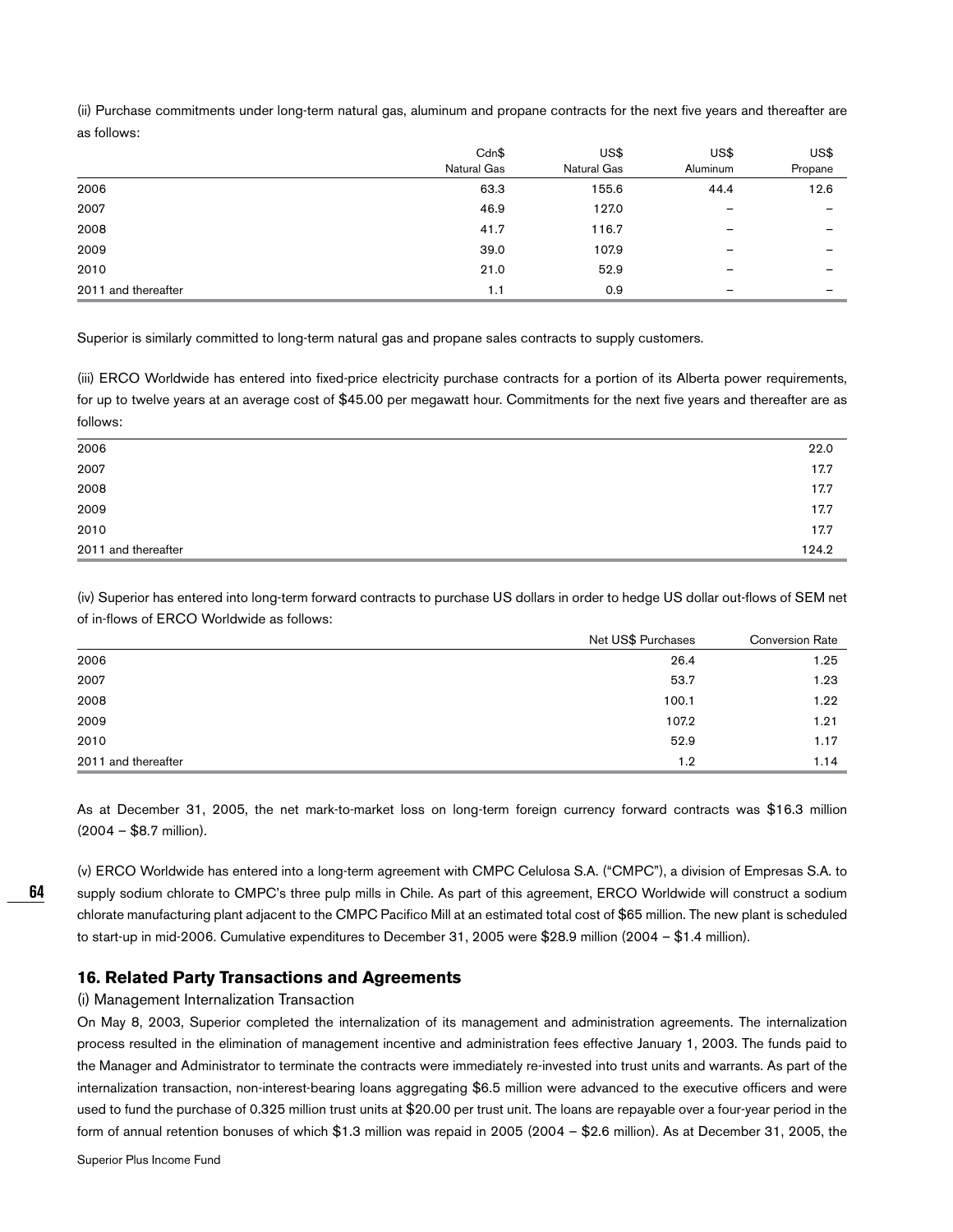(ii) Purchase commitments under long-term natural gas, aluminum and propane contracts for the next five years and thereafter are as follows:

| | Cdn$ Natural Gas | US$ Natural Gas | US$ Aluminum | US$ Propane |
|---|---|---|---|---|
| 2006 | 63.3 | 155.6 | 44.4 | 12.6 |
| 2007 | 46.9 | 127.0 | – | – |
| 2008 | 41.7 | 116.7 | – | – |
| 2009 | 39.0 | 107.9 | – | – |
| 2010 | 21.0 | 52.9 | – | – |
| 2011 and thereafter | 1.1 | 0.9 | – | – |

Superior is similarly committed to long-term natural gas and propane sales contracts to supply customers.

(iii) ERCO Worldwide has entered into fixed-price electricity purchase contracts for a portion of its Alberta power requirements, for up to twelve years at an average cost of $45.00 per megawatt hour. Commitments for the next five years and thereafter are as follows:

| | |
|---|---|
| 2006 | 22.0 |
| 2007 | 17.7 |
| 2008 | 17.7 |
| 2009 | 17.7 |
| 2010 | 17.7 |
| 2011 and thereafter | 124.2 |

(iv) Superior has entered into long-term forward contracts to purchase US dollars in order to hedge US dollar out-flows of SEM net of in-flows of ERCO Worldwide as follows:

| | Net US$ Purchases | Conversion Rate |
|---|---|---|
| 2006 | 26.4 | 1.25 |
| 2007 | 53.7 | 1.23 |
| 2008 | 100.1 | 1.22 |
| 2009 | 107.2 | 1.21 |
| 2010 | 52.9 | 1.17 |
| 2011 and thereafter | 1.2 | 1.14 |

As at December 31, 2005, the net mark-to-market loss on long-term foreign currency forward contracts was $16.3 million (2004 – $8.7 million).

(v) ERCO Worldwide has entered into a long-term agreement with CMPC Celulosa S.A. ("CMPC"), a division of Empresas S.A. to supply sodium chlorate to CMPC's three pulp mills in Chile. As part of this agreement, ERCO Worldwide will construct a sodium chlorate manufacturing plant adjacent to the CMPC Pacifico Mill at an estimated total cost of $65 million. The new plant is scheduled to start-up in mid-2006. Cumulative expenditures to December 31, 2005 were $28.9 million (2004 – $1.4 million).

## 16. Related Party Transactions and Agreements

(i) Management Internalization Transaction

On May 8, 2003, Superior completed the internalization of its management and administration agreements. The internalization process resulted in the elimination of management incentive and administration fees effective January 1, 2003. The funds paid to the Manager and Administrator to terminate the contracts were immediately re-invested into trust units and warrants. As part of the internalization transaction, non-interest-bearing loans aggregating $6.5 million were advanced to the executive officers and were used to fund the purchase of 0.325 million trust units at $20.00 per trust unit. The loans are repayable over a four-year period in the form of annual retention bonuses of which $1.3 million was repaid in 2005 (2004 – $2.6 million). As at December 31, 2005, the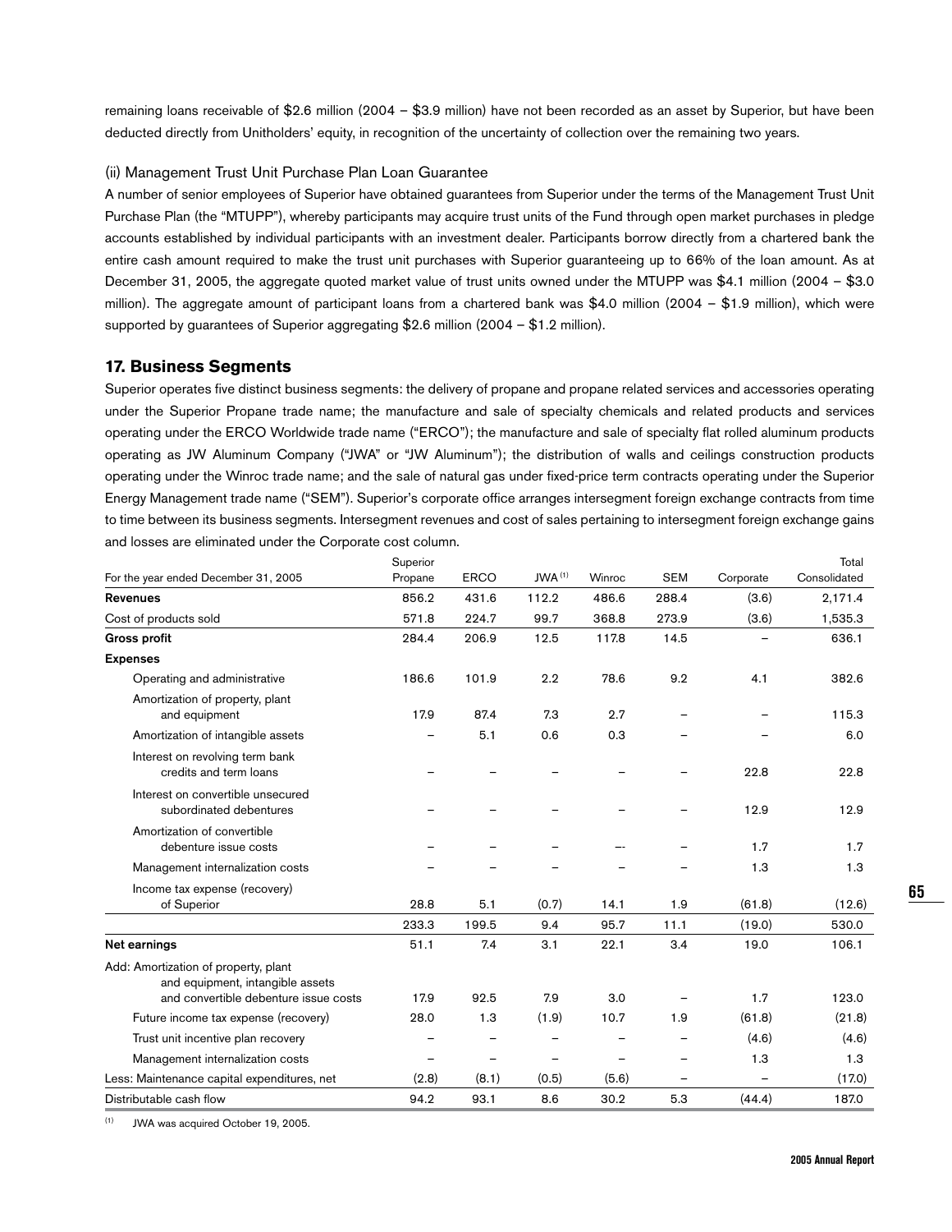remaining loans receivable of $2.6 million (2004 – $3.9 million) have not been recorded as an asset by Superior, but have been deducted directly from Unitholders' equity, in recognition of the uncertainty of collection over the remaining two years.

(ii) Management Trust Unit Purchase Plan Loan Guarantee

A number of senior employees of Superior have obtained guarantees from Superior under the terms of the Management Trust Unit Purchase Plan (the "MTUPP"), whereby participants may acquire trust units of the Fund through open market purchases in pledge accounts established by individual participants with an investment dealer. Participants borrow directly from a chartered bank the entire cash amount required to make the trust unit purchases with Superior guaranteeing up to 66% of the loan amount. As at December 31, 2005, the aggregate quoted market value of trust units owned under the MTUPP was $4.1 million (2004 – $3.0 million). The aggregate amount of participant loans from a chartered bank was $4.0 million (2004 – $1.9 million), which were supported by guarantees of Superior aggregating $2.6 million (2004 – $1.2 million).

## 17. Business Segments

Superior operates five distinct business segments: the delivery of propane and propane related services and accessories operating under the Superior Propane trade name; the manufacture and sale of specialty chemicals and related products and services operating under the ERCO Worldwide trade name ("ERCO"); the manufacture and sale of specialty flat rolled aluminum products operating as JW Aluminum Company ("JWA" or "JW Aluminum"); the distribution of walls and ceilings construction products operating under the Winroc trade name; and the sale of natural gas under fixed-price term contracts operating under the Superior Energy Management trade name ("SEM"). Superior's corporate office arranges intersegment foreign exchange contracts from time to time between its business segments. Intersegment revenues and cost of sales pertaining to intersegment foreign exchange gains and losses are eliminated under the Corporate cost column.

| For the year ended December 31, 2005 | Superior Propane | ERCO | JWA [1] | Winroc | SEM | Corporate | Total Consolidated |
|---|---|---|---|---|---|---|---|
| **Revenues** | 856.2 | 431.6 | 112.2 | 486.6 | 288.4 | (3.6) | 2,171.4 |
| Cost of products sold | 571.8 | 224.7 | 99.7 | 368.8 | 273.9 | (3.6) | 1,535.3 |
| **Gross profit** | 284.4 | 206.9 | 12.5 | 117.8 | 14.5 | – | 636.1 |
| **Expenses** | | | | | | | |
| Operating and administrative | 186.6 | 101.9 | 2.2 | 78.6 | 9.2 | 4.1 | 382.6 |
| Amortization of property, plant and equipment | 17.9 | 87.4 | 7.3 | 2.7 | – | – | 115.3 |
| Amortization of intangible assets | – | 5.1 | 0.6 | 0.3 | – | – | 6.0 |
| Interest on revolving term bank credits and term loans | – | – | – | – | – | 22.8 | 22.8 |
| Interest on convertible unsecured subordinated debentures | – | – | – | – | – | 12.9 | 12.9 |
| Amortization of convertible debenture issue costs | – | – | – | –- | – | 1.7 | 1.7 |
| Management internalization costs | – | – | – | – | – | 1.3 | 1.3 |
| Income tax expense (recovery) of Superior | 28.8 | 5.1 | (0.7) | 14.1 | 1.9 | (61.8) | (12.6) |
| | 233.3 | 199.5 | 9.4 | 95.7 | 11.1 | (19.0) | 530.0 |
| **Net earnings** | 51.1 | 7.4 | 3.1 | 22.1 | 3.4 | 19.0 | 106.1 |
| Add: Amortization of property, plant and equipment, intangible assets and convertible debenture issue costs | 17.9 | 92.5 | 7.9 | 3.0 | – | 1.7 | 123.0 |
| Future income tax expense (recovery) | 28.0 | 1.3 | (1.9) | 10.7 | 1.9 | (61.8) | (21.8) |
| Trust unit incentive plan recovery | – | – | – | – | – | (4.6) | (4.6) |
| Management internalization costs | – | – | – | – | – | 1.3 | 1.3 |
| Less: Maintenance capital expenditures, net | (2.8) | (8.1) | (0.5) | (5.6) | – | – | (17.0) |
| Distributable cash flow | 94.2 | 93.1 | 8.6 | 30.2 | 5.3 | (44.4) | 187.0 |

[1] JWA was acquired October 19, 2005.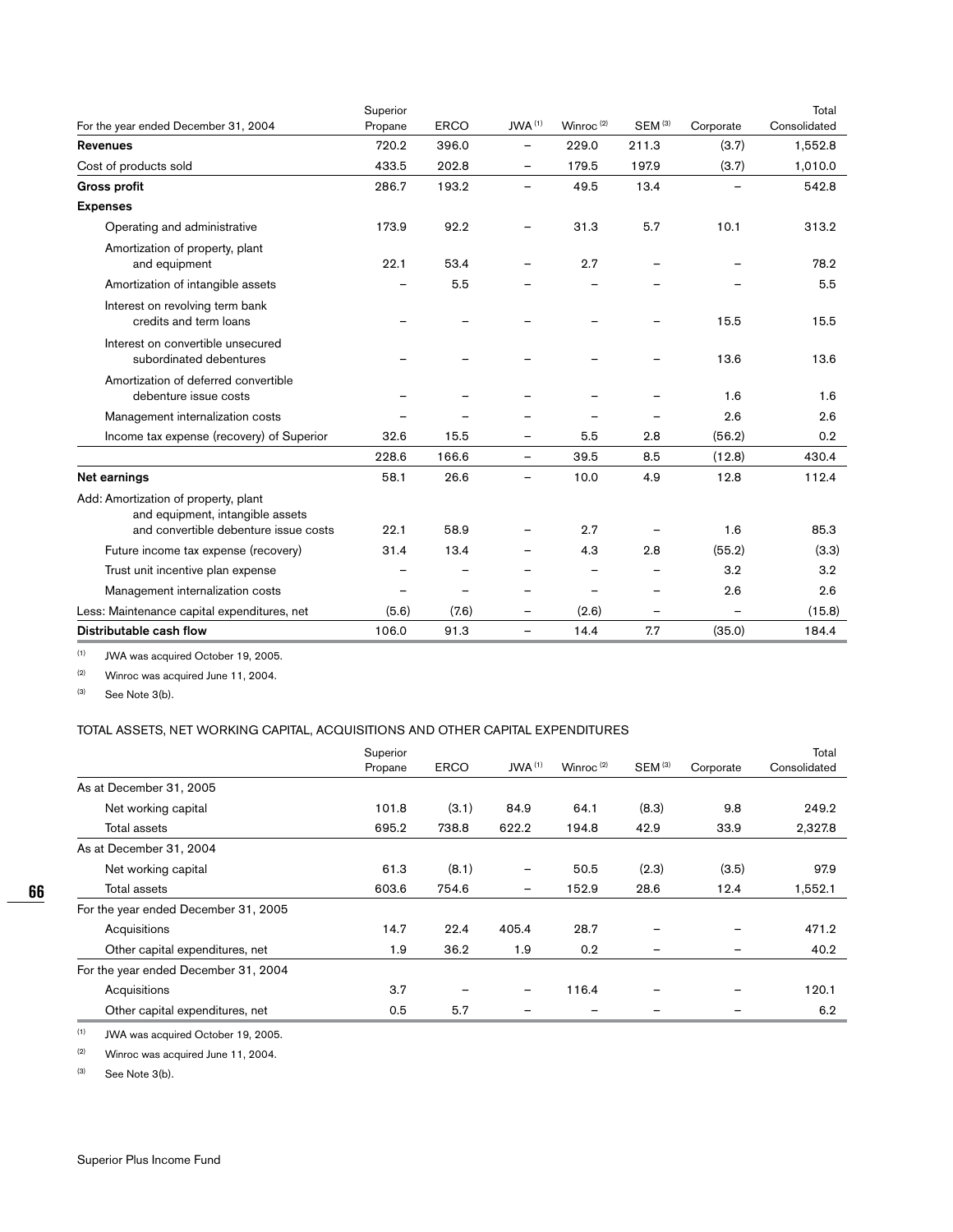| For the year ended December 31, 2004 | Superior Propane | ERCO | JWA [(1)] | Winroc [(2)] | SEM [(3)] | Corporate | Total Consolidated |
|---|---|---|---|---|---|---|---|
| **Revenues** | 720.2 | 396.0 | – | 229.0 | 211.3 | (3.7) | 1,552.8 |
| Cost of products sold | 433.5 | 202.8 | – | 179.5 | 197.9 | (3.7) | 1,010.0 |
| **Gross profit** | 286.7 | 193.2 | – | 49.5 | 13.4 | – | 542.8 |
| **Expenses** | | | | | | | |
| Operating and administrative | 173.9 | 92.2 | – | 31.3 | 5.7 | 10.1 | 313.2 |
| Amortization of property, plant and equipment | 22.1 | 53.4 | – | 2.7 | – | – | 78.2 |
| Amortization of intangible assets | – | 5.5 | – | – | – | – | 5.5 |
| Interest on revolving term bank credits and term loans | – | – | – | – | – | 15.5 | 15.5 |
| Interest on convertible unsecured subordinated debentures | – | – | – | – | – | 13.6 | 13.6 |
| Amortization of deferred convertible debenture issue costs | – | – | – | – | – | 1.6 | 1.6 |
| Management internalization costs | – | – | – | – | – | 2.6 | 2.6 |
| Income tax expense (recovery) of Superior | 32.6 | 15.5 | – | 5.5 | 2.8 | (56.2) | 0.2 |
| | 228.6 | 166.6 | – | 39.5 | 8.5 | (12.8) | 430.4 |
| **Net earnings** | 58.1 | 26.6 | – | 10.0 | 4.9 | 12.8 | 112.4 |
| Add: Amortization of property, plant and equipment, intangible assets and convertible debenture issue costs | 22.1 | 58.9 | – | 2.7 | – | 1.6 | 85.3 |
| Future income tax expense (recovery) | 31.4 | 13.4 | – | 4.3 | 2.8 | (55.2) | (3.3) |
| Trust unit incentive plan expense | – | – | – | – | – | 3.2 | 3.2 |
| Management internalization costs | – | – | – | – | – | 2.6 | 2.6 |
| Less: Maintenance capital expenditures, net | (5.6) | (7.6) | – | (2.6) | – | – | (15.8) |
| **Distributable cash flow** | 106.0 | 91.3 | – | 14.4 | 7.7 | (35.0) | 184.4 |

(1) JWA was acquired October 19, 2005.

(2) Winroc was acquired June 11, 2004.

(3) See Note 3(b).

TOTAL ASSETS, NET WORKING CAPITAL, ACQUISITIONS AND OTHER CAPITAL EXPENDITURES

| | Superior Propane | ERCO | JWA [(1)] | Winroc [(2)] | SEM [(3)] | Corporate | Total Consolidated |
|---|---|---|---|---|---|---|---|
| As at December 31, 2005 | | | | | | | |
| Net working capital | 101.8 | (3.1) | 84.9 | 64.1 | (8.3) | 9.8 | 249.2 |
| Total assets | 695.2 | 738.8 | 622.2 | 194.8 | 42.9 | 33.9 | 2,327.8 |
| As at December 31, 2004 | | | | | | | |
| Net working capital | 61.3 | (8.1) | – | 50.5 | (2.3) | (3.5) | 97.9 |
| Total assets | 603.6 | 754.6 | – | 152.9 | 28.6 | 12.4 | 1,552.1 |
| For the year ended December 31, 2005 | | | | | | | |
| Acquisitions | 14.7 | 22.4 | 405.4 | 28.7 | – | – | 471.2 |
| Other capital expenditures, net | 1.9 | 36.2 | 1.9 | 0.2 | – | – | 40.2 |
| For the year ended December 31, 2004 | | | | | | | |
| Acquisitions | 3.7 | – | – | 116.4 | – | – | 120.1 |
| Other capital expenditures, net | 0.5 | 5.7 | – | – | – | – | 6.2 |

(1) JWA was acquired October 19, 2005.

(2) Winroc was acquired June 11, 2004.

(3) See Note 3(b).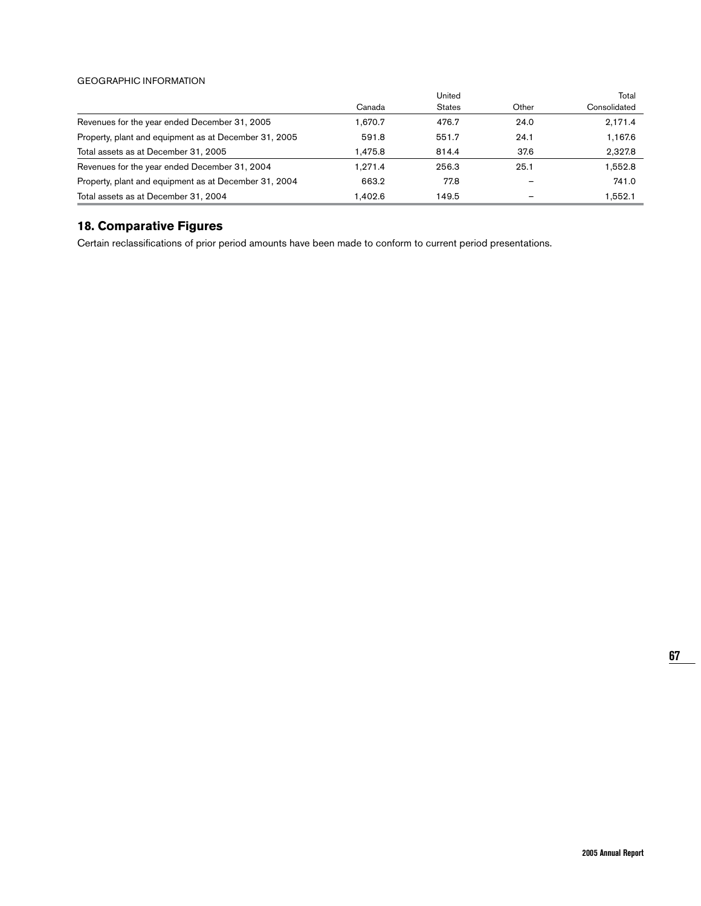GEOGRAPHIC INFORMATION

| | Canada | United States | Other | Total Consolidated |
|---|---|---|---|---|
| Revenues for the year ended December 31, 2005 | 1,670.7 | 476.7 | 24.0 | 2,171.4 |
| Property, plant and equipment as at December 31, 2005 | 591.8 | 551.7 | 24.1 | 1,167.6 |
| Total assets as at December 31, 2005 | 1,475.8 | 814.4 | 37.6 | 2,327.8 |
| Revenues for the year ended December 31, 2004 | 1,271.4 | 256.3 | 25.1 | 1,552.8 |
| Property, plant and equipment as at December 31, 2004 | 663.2 | 77.8 | – | 741.0 |
| Total assets as at December 31, 2004 | 1,402.6 | 149.5 | – | 1,552.1 |

## 18. Comparative Figures

Certain reclassifications of prior period amounts have been made to conform to current period presentations.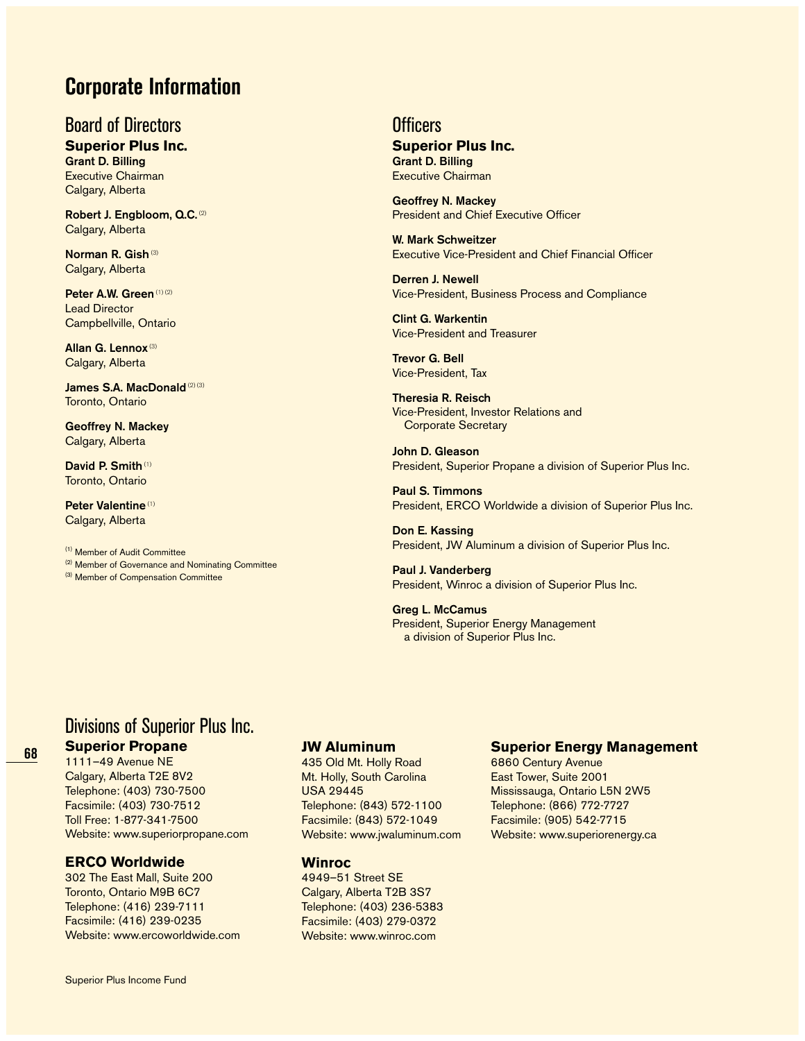# Corporate Information

## Board of Directors

### Superior Plus Inc.

**Grant D. Billing**
Executive Chairman
Calgary, Alberta

**Robert J. Engbloom, Q.C.**[2]
Calgary, Alberta

**Norman R. Gish**[3]
Calgary, Alberta

**Peter A.W. Green**[1][2]
Lead Director
Campbellville, Ontario

**Allan G. Lennox**[3]
Calgary, Alberta

**James S.A. MacDonald**[2][3]
Toronto, Ontario

**Geoffrey N. Mackey**
Calgary, Alberta

**David P. Smith**[1]
Toronto, Ontario

**Peter Valentine**[1]
Calgary, Alberta

[1] Member of Audit Committee
[2] Member of Governance and Nominating Committee
[3] Member of Compensation Committee

## Officers

### Superior Plus Inc.

**Grant D. Billing**
Executive Chairman

**Geoffrey N. Mackey**
President and Chief Executive Officer

**W. Mark Schweitzer**
Executive Vice-President and Chief Financial Officer

**Derren J. Newell**
Vice-President, Business Process and Compliance

**Clint G. Warkentin**
Vice-President and Treasurer

**Trevor G. Bell**
Vice-President, Tax

**Theresia R. Reisch**
Vice-President, Investor Relations and Corporate Secretary

**John D. Gleason**
President, Superior Propane a division of Superior Plus Inc.

**Paul S. Timmons**
President, ERCO Worldwide a division of Superior Plus Inc.

**Don E. Kassing**
President, JW Aluminum a division of Superior Plus Inc.

**Paul J. Vanderberg**
President, Winroc a division of Superior Plus Inc.

**Greg L. McCamus**
President, Superior Energy Management a division of Superior Plus Inc.

## Divisions of Superior Plus Inc.

### Superior Propane

1111–49 Avenue NE
Calgary, Alberta T2E 8V2
Telephone: (403) 730-7500
Facsimile: (403) 730-7512
Toll Free: 1-877-341-7500
Website: www.superiorpropane.com

### ERCO Worldwide

302 The East Mall, Suite 200
Toronto, Ontario M9B 6C7
Telephone: (416) 239-7111
Facsimile: (416) 239-0235
Website: www.ercoworldwide.com

### JW Aluminum

435 Old Mt. Holly Road
Mt. Holly, South Carolina
USA 29445
Telephone: (843) 572-1100
Facsimile: (843) 572-1049
Website: www.jwaluminum.com

### Winroc

4949–51 Street SE
Calgary, Alberta T2B 3S7
Telephone: (403) 236-5383
Facsimile: (403) 279-0372
Website: www.winroc.com

### Superior Energy Management

6860 Century Avenue
East Tower, Suite 2001
Mississauga, Ontario L5N 2W5
Telephone: (866) 772-7727
Facsimile: (905) 542-7715
Website: www.superiorenergy.ca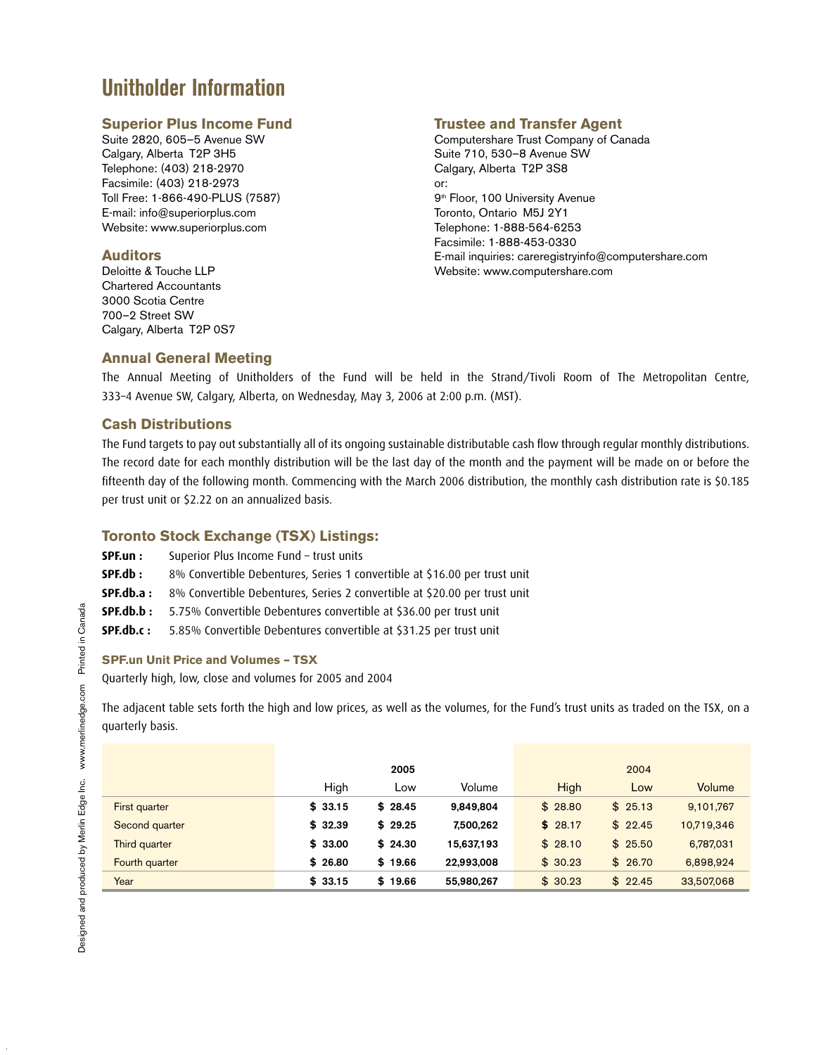# Unitholder Information

## Superior Plus Income Fund

Suite 2820, 605–5 Avenue SW
Calgary, Alberta T2P 3H5
Telephone: (403) 218-2970
Facsimile: (403) 218-2973
Toll Free: 1-866-490-PLUS (7587)
E-mail: info@superiorplus.com
Website: www.superiorplus.com

## Auditors

Deloitte & Touche LLP
Chartered Accountants
3000 Scotia Centre
700–2 Street SW
Calgary, Alberta T2P 0S7

## Trustee and Transfer Agent

Computershare Trust Company of Canada
Suite 710, 530–8 Avenue SW
Calgary, Alberta T2P 3S8
or:
9th Floor, 100 University Avenue
Toronto, Ontario M5J 2Y1
Telephone: 1-888-564-6253
Facsimile: 1-888-453-0330
E-mail inquiries: careregistryinfo@computershare.com
Website: www.computershare.com

## Annual General Meeting

The Annual Meeting of Unitholders of the Fund will be held in the Strand/Tivoli Room of The Metropolitan Centre, 333–4 Avenue SW, Calgary, Alberta, on Wednesday, May 3, 2006 at 2:00 p.m. (MST).

## Cash Distributions

The Fund targets to pay out substantially all of its ongoing sustainable distributable cash flow through regular monthly distributions. The record date for each monthly distribution will be the last day of the month and the payment will be made on or before the fifteenth day of the following month. Commencing with the March 2006 distribution, the monthly cash distribution rate is $0.185 per trust unit or $2.22 on an annualized basis.

## Toronto Stock Exchange (TSX) Listings:

**SPF.un :** Superior Plus Income Fund – trust units
**SPF.db :** 8% Convertible Debentures, Series 1 convertible at $16.00 per trust unit
**SPF.db.a :** 8% Convertible Debentures, Series 2 convertible at $20.00 per trust unit
**SPF.db.b :** 5.75% Convertible Debentures convertible at $36.00 per trust unit
**SPF.db.c :** 5.85% Convertible Debentures convertible at $31.25 per trust unit

### SPF.un Unit Price and Volumes – TSX

Quarterly high, low, close and volumes for 2005 and 2004

The adjacent table sets forth the high and low prices, as well as the volumes, for the Fund's trust units as traded on the TSX, on a quarterly basis.

| | 2005 | | | 2004 | | |
|---|---|---|---|---|---|---|
| | High | Low | Volume | High | Low | Volume |
| First quarter | **$ 33.15** | **$ 28.45** | **9,849,804** | $ 28.80 | $ 25.13 | 9,101,767 |
| Second quarter | **$ 32.39** | **$ 29.25** | **7,500,262** | $ 28.17 | $ 22.45 | 10,719,346 |
| Third quarter | **$ 33.00** | **$ 24.30** | **15,637,193** | $ 28.10 | $ 25.50 | 6,787,031 |
| Fourth quarter | **$ 26.80** | **$ 19.66** | **22,993,008** | $ 30.23 | $ 26.70 | 6,898,924 |
| Year | **$ 33.15** | **$ 19.66** | **55,980,267** | $ 30.23 | $ 22.45 | 33,507,068 |

Designed and produced by Merlin Edge Inc. www.merlinedge.com Printed in Canada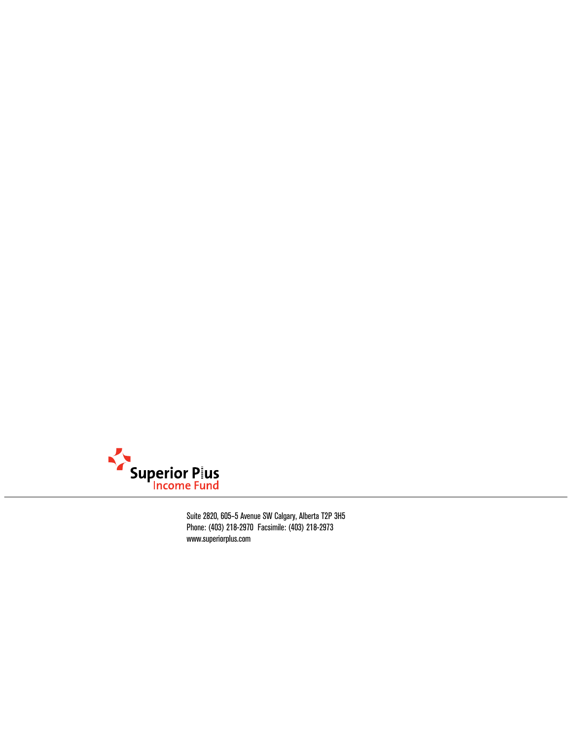Superior Plus
Income Fund

Suite 2820, 605–5 Avenue SW Calgary, Alberta T2P 3H5
Phone: (403) 218-2970 Facsimile: (403) 218-2973
www.superiorplus.com